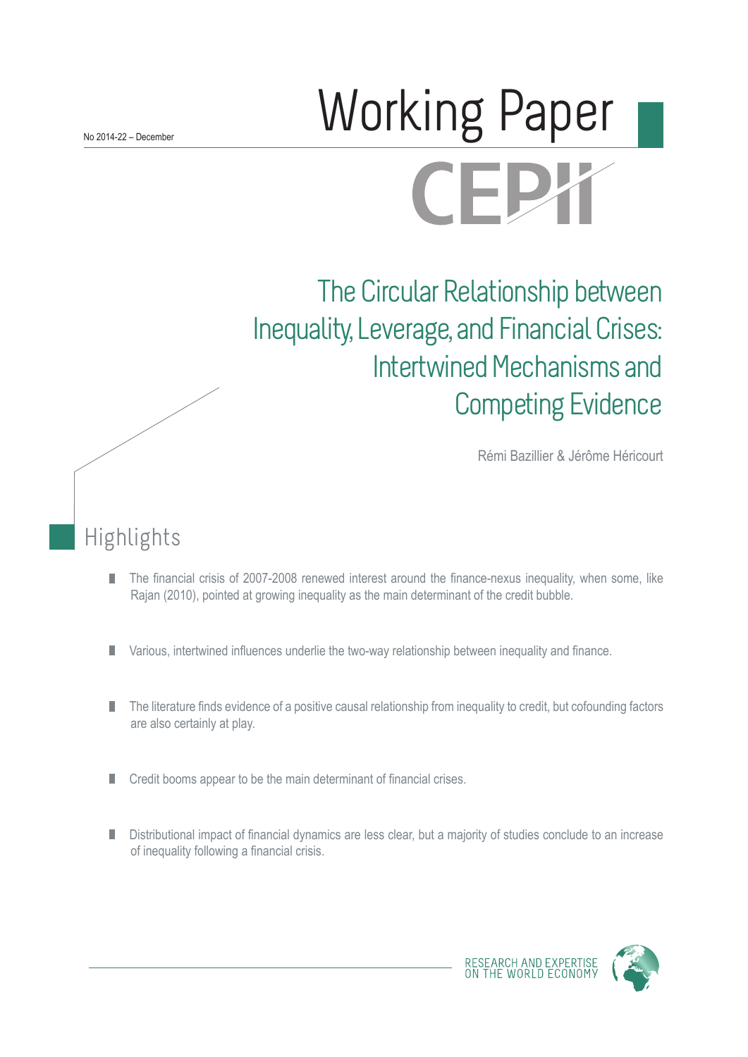No 2014-22 – December

# Working Paper

CEPII

# The Circular Relationship between Inequality, Leverage, and Financial Crises: Intertwined Mechanisms and Competing Evidence

Rémi Bazillier & Jérôme Héricourt

## Highlights

- The financial crisis of 2007-2008 renewed interest around the finance-nexus inequality, when some, like Rajan (2010), pointed at growing inequality as the main determinant of the credit bubble.
- Various, intertwined influences underlie the two-way relationship between inequality and finance.
- The literature finds evidence of a positive causal relationship from inequality to credit, but cofounding factors are also certainly at play.
- Credit booms appear to be the main determinant of financial crises.
- Distributional impact of financial dynamics are less clear, but a majority of studies conclude to an increase of inequality following a financial crisis.

RESEARCH AND EXPERTISE ON THE WORLD ECONOMY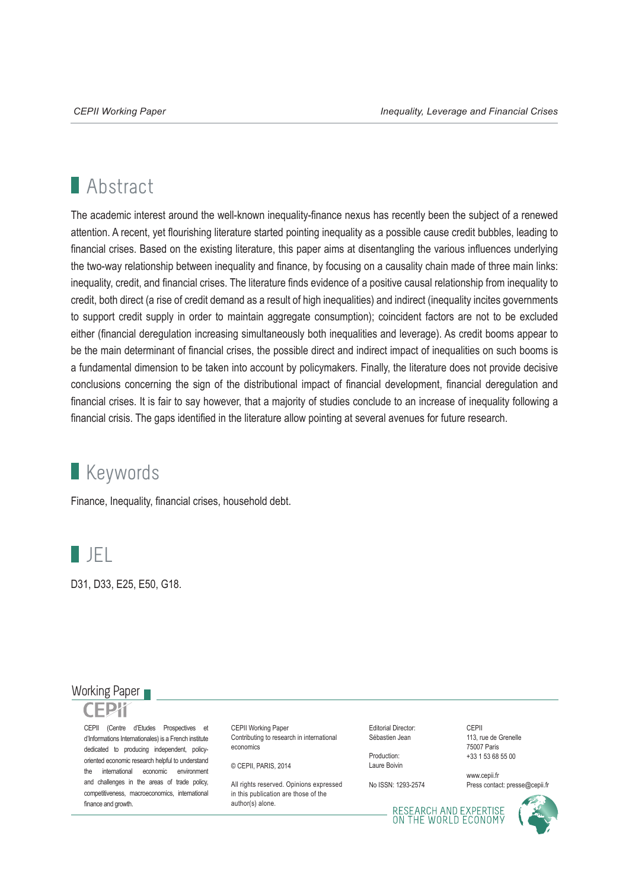## Abstract

The academic interest around the well-known inequality-finance nexus has recently been the subject of a renewed attention. A recent, yet flourishing literature started pointing inequality as a possible cause credit bubbles, leading to financial crises. Based on the existing literature, this paper aims at disentangling the various influences underlying the two-way relationship between inequality and finance, by focusing on a causality chain made of three main links: inequality, credit, and financial crises. The literature finds evidence of a positive causal relationship from inequality to credit, both direct (a rise of credit demand as a result of high inequalities) and indirect (inequality incites governments to support credit supply in order to maintain aggregate consumption); coincident factors are not to be excluded either (financial deregulation increasing simultaneously both inequalities and leverage). As credit booms appear to be the main determinant of financial crises, the possible direct and indirect impact of inequalities on such booms is a fundamental dimension to be taken into account by policymakers. Finally, the literature does not provide decisive conclusions concerning the sign of the distributional impact of financial development, financial deregulation and financial crises. It is fair to say however, that a majority of studies conclude to an increase of inequality following a financial crisis. The gaps identified in the literature allow pointing at several avenues for future research.

## Keywords

Finance, Inequality, financial crises, household debt.

## JEL

D31, D33, E25, E50, G18.

Working Paper

CEPII

CEPII (Centre d'Etudes Prospectives et d'Informations Internationales) is a French institute dedicated to producing independent, policy-oriented economic research helpful to understand the international economic environment and challenges in the areas of trade policy, competitiveness, macroeconomics, international finance and growth.

CEPII Working Paper
Contributing to research in international economics

© CEPII, PARIS, 2014

All rights reserved. Opinions expressed in this publication are those of the author(s) alone.

Editorial Director:
Sébastien Jean

Production:
Laure Boivin

No ISSN: 1293-2574

CEPII
113, rue de Grenelle
75007 Paris
+33 1 53 68 55 00

www.cepii.fr
Press contact: presse@cepii.fr

RESEARCH AND EXPERTISE ON THE WORLD ECONOMY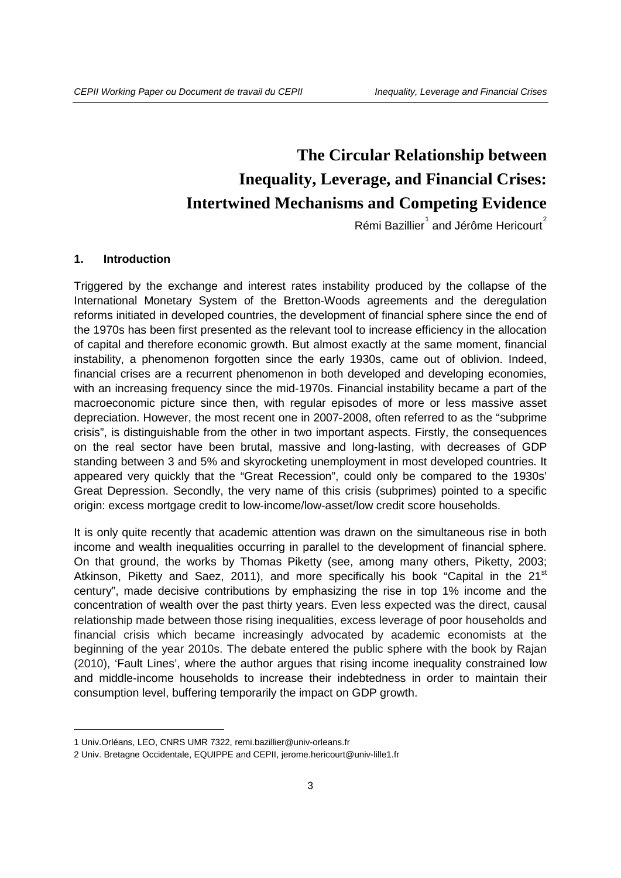# The Circular Relationship between Inequality, Leverage, and Financial Crises: Intertwined Mechanisms and Competing Evidence

Rémi Bazillier[1] and Jérôme Hericourt[2]

## 1. Introduction

Triggered by the exchange and interest rates instability produced by the collapse of the International Monetary System of the Bretton-Woods agreements and the deregulation reforms initiated in developed countries, the development of financial sphere since the end of the 1970s has been first presented as the relevant tool to increase efficiency in the allocation of capital and therefore economic growth. But almost exactly at the same moment, financial instability, a phenomenon forgotten since the early 1930s, came out of oblivion. Indeed, financial crises are a recurrent phenomenon in both developed and developing economies, with an increasing frequency since the mid-1970s. Financial instability became a part of the macroeconomic picture since then, with regular episodes of more or less massive asset depreciation. However, the most recent one in 2007-2008, often referred to as the "subprime crisis", is distinguishable from the other in two important aspects. Firstly, the consequences on the real sector have been brutal, massive and long-lasting, with decreases of GDP standing between 3 and 5% and skyrocketing unemployment in most developed countries. It appeared very quickly that the "Great Recession", could only be compared to the 1930s' Great Depression. Secondly, the very name of this crisis (subprimes) pointed to a specific origin: excess mortgage credit to low-income/low-asset/low credit score households.

It is only quite recently that academic attention was drawn on the simultaneous rise in both income and wealth inequalities occurring in parallel to the development of financial sphere. On that ground, the works by Thomas Piketty (see, among many others, Piketty, 2003; Atkinson, Piketty and Saez, 2011), and more specifically his book "Capital in the 21st century", made decisive contributions by emphasizing the rise in top 1% income and the concentration of wealth over the past thirty years. Even less expected was the direct, causal relationship made between those rising inequalities, excess leverage of poor households and financial crisis which became increasingly advocated by academic economists at the beginning of the year 2010s. The debate entered the public sphere with the book by Rajan (2010), 'Fault Lines', where the author argues that rising income inequality constrained low and middle-income households to increase their indebtedness in order to maintain their consumption level, buffering temporarily the impact on GDP growth.

---

1 Univ.Orléans, LEO, CNRS UMR 7322, remi.bazillier@univ-orleans.fr

2 Univ. Bretagne Occidentale, EQUIPPE and CEPII, jerome.hericourt@univ-lille1.fr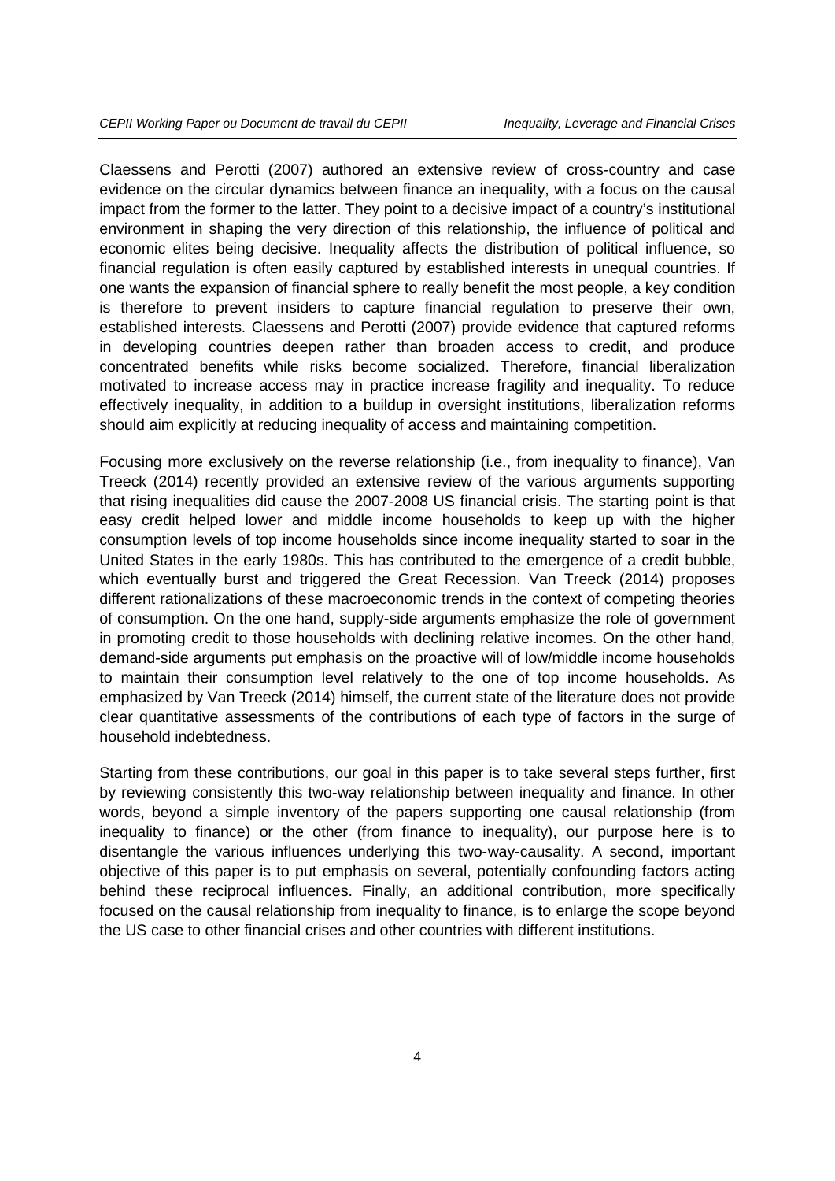Claessens and Perotti (2007) authored an extensive review of cross-country and case evidence on the circular dynamics between finance an inequality, with a focus on the causal impact from the former to the latter. They point to a decisive impact of a country's institutional environment in shaping the very direction of this relationship, the influence of political and economic elites being decisive. Inequality affects the distribution of political influence, so financial regulation is often easily captured by established interests in unequal countries. If one wants the expansion of financial sphere to really benefit the most people, a key condition is therefore to prevent insiders to capture financial regulation to preserve their own, established interests. Claessens and Perotti (2007) provide evidence that captured reforms in developing countries deepen rather than broaden access to credit, and produce concentrated benefits while risks become socialized. Therefore, financial liberalization motivated to increase access may in practice increase fragility and inequality. To reduce effectively inequality, in addition to a buildup in oversight institutions, liberalization reforms should aim explicitly at reducing inequality of access and maintaining competition.

Focusing more exclusively on the reverse relationship (i.e., from inequality to finance), Van Treeck (2014) recently provided an extensive review of the various arguments supporting that rising inequalities did cause the 2007-2008 US financial crisis. The starting point is that easy credit helped lower and middle income households to keep up with the higher consumption levels of top income households since income inequality started to soar in the United States in the early 1980s. This has contributed to the emergence of a credit bubble, which eventually burst and triggered the Great Recession. Van Treeck (2014) proposes different rationalizations of these macroeconomic trends in the context of competing theories of consumption. On the one hand, supply-side arguments emphasize the role of government in promoting credit to those households with declining relative incomes. On the other hand, demand-side arguments put emphasis on the proactive will of low/middle income households to maintain their consumption level relatively to the one of top income households. As emphasized by Van Treeck (2014) himself, the current state of the literature does not provide clear quantitative assessments of the contributions of each type of factors in the surge of household indebtedness.

Starting from these contributions, our goal in this paper is to take several steps further, first by reviewing consistently this two-way relationship between inequality and finance. In other words, beyond a simple inventory of the papers supporting one causal relationship (from inequality to finance) or the other (from finance to inequality), our purpose here is to disentangle the various influences underlying this two-way-causality. A second, important objective of this paper is to put emphasis on several, potentially confounding factors acting behind these reciprocal influences. Finally, an additional contribution, more specifically focused on the causal relationship from inequality to finance, is to enlarge the scope beyond the US case to other financial crises and other countries with different institutions.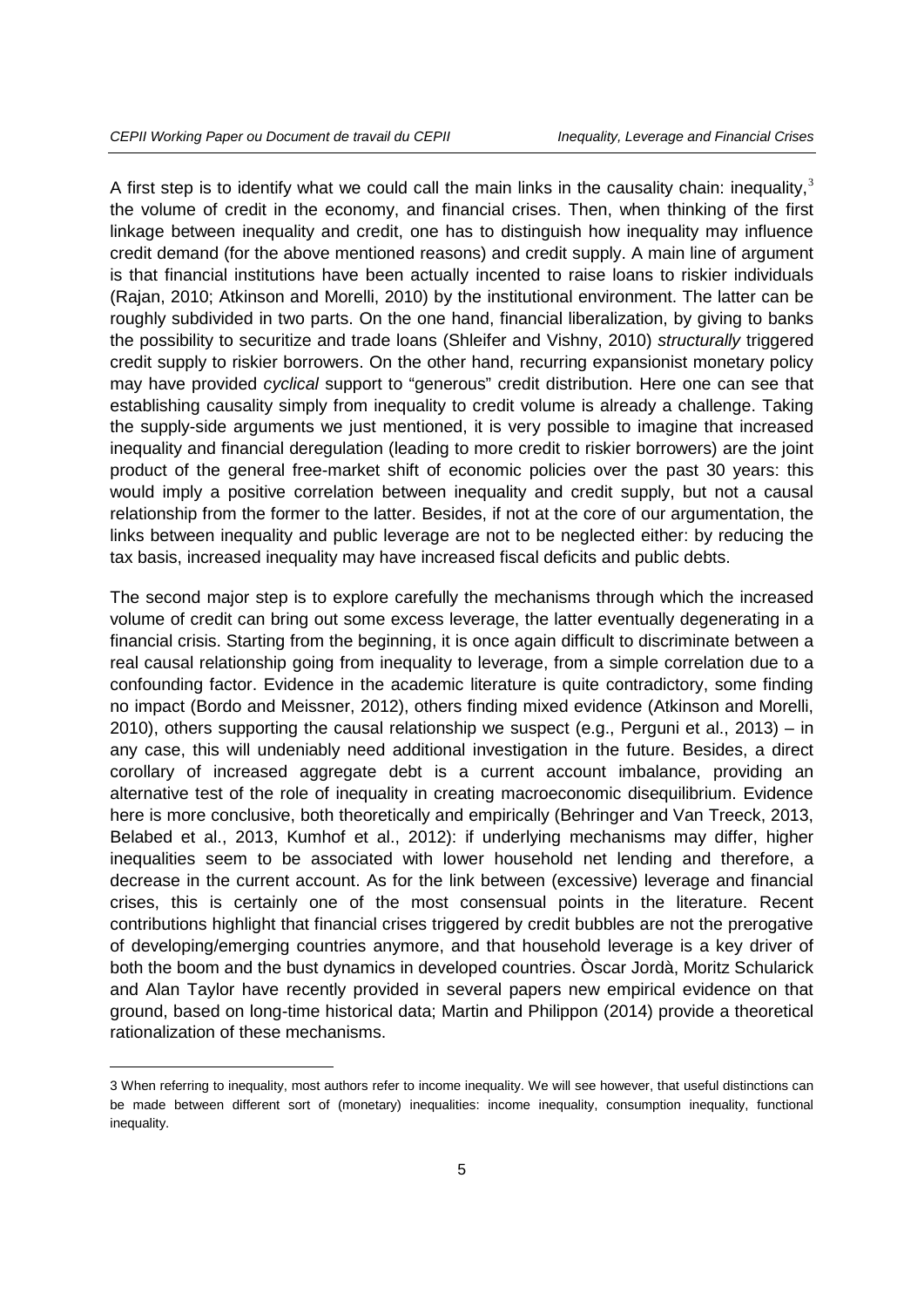A first step is to identify what we could call the main links in the causality chain: inequality,[3] the volume of credit in the economy, and financial crises. Then, when thinking of the first linkage between inequality and credit, one has to distinguish how inequality may influence credit demand (for the above mentioned reasons) and credit supply. A main line of argument is that financial institutions have been actually incented to raise loans to riskier individuals (Rajan, 2010; Atkinson and Morelli, 2010) by the institutional environment. The latter can be roughly subdivided in two parts. On the one hand, financial liberalization, by giving to banks the possibility to securitize and trade loans (Shleifer and Vishny, 2010) *structurally* triggered credit supply to riskier borrowers. On the other hand, recurring expansionist monetary policy may have provided *cyclical* support to "generous" credit distribution. Here one can see that establishing causality simply from inequality to credit volume is already a challenge. Taking the supply-side arguments we just mentioned, it is very possible to imagine that increased inequality and financial deregulation (leading to more credit to riskier borrowers) are the joint product of the general free-market shift of economic policies over the past 30 years: this would imply a positive correlation between inequality and credit supply, but not a causal relationship from the former to the latter. Besides, if not at the core of our argumentation, the links between inequality and public leverage are not to be neglected either: by reducing the tax basis, increased inequality may have increased fiscal deficits and public debts.

The second major step is to explore carefully the mechanisms through which the increased volume of credit can bring out some excess leverage, the latter eventually degenerating in a financial crisis. Starting from the beginning, it is once again difficult to discriminate between a real causal relationship going from inequality to leverage, from a simple correlation due to a confounding factor. Evidence in the academic literature is quite contradictory, some finding no impact (Bordo and Meissner, 2012), others finding mixed evidence (Atkinson and Morelli, 2010), others supporting the causal relationship we suspect (e.g., Perguni et al., 2013) – in any case, this will undeniably need additional investigation in the future. Besides, a direct corollary of increased aggregate debt is a current account imbalance, providing an alternative test of the role of inequality in creating macroeconomic disequilibrium. Evidence here is more conclusive, both theoretically and empirically (Behringer and Van Treeck, 2013, Belabed et al., 2013, Kumhof et al., 2012): if underlying mechanisms may differ, higher inequalities seem to be associated with lower household net lending and therefore, a decrease in the current account. As for the link between (excessive) leverage and financial crises, this is certainly one of the most consensual points in the literature. Recent contributions highlight that financial crises triggered by credit bubbles are not the prerogative of developing/emerging countries anymore, and that household leverage is a key driver of both the boom and the bust dynamics in developed countries. Òscar Jordà, Moritz Schularick and Alan Taylor have recently provided in several papers new empirical evidence on that ground, based on long-time historical data; Martin and Philippon (2014) provide a theoretical rationalization of these mechanisms.

---

[3] When referring to inequality, most authors refer to income inequality. We will see however, that useful distinctions can be made between different sort of (monetary) inequalities: income inequality, consumption inequality, functional inequality.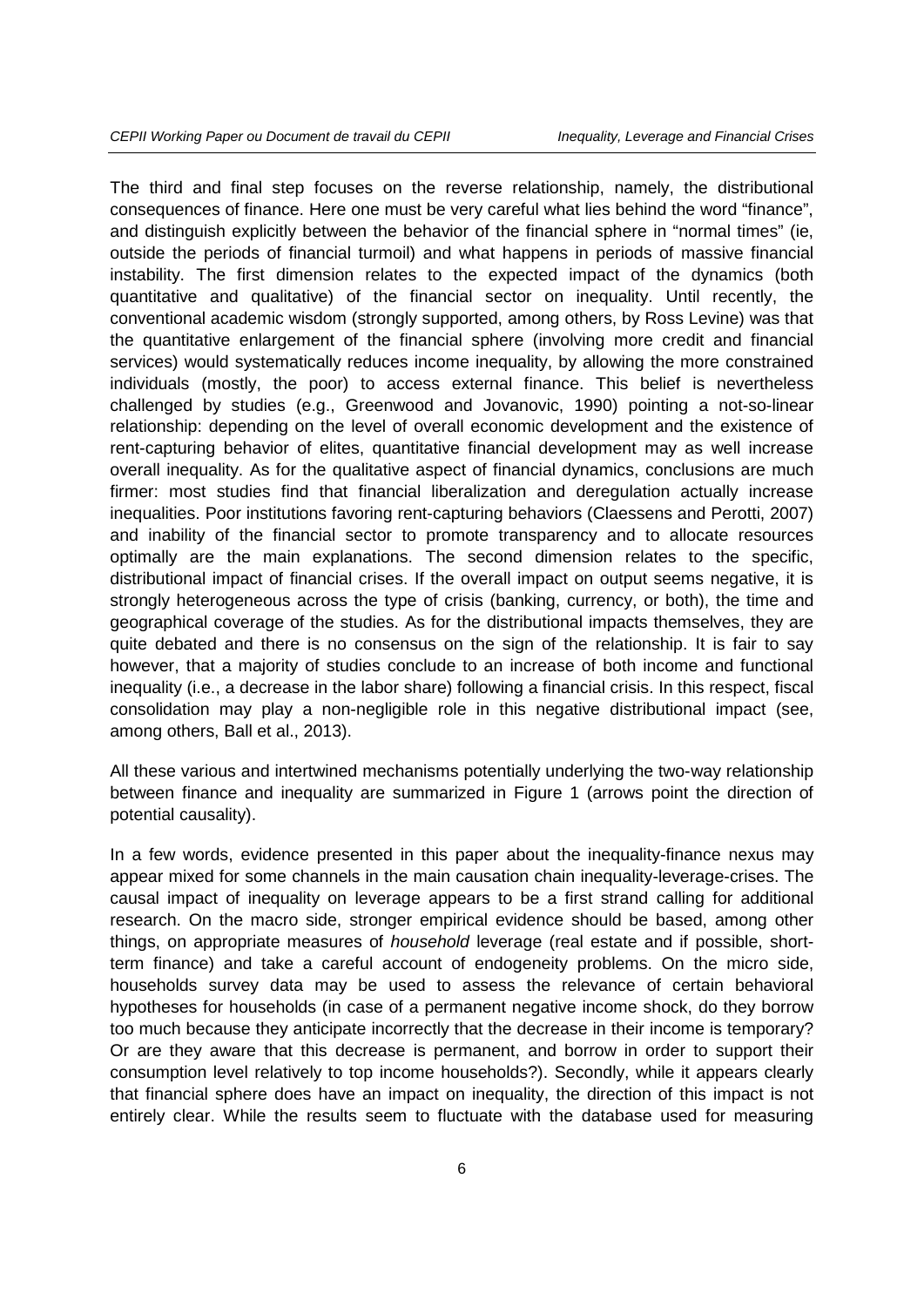The third and final step focuses on the reverse relationship, namely, the distributional consequences of finance. Here one must be very careful what lies behind the word "finance", and distinguish explicitly between the behavior of the financial sphere in "normal times" (ie, outside the periods of financial turmoil) and what happens in periods of massive financial instability. The first dimension relates to the expected impact of the dynamics (both quantitative and qualitative) of the financial sector on inequality. Until recently, the conventional academic wisdom (strongly supported, among others, by Ross Levine) was that the quantitative enlargement of the financial sphere (involving more credit and financial services) would systematically reduces income inequality, by allowing the more constrained individuals (mostly, the poor) to access external finance. This belief is nevertheless challenged by studies (e.g., Greenwood and Jovanovic, 1990) pointing a not-so-linear relationship: depending on the level of overall economic development and the existence of rent-capturing behavior of elites, quantitative financial development may as well increase overall inequality. As for the qualitative aspect of financial dynamics, conclusions are much firmer: most studies find that financial liberalization and deregulation actually increase inequalities. Poor institutions favoring rent-capturing behaviors (Claessens and Perotti, 2007) and inability of the financial sector to promote transparency and to allocate resources optimally are the main explanations. The second dimension relates to the specific, distributional impact of financial crises. If the overall impact on output seems negative, it is strongly heterogeneous across the type of crisis (banking, currency, or both), the time and geographical coverage of the studies. As for the distributional impacts themselves, they are quite debated and there is no consensus on the sign of the relationship. It is fair to say however, that a majority of studies conclude to an increase of both income and functional inequality (i.e., a decrease in the labor share) following a financial crisis. In this respect, fiscal consolidation may play a non-negligible role in this negative distributional impact (see, among others, Ball et al., 2013).

All these various and intertwined mechanisms potentially underlying the two-way relationship between finance and inequality are summarized in Figure 1 (arrows point the direction of potential causality).

In a few words, evidence presented in this paper about the inequality-finance nexus may appear mixed for some channels in the main causation chain inequality-leverage-crises. The causal impact of inequality on leverage appears to be a first strand calling for additional research. On the macro side, stronger empirical evidence should be based, among other things, on appropriate measures of *household* leverage (real estate and if possible, short-term finance) and take a careful account of endogeneity problems. On the micro side, households survey data may be used to assess the relevance of certain behavioral hypotheses for households (in case of a permanent negative income shock, do they borrow too much because they anticipate incorrectly that the decrease in their income is temporary? Or are they aware that this decrease is permanent, and borrow in order to support their consumption level relatively to top income households?). Secondly, while it appears clearly that financial sphere does have an impact on inequality, the direction of this impact is not entirely clear. While the results seem to fluctuate with the database used for measuring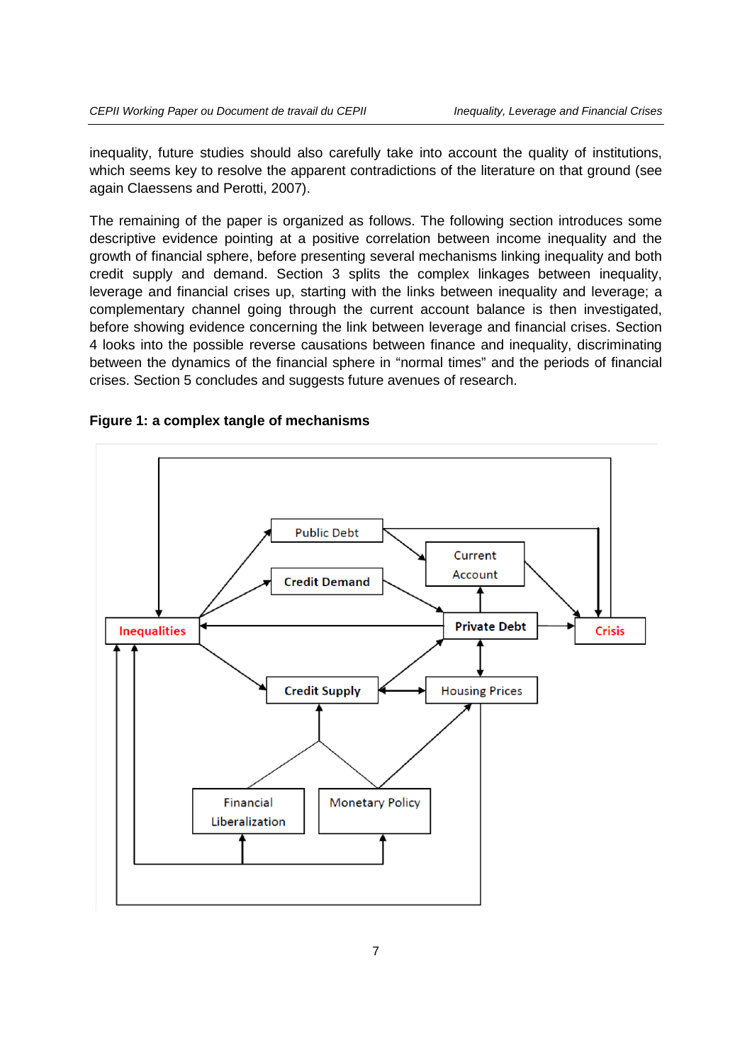inequality, future studies should also carefully take into account the quality of institutions, which seems key to resolve the apparent contradictions of the literature on that ground (see again Claessens and Perotti, 2007).

The remaining of the paper is organized as follows. The following section introduces some descriptive evidence pointing at a positive correlation between income inequality and the growth of financial sphere, before presenting several mechanisms linking inequality and both credit supply and demand. Section 3 splits the complex linkages between inequality, leverage and financial crises up, starting with the links between inequality and leverage; a complementary channel going through the current account balance is then investigated, before showing evidence concerning the link between leverage and financial crises. Section 4 looks into the possible reverse causations between finance and inequality, discriminating between the dynamics of the financial sphere in "normal times" and the periods of financial crises. Section 5 concludes and suggests future avenues of research.

**Figure 1: a complex tangle of mechanisms**

Public Debt | Current Account | Credit Demand | Inequalities | Private Debt | Crisis | Credit Supply | Housing Prices | Financial Liberalization | Monetary Policy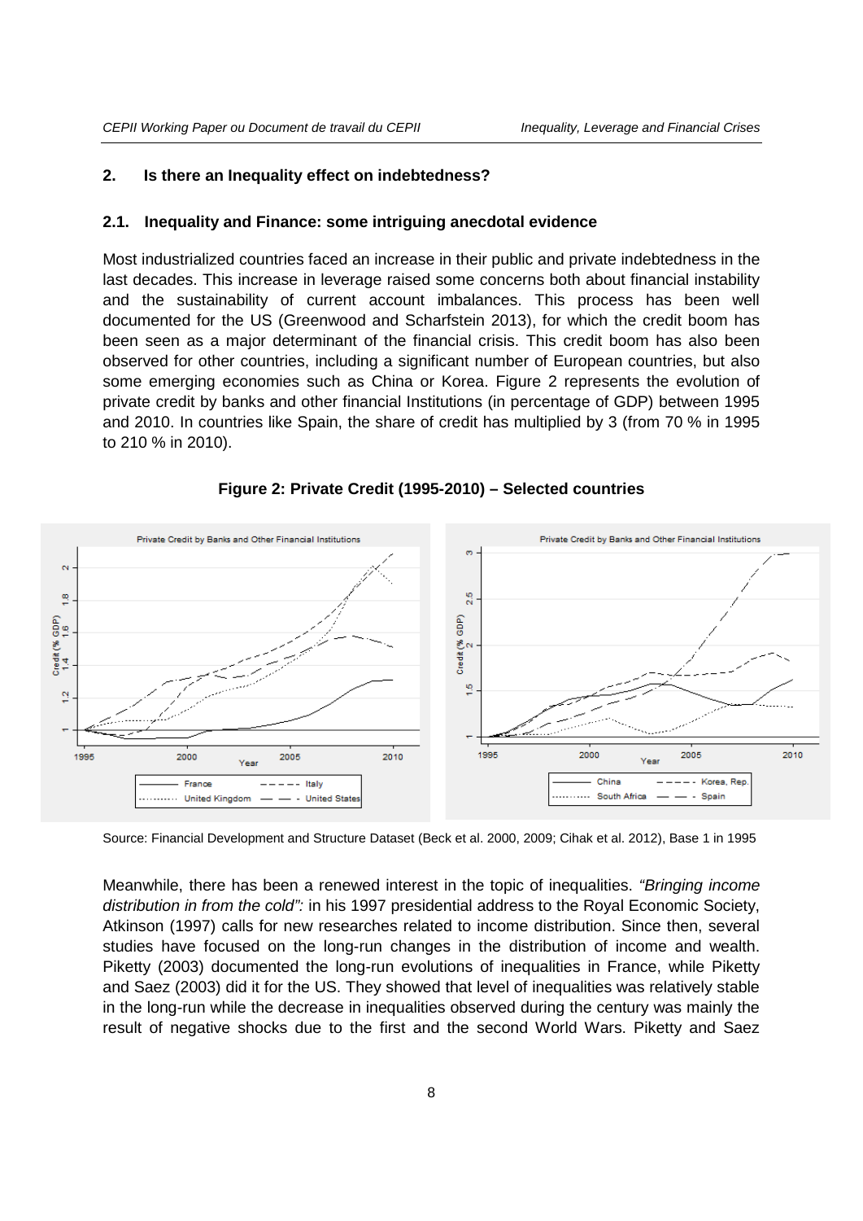## 2. Is there an Inequality effect on indebtedness?

### 2.1. Inequality and Finance: some intriguing anecdotal evidence

Most industrialized countries faced an increase in their public and private indebtedness in the last decades. This increase in leverage raised some concerns both about financial instability and the sustainability of current account imbalances. This process has been well documented for the US (Greenwood and Scharfstein 2013), for which the credit boom has been seen as a major determinant of the financial crisis. This credit boom has also been observed for other countries, including a significant number of European countries, but also some emerging economies such as China or Korea. Figure 2 represents the evolution of private credit by banks and other financial Institutions (in percentage of GDP) between 1995 and 2010. In countries like Spain, the share of credit has multiplied by 3 (from 70 % in 1995 to 210 % in 2010).

**Figure 2: Private Credit (1995-2010) – Selected countries**

Source: Financial Development and Structure Dataset (Beck et al. 2000, 2009; Cihak et al. 2012), Base 1 in 1995

Meanwhile, there has been a renewed interest in the topic of inequalities. *"Bringing income distribution in from the cold":* in his 1997 presidential address to the Royal Economic Society, Atkinson (1997) calls for new researches related to income distribution. Since then, several studies have focused on the long-run changes in the distribution of income and wealth. Piketty (2003) documented the long-run evolutions of inequalities in France, while Piketty and Saez (2003) did it for the US. They showed that level of inequalities was relatively stable in the long-run while the decrease in inequalities observed during the century was mainly the result of negative shocks due to the first and the second World Wars. Piketty and Saez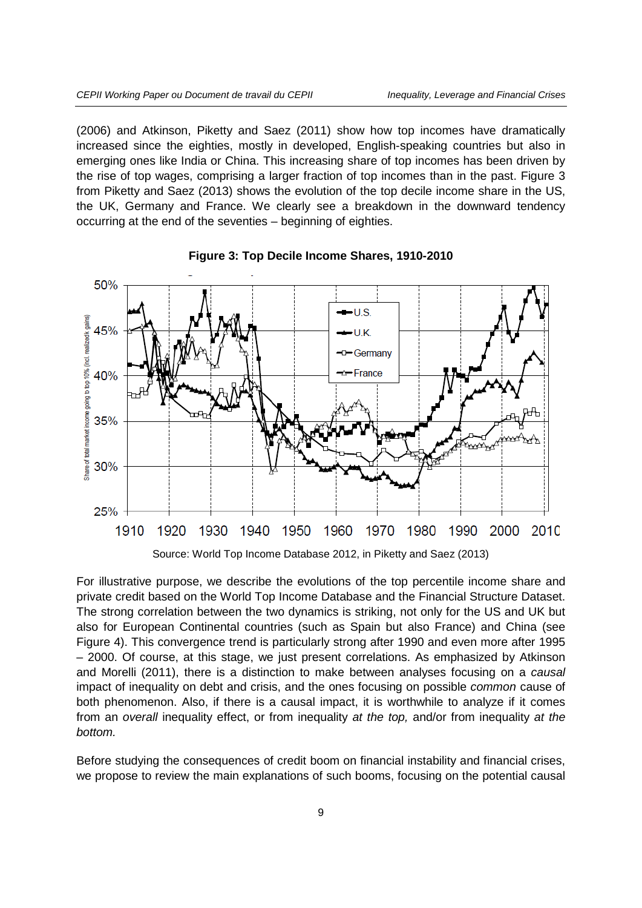(2006) and Atkinson, Piketty and Saez (2011) show how top incomes have dramatically increased since the eighties, mostly in developed, English-speaking countries but also in emerging ones like India or China. This increasing share of top incomes has been driven by the rise of top wages, comprising a larger fraction of top incomes than in the past. Figure 3 from Piketty and Saez (2013) shows the evolution of the top decile income share in the US, the UK, Germany and France. We clearly see a breakdown in the downward tendency occurring at the end of the seventies – beginning of eighties.

**Figure 3: Top Decile Income Shares, 1910-2010**

Source: World Top Income Database 2012, in Piketty and Saez (2013)

For illustrative purpose, we describe the evolutions of the top percentile income share and private credit based on the World Top Income Database and the Financial Structure Dataset. The strong correlation between the two dynamics is striking, not only for the US and UK but also for European Continental countries (such as Spain but also France) and China (see Figure 4). This convergence trend is particularly strong after 1990 and even more after 1995 – 2000. Of course, at this stage, we just present correlations. As emphasized by Atkinson and Morelli (2011), there is a distinction to make between analyses focusing on a *causal* impact of inequality on debt and crisis, and the ones focusing on possible *common* cause of both phenomenon. Also, if there is a causal impact, it is worthwhile to analyze if it comes from an *overall* inequality effect, or from inequality *at the top,* and/or from inequality *at the bottom.*

Before studying the consequences of credit boom on financial instability and financial crises, we propose to review the main explanations of such booms, focusing on the potential causal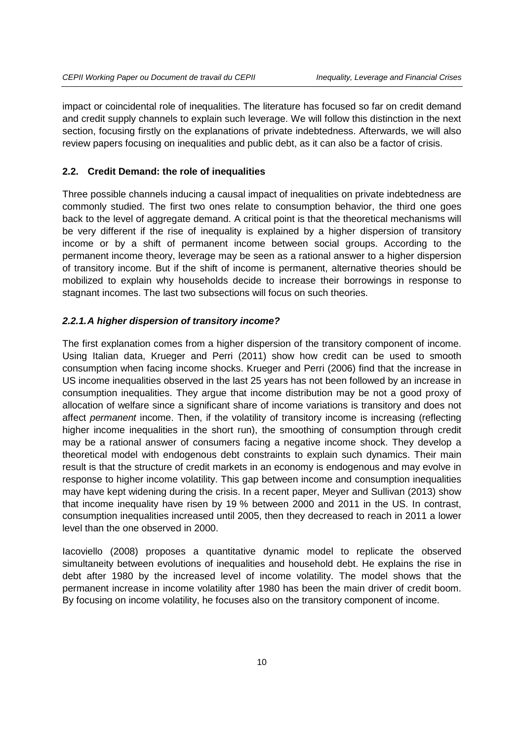impact or coincidental role of inequalities. The literature has focused so far on credit demand and credit supply channels to explain such leverage. We will follow this distinction in the next section, focusing firstly on the explanations of private indebtedness. Afterwards, we will also review papers focusing on inequalities and public debt, as it can also be a factor of crisis.

### 2.2. Credit Demand: the role of inequalities

Three possible channels inducing a causal impact of inequalities on private indebtedness are commonly studied. The first two ones relate to consumption behavior, the third one goes back to the level of aggregate demand. A critical point is that the theoretical mechanisms will be very different if the rise of inequality is explained by a higher dispersion of transitory income or by a shift of permanent income between social groups. According to the permanent income theory, leverage may be seen as a rational answer to a higher dispersion of transitory income. But if the shift of income is permanent, alternative theories should be mobilized to explain why households decide to increase their borrowings in response to stagnant incomes. The last two subsections will focus on such theories.

#### *2.2.1. A higher dispersion of transitory income?*

The first explanation comes from a higher dispersion of the transitory component of income. Using Italian data, Krueger and Perri (2011) show how credit can be used to smooth consumption when facing income shocks. Krueger and Perri (2006) find that the increase in US income inequalities observed in the last 25 years has not been followed by an increase in consumption inequalities. They argue that income distribution may be not a good proxy of allocation of welfare since a significant share of income variations is transitory and does not affect *permanent* income. Then, if the volatility of transitory income is increasing (reflecting higher income inequalities in the short run), the smoothing of consumption through credit may be a rational answer of consumers facing a negative income shock. They develop a theoretical model with endogenous debt constraints to explain such dynamics. Their main result is that the structure of credit markets in an economy is endogenous and may evolve in response to higher income volatility. This gap between income and consumption inequalities may have kept widening during the crisis. In a recent paper, Meyer and Sullivan (2013) show that income inequality have risen by 19 % between 2000 and 2011 in the US. In contrast, consumption inequalities increased until 2005, then they decreased to reach in 2011 a lower level than the one observed in 2000.

Iacoviello (2008) proposes a quantitative dynamic model to replicate the observed simultaneity between evolutions of inequalities and household debt. He explains the rise in debt after 1980 by the increased level of income volatility. The model shows that the permanent increase in income volatility after 1980 has been the main driver of credit boom. By focusing on income volatility, he focuses also on the transitory component of income.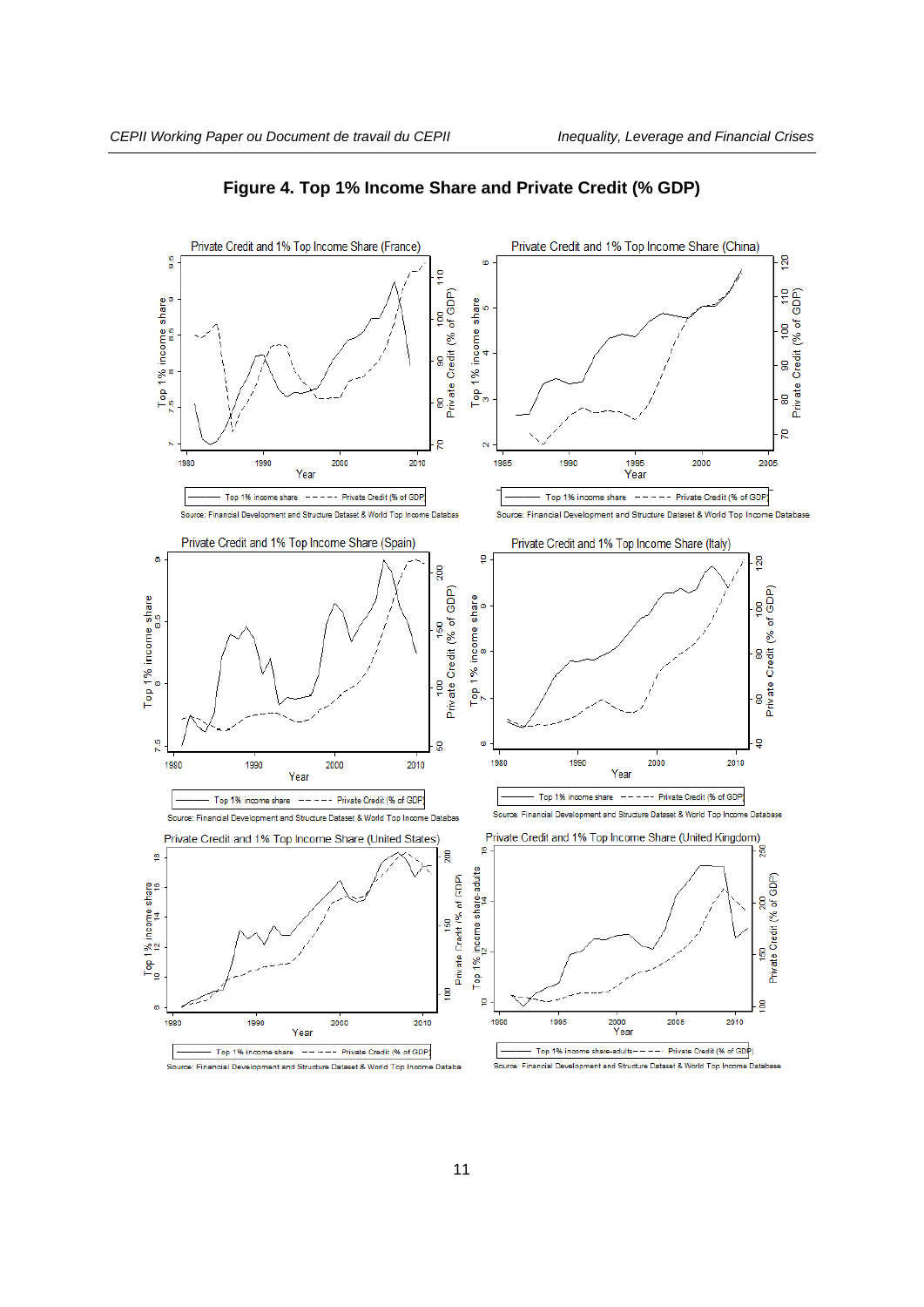**Figure 4. Top 1% Income Share and Private Credit (% GDP)**

Private Credit and 1% Top Income Share (France)

Source: Financial Development and Structure Dataset & World Top Income Databas

Private Credit and 1% Top Income Share (China)

Source: Financial Development and Structure Dataset & World Top Income Database

Private Credit and 1% Top Income Share (Spain)

Source: Financial Development and Structure Dataset & World Top Income Databas

Private Credit and 1% Top Income Share (Italy)

Source: Financial Development and Structure Dataset & World Top Income Database

Private Credit and 1% Top Income Share (United States)

Source: Financial Development and Structure Dataset & World Top Income Databa

Private Credit and 1% Top Income Share (United Kingdom)

Source: Financial Development and Structure Dataset & World Top Income Database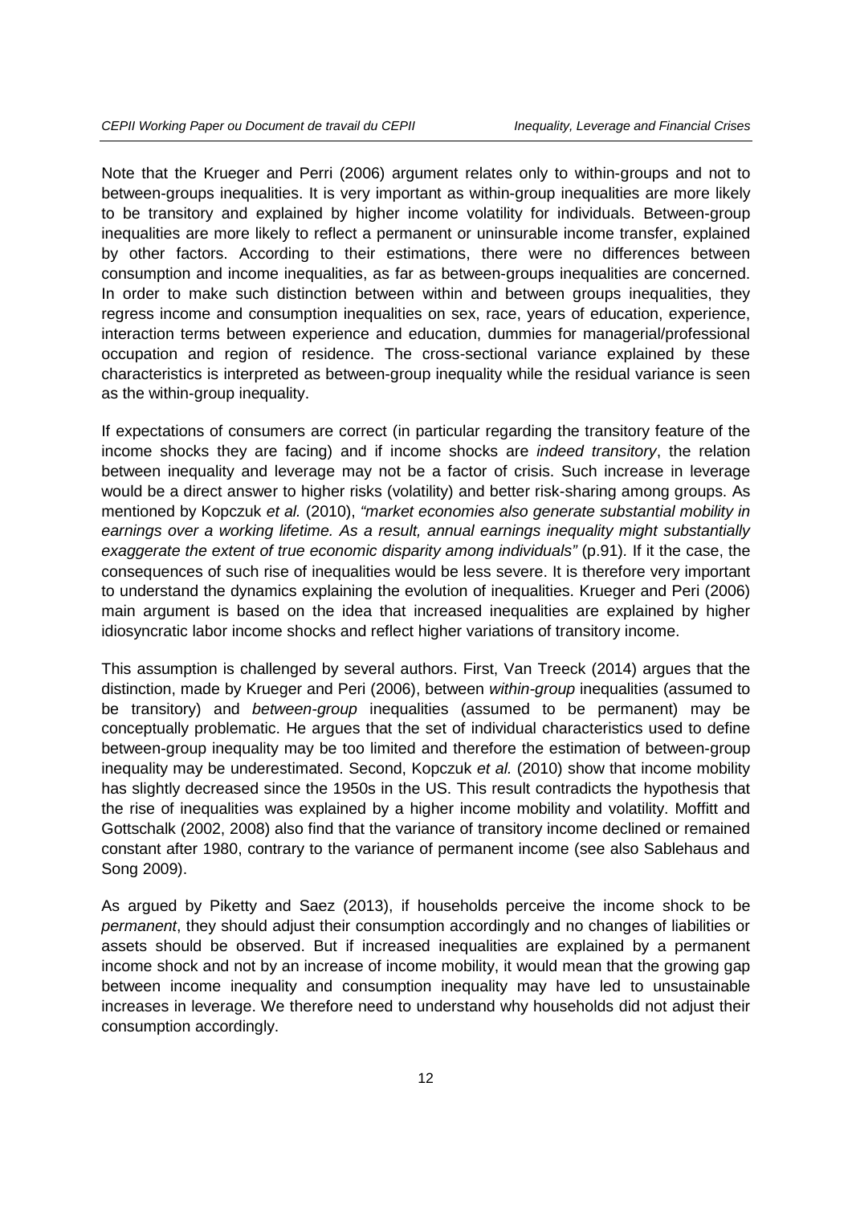Note that the Krueger and Perri (2006) argument relates only to within-groups and not to between-groups inequalities. It is very important as within-group inequalities are more likely to be transitory and explained by higher income volatility for individuals. Between-group inequalities are more likely to reflect a permanent or uninsurable income transfer, explained by other factors. According to their estimations, there were no differences between consumption and income inequalities, as far as between-groups inequalities are concerned. In order to make such distinction between within and between groups inequalities, they regress income and consumption inequalities on sex, race, years of education, experience, interaction terms between experience and education, dummies for managerial/professional occupation and region of residence. The cross-sectional variance explained by these characteristics is interpreted as between-group inequality while the residual variance is seen as the within-group inequality.

If expectations of consumers are correct (in particular regarding the transitory feature of the income shocks they are facing) and if income shocks are *indeed transitory*, the relation between inequality and leverage may not be a factor of crisis. Such increase in leverage would be a direct answer to higher risks (volatility) and better risk-sharing among groups. As mentioned by Kopczuk *et al.* (2010), *"market economies also generate substantial mobility in earnings over a working lifetime. As a result, annual earnings inequality might substantially exaggerate the extent of true economic disparity among individuals"* (p.91). If it the case, the consequences of such rise of inequalities would be less severe. It is therefore very important to understand the dynamics explaining the evolution of inequalities. Krueger and Peri (2006) main argument is based on the idea that increased inequalities are explained by higher idiosyncratic labor income shocks and reflect higher variations of transitory income.

This assumption is challenged by several authors. First, Van Treeck (2014) argues that the distinction, made by Krueger and Peri (2006), between *within-group* inequalities (assumed to be transitory) and *between-group* inequalities (assumed to be permanent) may be conceptually problematic. He argues that the set of individual characteristics used to define between-group inequality may be too limited and therefore the estimation of between-group inequality may be underestimated. Second, Kopczuk *et al.* (2010) show that income mobility has slightly decreased since the 1950s in the US. This result contradicts the hypothesis that the rise of inequalities was explained by a higher income mobility and volatility. Moffitt and Gottschalk (2002, 2008) also find that the variance of transitory income declined or remained constant after 1980, contrary to the variance of permanent income (see also Sablehaus and Song 2009).

As argued by Piketty and Saez (2013), if households perceive the income shock to be *permanent*, they should adjust their consumption accordingly and no changes of liabilities or assets should be observed. But if increased inequalities are explained by a permanent income shock and not by an increase of income mobility, it would mean that the growing gap between income inequality and consumption inequality may have led to unsustainable increases in leverage. We therefore need to understand why households did not adjust their consumption accordingly.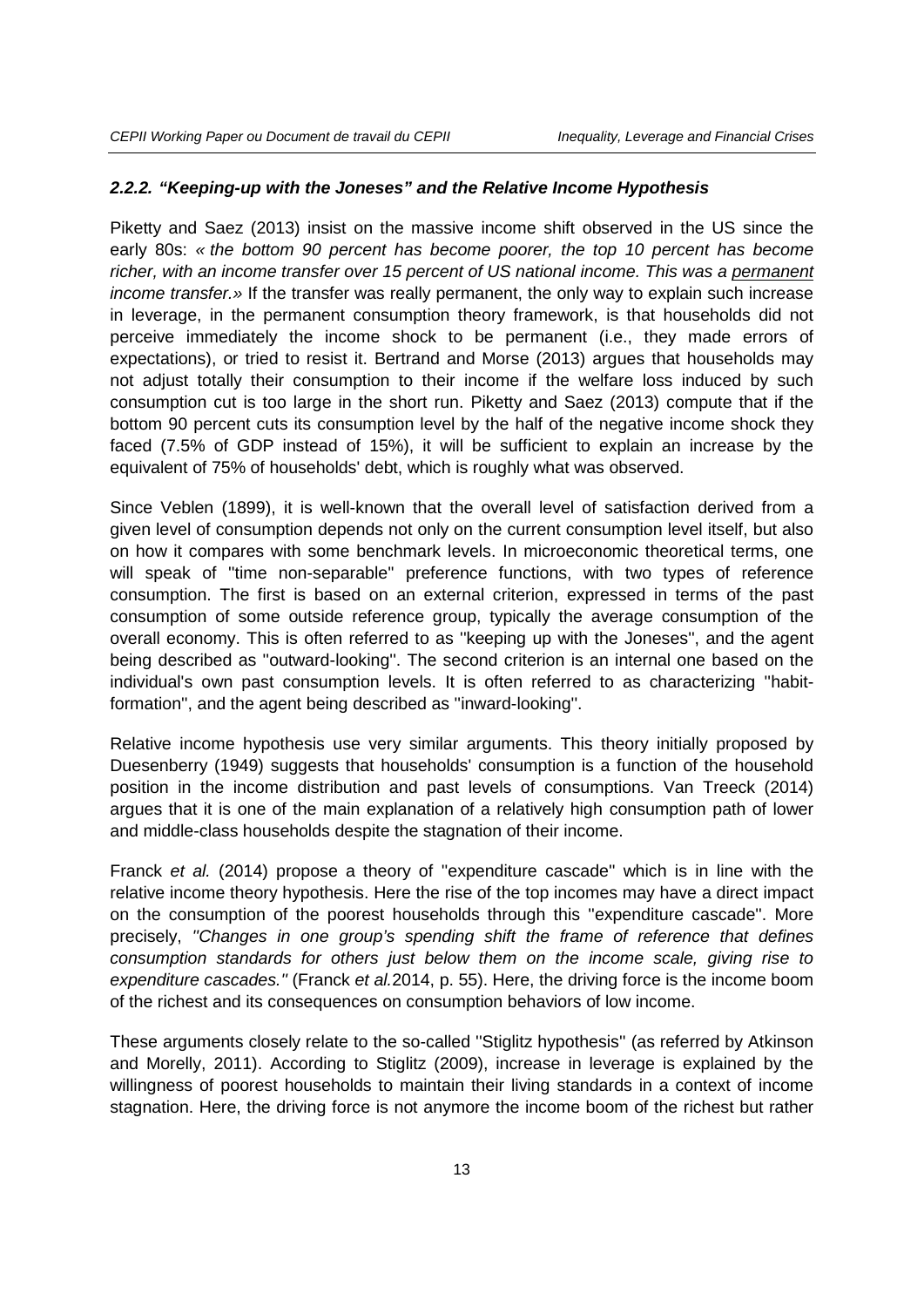#### 2.2.2. *"Keeping-up with the Joneses" and the Relative Income Hypothesis*

Piketty and Saez (2013) insist on the massive income shift observed in the US since the early 80s: *« the bottom 90 percent has become poorer, the top 10 percent has become richer, with an income transfer over 15 percent of US national income. This was a permanent income transfer.»* If the transfer was really permanent, the only way to explain such increase in leverage, in the permanent consumption theory framework, is that households did not perceive immediately the income shock to be permanent (i.e., they made errors of expectations), or tried to resist it. Bertrand and Morse (2013) argues that households may not adjust totally their consumption to their income if the welfare loss induced by such consumption cut is too large in the short run. Piketty and Saez (2013) compute that if the bottom 90 percent cuts its consumption level by the half of the negative income shock they faced (7.5% of GDP instead of 15%), it will be sufficient to explain an increase by the equivalent of 75% of households' debt, which is roughly what was observed.

Since Veblen (1899), it is well-known that the overall level of satisfaction derived from a given level of consumption depends not only on the current consumption level itself, but also on how it compares with some benchmark levels. In microeconomic theoretical terms, one will speak of "time non-separable" preference functions, with two types of reference consumption. The first is based on an external criterion, expressed in terms of the past consumption of some outside reference group, typically the average consumption of the overall economy. This is often referred to as "keeping up with the Joneses", and the agent being described as "outward-looking". The second criterion is an internal one based on the individual's own past consumption levels. It is often referred to as characterizing "habit-formation", and the agent being described as "inward-looking".

Relative income hypothesis use very similar arguments. This theory initially proposed by Duesenberry (1949) suggests that households' consumption is a function of the household position in the income distribution and past levels of consumptions. Van Treeck (2014) argues that it is one of the main explanation of a relatively high consumption path of lower and middle-class households despite the stagnation of their income.

Franck *et al.* (2014) propose a theory of "expenditure cascade" which is in line with the relative income theory hypothesis. Here the rise of the top incomes may have a direct impact on the consumption of the poorest households through this "expenditure cascade". More precisely, *"Changes in one group's spending shift the frame of reference that defines consumption standards for others just below them on the income scale, giving rise to expenditure cascades."* (Franck *et al.* 2014, p. 55). Here, the driving force is the income boom of the richest and its consequences on consumption behaviors of low income.

These arguments closely relate to the so-called "Stiglitz hypothesis" (as referred by Atkinson and Morelly, 2011). According to Stiglitz (2009), increase in leverage is explained by the willingness of poorest households to maintain their living standards in a context of income stagnation. Here, the driving force is not anymore the income boom of the richest but rather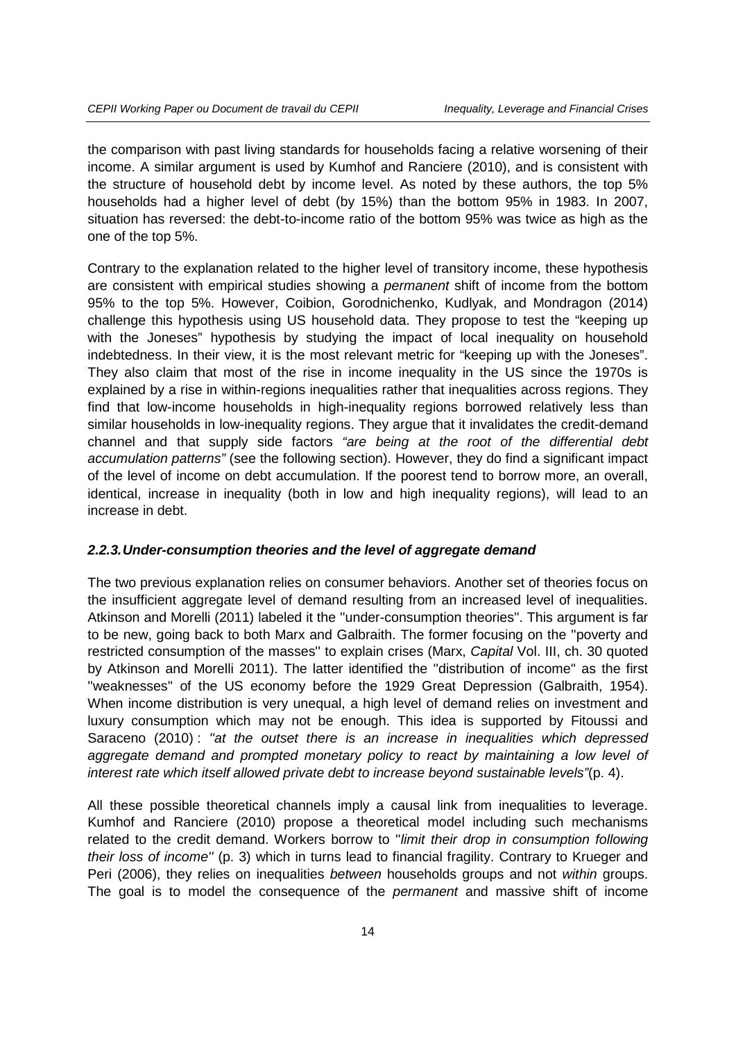the comparison with past living standards for households facing a relative worsening of their income. A similar argument is used by Kumhof and Ranciere (2010), and is consistent with the structure of household debt by income level. As noted by these authors, the top 5% households had a higher level of debt (by 15%) than the bottom 95% in 1983. In 2007, situation has reversed: the debt-to-income ratio of the bottom 95% was twice as high as the one of the top 5%.

Contrary to the explanation related to the higher level of transitory income, these hypothesis are consistent with empirical studies showing a *permanent* shift of income from the bottom 95% to the top 5%. However, Coibion, Gorodnichenko, Kudlyak, and Mondragon (2014) challenge this hypothesis using US household data. They propose to test the "keeping up with the Joneses" hypothesis by studying the impact of local inequality on household indebtedness. In their view, it is the most relevant metric for "keeping up with the Joneses". They also claim that most of the rise in income inequality in the US since the 1970s is explained by a rise in within-regions inequalities rather that inequalities across regions. They find that low-income households in high-inequality regions borrowed relatively less than similar households in low-inequality regions. They argue that it invalidates the credit-demand channel and that supply side factors *"are being at the root of the differential debt accumulation patterns"* (see the following section). However, they do find a significant impact of the level of income on debt accumulation. If the poorest tend to borrow more, an overall, identical, increase in inequality (both in low and high inequality regions), will lead to an increase in debt.

### *2.2.3. Under-consumption theories and the level of aggregate demand*

The two previous explanation relies on consumer behaviors. Another set of theories focus on the insufficient aggregate level of demand resulting from an increased level of inequalities. Atkinson and Morelli (2011) labeled it the "under-consumption theories". This argument is far to be new, going back to both Marx and Galbraith. The former focusing on the "poverty and restricted consumption of the masses" to explain crises (Marx, *Capital* Vol. III, ch. 30 quoted by Atkinson and Morelli 2011). The latter identified the "distribution of income" as the first "weaknesses" of the US economy before the 1929 Great Depression (Galbraith, 1954). When income distribution is very unequal, a high level of demand relies on investment and luxury consumption which may not be enough. This idea is supported by Fitoussi and Saraceno (2010) : *"at the outset there is an increase in inequalities which depressed aggregate demand and prompted monetary policy to react by maintaining a low level of interest rate which itself allowed private debt to increase beyond sustainable levels"*(p. 4).

All these possible theoretical channels imply a causal link from inequalities to leverage. Kumhof and Ranciere (2010) propose a theoretical model including such mechanisms related to the credit demand. Workers borrow to "*limit their drop in consumption following their loss of income"* (p. 3) which in turns lead to financial fragility. Contrary to Krueger and Peri (2006), they relies on inequalities *between* households groups and not *within* groups. The goal is to model the consequence of the *permanent* and massive shift of income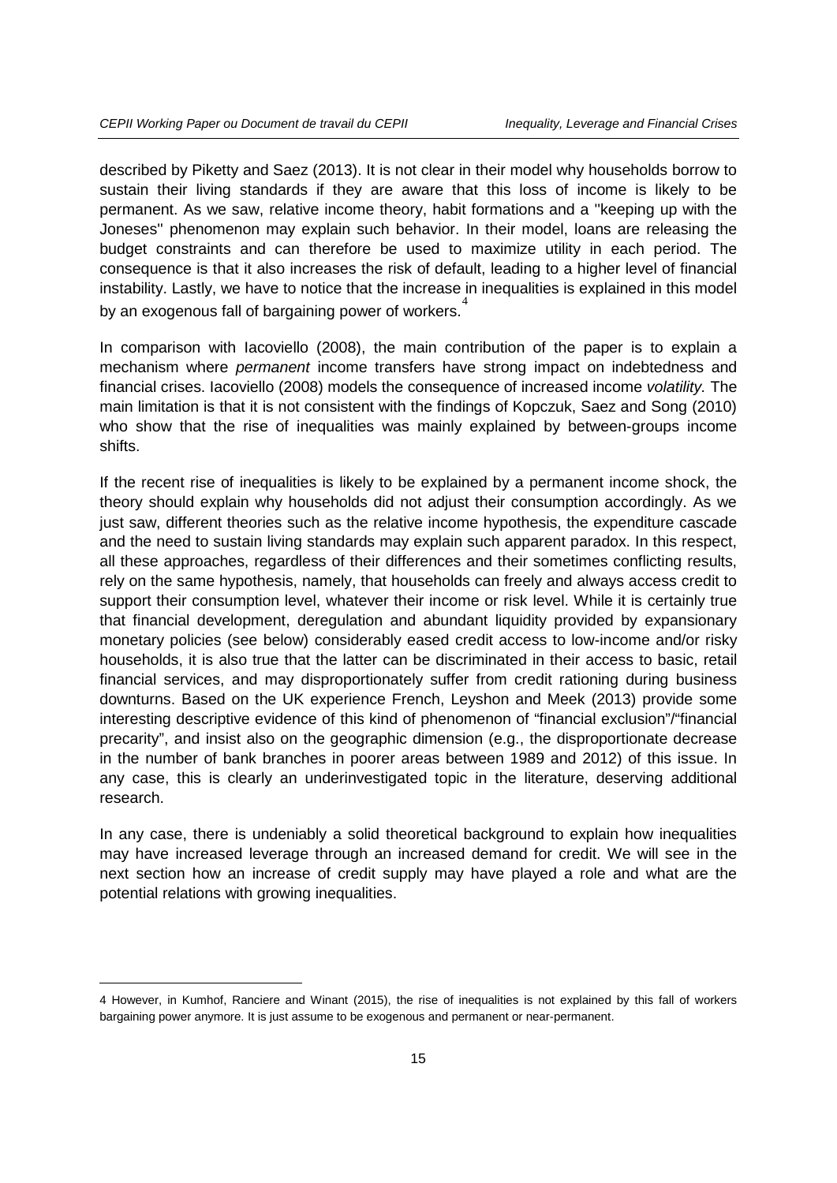described by Piketty and Saez (2013). It is not clear in their model why households borrow to sustain their living standards if they are aware that this loss of income is likely to be permanent. As we saw, relative income theory, habit formations and a "keeping up with the Joneses" phenomenon may explain such behavior. In their model, loans are releasing the budget constraints and can therefore be used to maximize utility in each period. The consequence is that it also increases the risk of default, leading to a higher level of financial instability. Lastly, we have to notice that the increase in inequalities is explained in this model by an exogenous fall of bargaining power of workers.[4]

In comparison with Iacoviello (2008), the main contribution of the paper is to explain a mechanism where *permanent* income transfers have strong impact on indebtedness and financial crises. Iacoviello (2008) models the consequence of increased income *volatility.* The main limitation is that it is not consistent with the findings of Kopczuk, Saez and Song (2010) who show that the rise of inequalities was mainly explained by between-groups income shifts.

If the recent rise of inequalities is likely to be explained by a permanent income shock, the theory should explain why households did not adjust their consumption accordingly. As we just saw, different theories such as the relative income hypothesis, the expenditure cascade and the need to sustain living standards may explain such apparent paradox. In this respect, all these approaches, regardless of their differences and their sometimes conflicting results, rely on the same hypothesis, namely, that households can freely and always access credit to support their consumption level, whatever their income or risk level. While it is certainly true that financial development, deregulation and abundant liquidity provided by expansionary monetary policies (see below) considerably eased credit access to low-income and/or risky households, it is also true that the latter can be discriminated in their access to basic, retail financial services, and may disproportionately suffer from credit rationing during business downturns. Based on the UK experience French, Leyshon and Meek (2013) provide some interesting descriptive evidence of this kind of phenomenon of "financial exclusion"/"financial precarity", and insist also on the geographic dimension (e.g., the disproportionate decrease in the number of bank branches in poorer areas between 1989 and 2012) of this issue. In any case, this is clearly an underinvestigated topic in the literature, deserving additional research.

In any case, there is undeniably a solid theoretical background to explain how inequalities may have increased leverage through an increased demand for credit. We will see in the next section how an increase of credit supply may have played a role and what are the potential relations with growing inequalities.

4 However, in Kumhof, Ranciere and Winant (2015), the rise of inequalities is not explained by this fall of workers bargaining power anymore. It is just assume to be exogenous and permanent or near-permanent.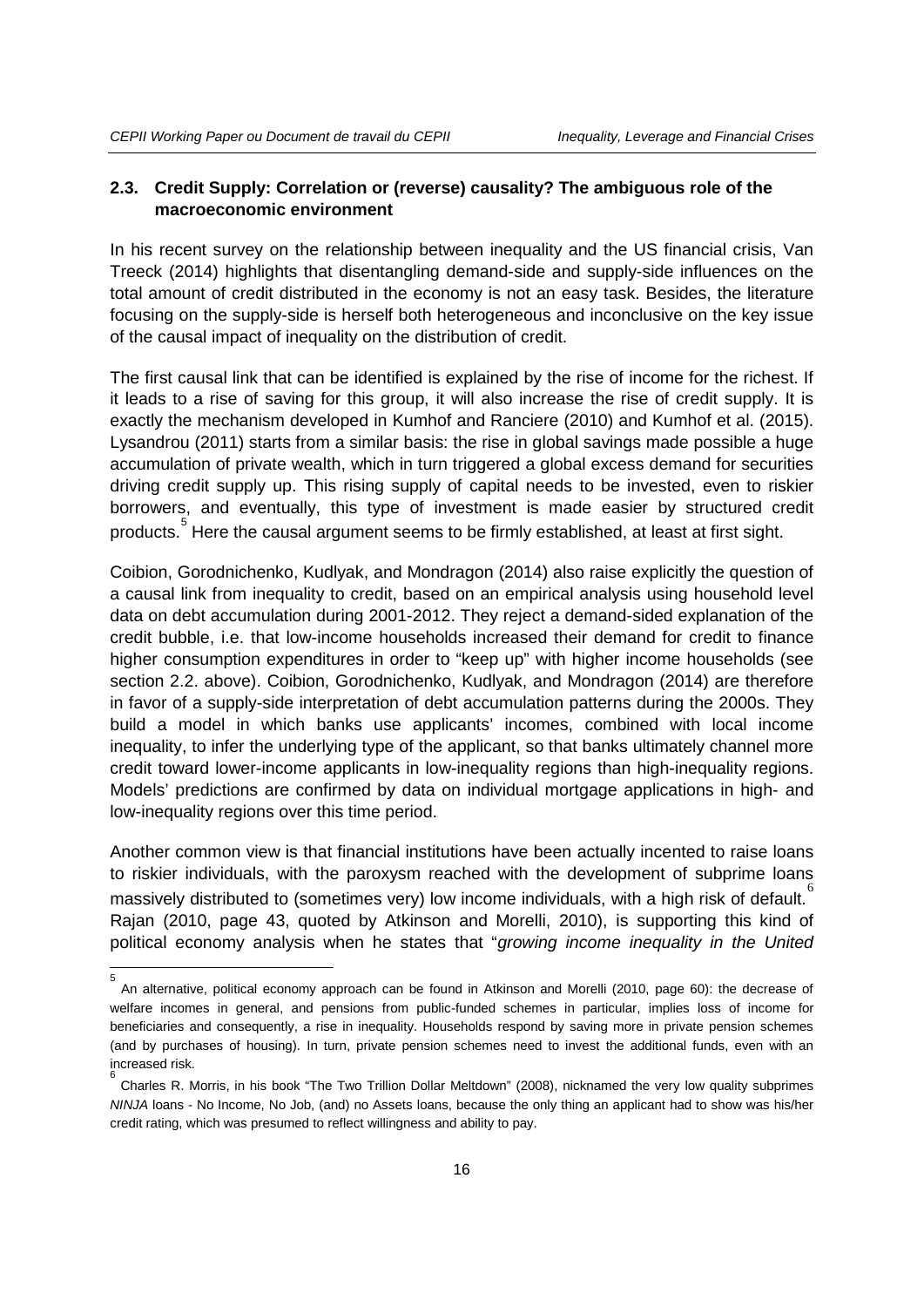### 2.3. Credit Supply: Correlation or (reverse) causality? The ambiguous role of the macroeconomic environment

In his recent survey on the relationship between inequality and the US financial crisis, Van Treeck (2014) highlights that disentangling demand-side and supply-side influences on the total amount of credit distributed in the economy is not an easy task. Besides, the literature focusing on the supply-side is herself both heterogeneous and inconclusive on the key issue of the causal impact of inequality on the distribution of credit.

The first causal link that can be identified is explained by the rise of income for the richest. If it leads to a rise of saving for this group, it will also increase the rise of credit supply. It is exactly the mechanism developed in Kumhof and Ranciere (2010) and Kumhof et al. (2015). Lysandrou (2011) starts from a similar basis: the rise in global savings made possible a huge accumulation of private wealth, which in turn triggered a global excess demand for securities driving credit supply up. This rising supply of capital needs to be invested, even to riskier borrowers, and eventually, this type of investment is made easier by structured credit products.[5] Here the causal argument seems to be firmly established, at least at first sight.

Coibion, Gorodnichenko, Kudlyak, and Mondragon (2014) also raise explicitly the question of a causal link from inequality to credit, based on an empirical analysis using household level data on debt accumulation during 2001-2012. They reject a demand-sided explanation of the credit bubble, i.e. that low-income households increased their demand for credit to finance higher consumption expenditures in order to "keep up" with higher income households (see section 2.2. above). Coibion, Gorodnichenko, Kudlyak, and Mondragon (2014) are therefore in favor of a supply-side interpretation of debt accumulation patterns during the 2000s. They build a model in which banks use applicants' incomes, combined with local income inequality, to infer the underlying type of the applicant, so that banks ultimately channel more credit toward lower-income applicants in low-inequality regions than high-inequality regions. Models' predictions are confirmed by data on individual mortgage applications in high- and low-inequality regions over this time period.

Another common view is that financial institutions have been actually incented to raise loans to riskier individuals, with the paroxysm reached with the development of subprime loans massively distributed to (sometimes very) low income individuals, with a high risk of default.[6] Rajan (2010, page 43, quoted by Atkinson and Morelli, 2010), is supporting this kind of political economy analysis when he states that "*growing income inequality in the United*

---

[5] An alternative, political economy approach can be found in Atkinson and Morelli (2010, page 60): the decrease of welfare incomes in general, and pensions from public-funded schemes in particular, implies loss of income for beneficiaries and consequently, a rise in inequality. Households respond by saving more in private pension schemes (and by purchases of housing). In turn, private pension schemes need to invest the additional funds, even with an increased risk.

[6] Charles R. Morris, in his book "The Two Trillion Dollar Meltdown" (2008), nicknamed the very low quality subprimes *NINJA* loans - No Income, No Job, (and) no Assets loans, because the only thing an applicant had to show was his/her credit rating, which was presumed to reflect willingness and ability to pay.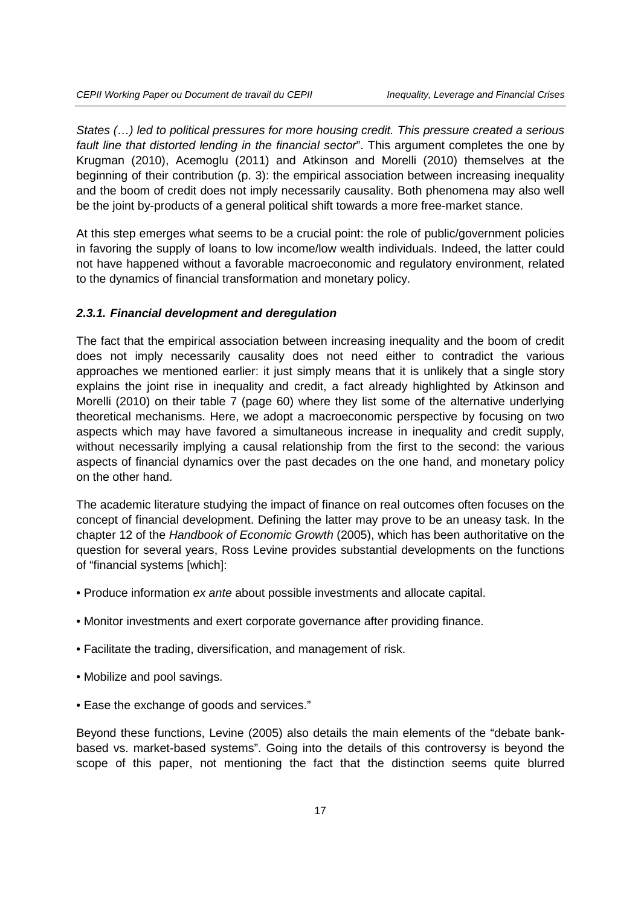*States (…) led to political pressures for more housing credit. This pressure created a serious fault line that distorted lending in the financial sector*". This argument completes the one by Krugman (2010), Acemoglu (2011) and Atkinson and Morelli (2010) themselves at the beginning of their contribution (p. 3): the empirical association between increasing inequality and the boom of credit does not imply necessarily causality. Both phenomena may also well be the joint by-products of a general political shift towards a more free-market stance.

At this step emerges what seems to be a crucial point: the role of public/government policies in favoring the supply of loans to low income/low wealth individuals. Indeed, the latter could not have happened without a favorable macroeconomic and regulatory environment, related to the dynamics of financial transformation and monetary policy.

#### *2.3.1. Financial development and deregulation*

The fact that the empirical association between increasing inequality and the boom of credit does not imply necessarily causality does not need either to contradict the various approaches we mentioned earlier: it just simply means that it is unlikely that a single story explains the joint rise in inequality and credit, a fact already highlighted by Atkinson and Morelli (2010) on their table 7 (page 60) where they list some of the alternative underlying theoretical mechanisms. Here, we adopt a macroeconomic perspective by focusing on two aspects which may have favored a simultaneous increase in inequality and credit supply, without necessarily implying a causal relationship from the first to the second: the various aspects of financial dynamics over the past decades on the one hand, and monetary policy on the other hand.

The academic literature studying the impact of finance on real outcomes often focuses on the concept of financial development. Defining the latter may prove to be an uneasy task. In the chapter 12 of the *Handbook of Economic Growth* (2005), which has been authoritative on the question for several years, Ross Levine provides substantial developments on the functions of "financial systems [which]:

- Produce information *ex ante* about possible investments and allocate capital.
- Monitor investments and exert corporate governance after providing finance.
- Facilitate the trading, diversification, and management of risk.
- Mobilize and pool savings.
- Ease the exchange of goods and services."

Beyond these functions, Levine (2005) also details the main elements of the "debate bank-based vs. market-based systems". Going into the details of this controversy is beyond the scope of this paper, not mentioning the fact that the distinction seems quite blurred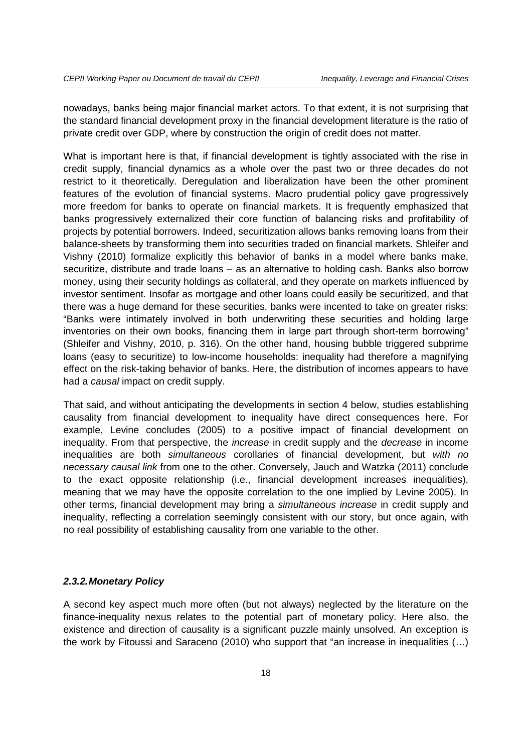nowadays, banks being major financial market actors. To that extent, it is not surprising that the standard financial development proxy in the financial development literature is the ratio of private credit over GDP, where by construction the origin of credit does not matter.

What is important here is that, if financial development is tightly associated with the rise in credit supply, financial dynamics as a whole over the past two or three decades do not restrict to it theoretically. Deregulation and liberalization have been the other prominent features of the evolution of financial systems. Macro prudential policy gave progressively more freedom for banks to operate on financial markets. It is frequently emphasized that banks progressively externalized their core function of balancing risks and profitability of projects by potential borrowers. Indeed, securitization allows banks removing loans from their balance-sheets by transforming them into securities traded on financial markets. Shleifer and Vishny (2010) formalize explicitly this behavior of banks in a model where banks make, securitize, distribute and trade loans – as an alternative to holding cash. Banks also borrow money, using their security holdings as collateral, and they operate on markets influenced by investor sentiment. Insofar as mortgage and other loans could easily be securitized, and that there was a huge demand for these securities, banks were incented to take on greater risks: "Banks were intimately involved in both underwriting these securities and holding large inventories on their own books, financing them in large part through short-term borrowing" (Shleifer and Vishny, 2010, p. 316). On the other hand, housing bubble triggered subprime loans (easy to securitize) to low-income households: inequality had therefore a magnifying effect on the risk-taking behavior of banks. Here, the distribution of incomes appears to have had a *causal* impact on credit supply.

That said, and without anticipating the developments in section 4 below, studies establishing causality from financial development to inequality have direct consequences here. For example, Levine concludes (2005) to a positive impact of financial development on inequality. From that perspective, the *increase* in credit supply and the *decrease* in income inequalities are both *simultaneous* corollaries of financial development, but *with no necessary causal link* from one to the other. Conversely, Jauch and Watzka (2011) conclude to the exact opposite relationship (i.e., financial development increases inequalities), meaning that we may have the opposite correlation to the one implied by Levine 2005). In other terms, financial development may bring a *simultaneous increase* in credit supply and inequality, reflecting a correlation seemingly consistent with our story, but once again, with no real possibility of establishing causality from one variable to the other.

#### ***2.3.2. Monetary Policy***

A second key aspect much more often (but not always) neglected by the literature on the finance-inequality nexus relates to the potential part of monetary policy. Here also, the existence and direction of causality is a significant puzzle mainly unsolved. An exception is the work by Fitoussi and Saraceno (2010) who support that "an increase in inequalities (…)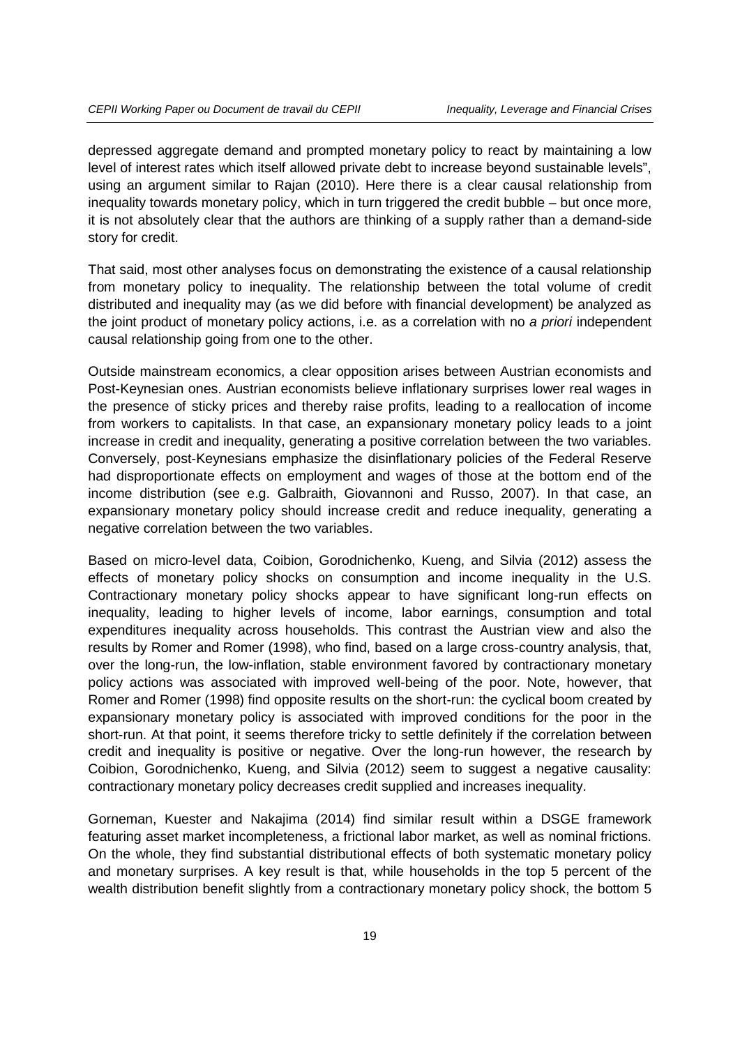depressed aggregate demand and prompted monetary policy to react by maintaining a low level of interest rates which itself allowed private debt to increase beyond sustainable levels", using an argument similar to Rajan (2010). Here there is a clear causal relationship from inequality towards monetary policy, which in turn triggered the credit bubble – but once more, it is not absolutely clear that the authors are thinking of a supply rather than a demand-side story for credit.

That said, most other analyses focus on demonstrating the existence of a causal relationship from monetary policy to inequality. The relationship between the total volume of credit distributed and inequality may (as we did before with financial development) be analyzed as the joint product of monetary policy actions, i.e. as a correlation with no *a priori* independent causal relationship going from one to the other.

Outside mainstream economics, a clear opposition arises between Austrian economists and Post-Keynesian ones. Austrian economists believe inflationary surprises lower real wages in the presence of sticky prices and thereby raise profits, leading to a reallocation of income from workers to capitalists. In that case, an expansionary monetary policy leads to a joint increase in credit and inequality, generating a positive correlation between the two variables. Conversely, post-Keynesians emphasize the disinflationary policies of the Federal Reserve had disproportionate effects on employment and wages of those at the bottom end of the income distribution (see e.g. Galbraith, Giovannoni and Russo, 2007). In that case, an expansionary monetary policy should increase credit and reduce inequality, generating a negative correlation between the two variables.

Based on micro-level data, Coibion, Gorodnichenko, Kueng, and Silvia (2012) assess the effects of monetary policy shocks on consumption and income inequality in the U.S. Contractionary monetary policy shocks appear to have significant long-run effects on inequality, leading to higher levels of income, labor earnings, consumption and total expenditures inequality across households. This contrast the Austrian view and also the results by Romer and Romer (1998), who find, based on a large cross-country analysis, that, over the long-run, the low-inflation, stable environment favored by contractionary monetary policy actions was associated with improved well-being of the poor. Note, however, that Romer and Romer (1998) find opposite results on the short-run: the cyclical boom created by expansionary monetary policy is associated with improved conditions for the poor in the short-run. At that point, it seems therefore tricky to settle definitely if the correlation between credit and inequality is positive or negative. Over the long-run however, the research by Coibion, Gorodnichenko, Kueng, and Silvia (2012) seem to suggest a negative causality: contractionary monetary policy decreases credit supplied and increases inequality.

Gorneman, Kuester and Nakajima (2014) find similar result within a DSGE framework featuring asset market incompleteness, a frictional labor market, as well as nominal frictions. On the whole, they find substantial distributional effects of both systematic monetary policy and monetary surprises. A key result is that, while households in the top 5 percent of the wealth distribution benefit slightly from a contractionary monetary policy shock, the bottom 5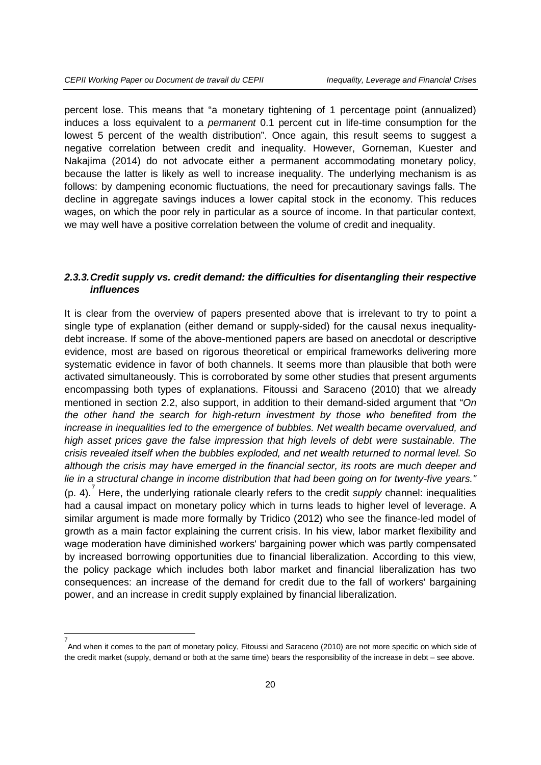percent lose. This means that "a monetary tightening of 1 percentage point (annualized) induces a loss equivalent to a *permanent* 0.1 percent cut in life-time consumption for the lowest 5 percent of the wealth distribution". Once again, this result seems to suggest a negative correlation between credit and inequality. However, Gorneman, Kuester and Nakajima (2014) do not advocate either a permanent accommodating monetary policy, because the latter is likely as well to increase inequality. The underlying mechanism is as follows: by dampening economic fluctuations, the need for precautionary savings falls. The decline in aggregate savings induces a lower capital stock in the economy. This reduces wages, on which the poor rely in particular as a source of income. In that particular context, we may well have a positive correlation between the volume of credit and inequality.

#### 2.3.3. Credit supply vs. credit demand: the difficulties for disentangling their respective influences

It is clear from the overview of papers presented above that is irrelevant to try to point a single type of explanation (either demand or supply-sided) for the causal nexus inequality-debt increase. If some of the above-mentioned papers are based on anecdotal or descriptive evidence, most are based on rigorous theoretical or empirical frameworks delivering more systematic evidence in favor of both channels. It seems more than plausible that both were activated simultaneously. This is corroborated by some other studies that present arguments encompassing both types of explanations. Fitoussi and Saraceno (2010) that we already mentioned in section 2.2, also support, in addition to their demand-sided argument that "*On the other hand the search for high-return investment by those who benefited from the increase in inequalities led to the emergence of bubbles. Net wealth became overvalued, and high asset prices gave the false impression that high levels of debt were sustainable. The crisis revealed itself when the bubbles exploded, and net wealth returned to normal level. So although the crisis may have emerged in the financial sector, its roots are much deeper and lie in a structural change in income distribution that had been going on for twenty-five years."* (p. 4).[7] Here, the underlying rationale clearly refers to the credit *supply* channel: inequalities had a causal impact on monetary policy which in turns leads to higher level of leverage. A similar argument is made more formally by Tridico (2012) who see the finance-led model of growth as a main factor explaining the current crisis. In his view, labor market flexibility and wage moderation have diminished workers' bargaining power which was partly compensated by increased borrowing opportunities due to financial liberalization. According to this view, the policy package which includes both labor market and financial liberalization has two consequences: an increase of the demand for credit due to the fall of workers' bargaining power, and an increase in credit supply explained by financial liberalization.

[7] And when it comes to the part of monetary policy, Fitoussi and Saraceno (2010) are not more specific on which side of the credit market (supply, demand or both at the same time) bears the responsibility of the increase in debt – see above.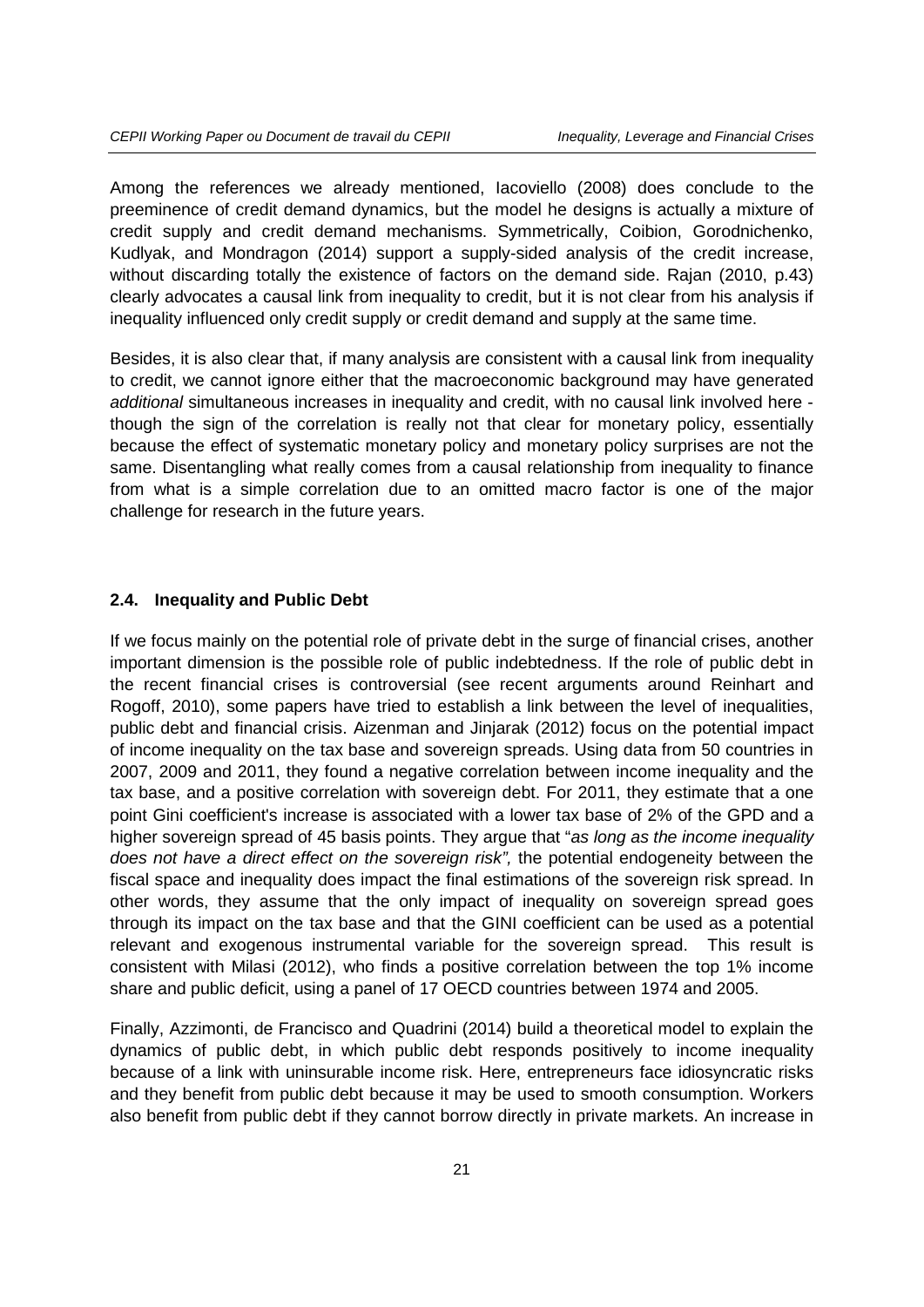Among the references we already mentioned, Iacoviello (2008) does conclude to the preeminence of credit demand dynamics, but the model he designs is actually a mixture of credit supply and credit demand mechanisms. Symmetrically, Coibion, Gorodnichenko, Kudlyak, and Mondragon (2014) support a supply-sided analysis of the credit increase, without discarding totally the existence of factors on the demand side. Rajan (2010, p.43) clearly advocates a causal link from inequality to credit, but it is not clear from his analysis if inequality influenced only credit supply or credit demand and supply at the same time.

Besides, it is also clear that, if many analysis are consistent with a causal link from inequality to credit, we cannot ignore either that the macroeconomic background may have generated *additional* simultaneous increases in inequality and credit, with no causal link involved here - though the sign of the correlation is really not that clear for monetary policy, essentially because the effect of systematic monetary policy and monetary policy surprises are not the same. Disentangling what really comes from a causal relationship from inequality to finance from what is a simple correlation due to an omitted macro factor is one of the major challenge for research in the future years.

### 2.4. Inequality and Public Debt

If we focus mainly on the potential role of private debt in the surge of financial crises, another important dimension is the possible role of public indebtedness. If the role of public debt in the recent financial crises is controversial (see recent arguments around Reinhart and Rogoff, 2010), some papers have tried to establish a link between the level of inequalities, public debt and financial crisis. Aizenman and Jinjarak (2012) focus on the potential impact of income inequality on the tax base and sovereign spreads. Using data from 50 countries in 2007, 2009 and 2011, they found a negative correlation between income inequality and the tax base, and a positive correlation with sovereign debt. For 2011, they estimate that a one point Gini coefficient's increase is associated with a lower tax base of 2% of the GPD and a higher sovereign spread of 45 basis points. They argue that "*as long as the income inequality does not have a direct effect on the sovereign risk",* the potential endogeneity between the fiscal space and inequality does impact the final estimations of the sovereign risk spread. In other words, they assume that the only impact of inequality on sovereign spread goes through its impact on the tax base and that the GINI coefficient can be used as a potential relevant and exogenous instrumental variable for the sovereign spread. This result is consistent with Milasi (2012), who finds a positive correlation between the top 1% income share and public deficit, using a panel of 17 OECD countries between 1974 and 2005.

Finally, Azzimonti, de Francisco and Quadrini (2014) build a theoretical model to explain the dynamics of public debt, in which public debt responds positively to income inequality because of a link with uninsurable income risk. Here, entrepreneurs face idiosyncratic risks and they benefit from public debt because it may be used to smooth consumption. Workers also benefit from public debt if they cannot borrow directly in private markets. An increase in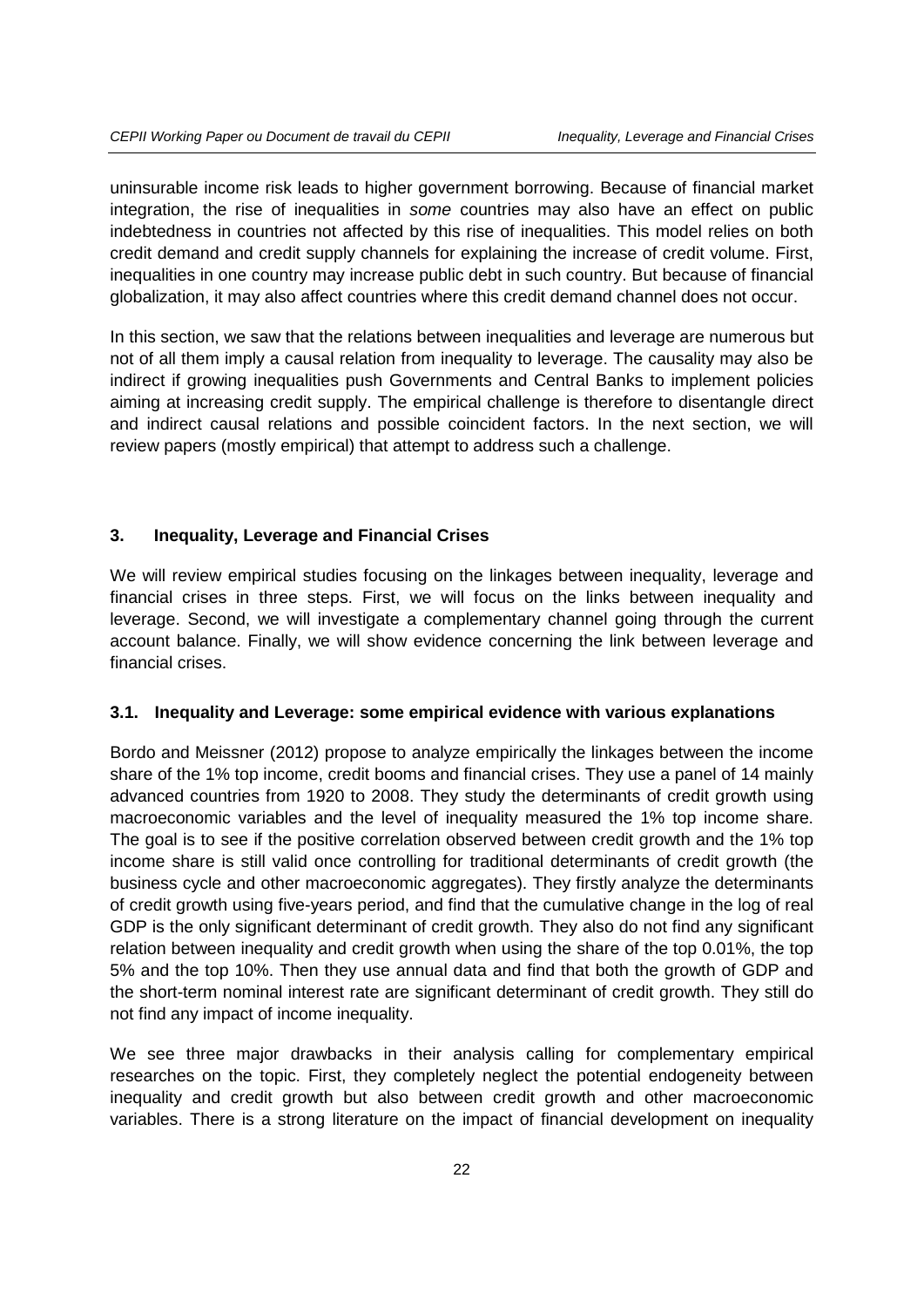uninsurable income risk leads to higher government borrowing. Because of financial market integration, the rise of inequalities in *some* countries may also have an effect on public indebtedness in countries not affected by this rise of inequalities. This model relies on both credit demand and credit supply channels for explaining the increase of credit volume. First, inequalities in one country may increase public debt in such country. But because of financial globalization, it may also affect countries where this credit demand channel does not occur.

In this section, we saw that the relations between inequalities and leverage are numerous but not of all them imply a causal relation from inequality to leverage. The causality may also be indirect if growing inequalities push Governments and Central Banks to implement policies aiming at increasing credit supply. The empirical challenge is therefore to disentangle direct and indirect causal relations and possible coincident factors. In the next section, we will review papers (mostly empirical) that attempt to address such a challenge.

## 3. Inequality, Leverage and Financial Crises

We will review empirical studies focusing on the linkages between inequality, leverage and financial crises in three steps. First, we will focus on the links between inequality and leverage. Second, we will investigate a complementary channel going through the current account balance. Finally, we will show evidence concerning the link between leverage and financial crises.

### 3.1. Inequality and Leverage: some empirical evidence with various explanations

Bordo and Meissner (2012) propose to analyze empirically the linkages between the income share of the 1% top income, credit booms and financial crises. They use a panel of 14 mainly advanced countries from 1920 to 2008. They study the determinants of credit growth using macroeconomic variables and the level of inequality measured the 1% top income share. The goal is to see if the positive correlation observed between credit growth and the 1% top income share is still valid once controlling for traditional determinants of credit growth (the business cycle and other macroeconomic aggregates). They firstly analyze the determinants of credit growth using five-years period, and find that the cumulative change in the log of real GDP is the only significant determinant of credit growth. They also do not find any significant relation between inequality and credit growth when using the share of the top 0.01%, the top 5% and the top 10%. Then they use annual data and find that both the growth of GDP and the short-term nominal interest rate are significant determinant of credit growth. They still do not find any impact of income inequality.

We see three major drawbacks in their analysis calling for complementary empirical researches on the topic. First, they completely neglect the potential endogeneity between inequality and credit growth but also between credit growth and other macroeconomic variables. There is a strong literature on the impact of financial development on inequality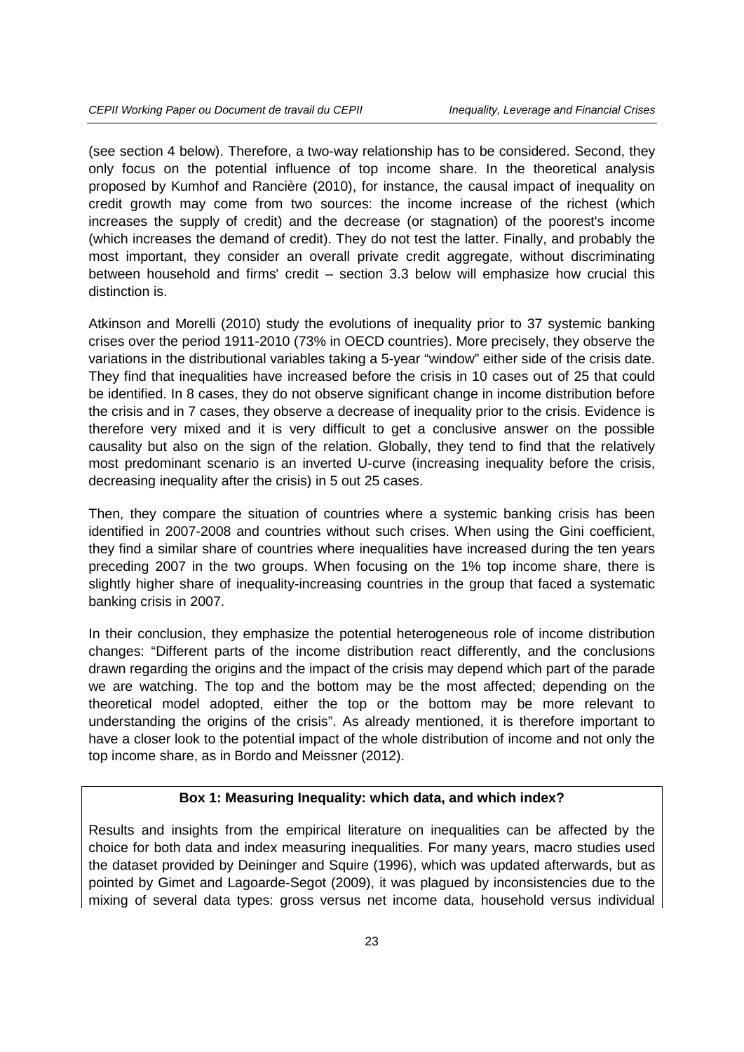(see section 4 below). Therefore, a two-way relationship has to be considered. Second, they only focus on the potential influence of top income share. In the theoretical analysis proposed by Kumhof and Rancière (2010), for instance, the causal impact of inequality on credit growth may come from two sources: the income increase of the richest (which increases the supply of credit) and the decrease (or stagnation) of the poorest's income (which increases the demand of credit). They do not test the latter. Finally, and probably the most important, they consider an overall private credit aggregate, without discriminating between household and firms' credit – section 3.3 below will emphasize how crucial this distinction is.

Atkinson and Morelli (2010) study the evolutions of inequality prior to 37 systemic banking crises over the period 1911-2010 (73% in OECD countries). More precisely, they observe the variations in the distributional variables taking a 5-year "window" either side of the crisis date. They find that inequalities have increased before the crisis in 10 cases out of 25 that could be identified. In 8 cases, they do not observe significant change in income distribution before the crisis and in 7 cases, they observe a decrease of inequality prior to the crisis. Evidence is therefore very mixed and it is very difficult to get a conclusive answer on the possible causality but also on the sign of the relation. Globally, they tend to find that the relatively most predominant scenario is an inverted U-curve (increasing inequality before the crisis, decreasing inequality after the crisis) in 5 out 25 cases.

Then, they compare the situation of countries where a systemic banking crisis has been identified in 2007-2008 and countries without such crises. When using the Gini coefficient, they find a similar share of countries where inequalities have increased during the ten years preceding 2007 in the two groups. When focusing on the 1% top income share, there is slightly higher share of inequality-increasing countries in the group that faced a systematic banking crisis in 2007.

In their conclusion, they emphasize the potential heterogeneous role of income distribution changes: "Different parts of the income distribution react differently, and the conclusions drawn regarding the origins and the impact of the crisis may depend which part of the parade we are watching. The top and the bottom may be the most affected; depending on the theoretical model adopted, either the top or the bottom may be more relevant to understanding the origins of the crisis". As already mentioned, it is therefore important to have a closer look to the potential impact of the whole distribution of income and not only the top income share, as in Bordo and Meissner (2012).

**Box 1: Measuring Inequality: which data, and which index?**

Results and insights from the empirical literature on inequalities can be affected by the choice for both data and index measuring inequalities. For many years, macro studies used the dataset provided by Deininger and Squire (1996), which was updated afterwards, but as pointed by Gimet and Lagoarde-Segot (2009), it was plagued by inconsistencies due to the mixing of several data types: gross versus net income data, household versus individual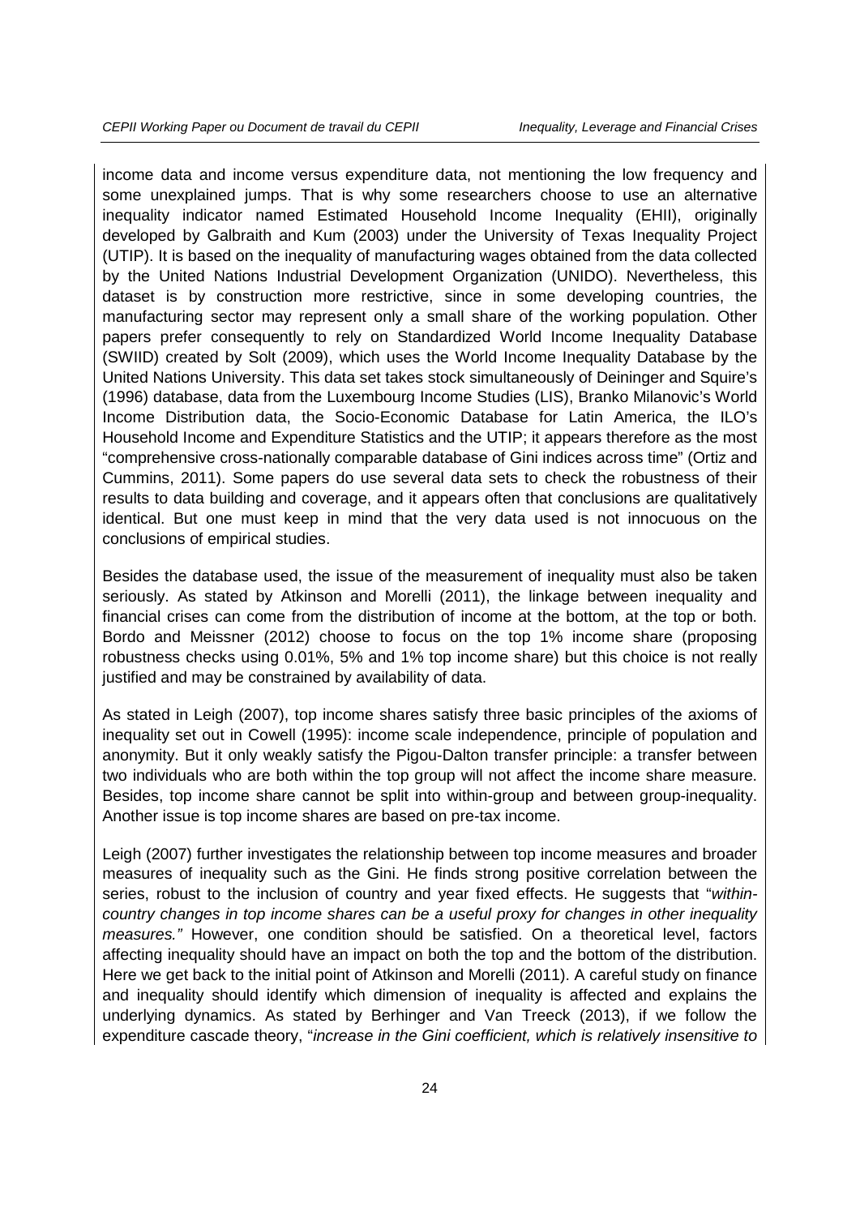income data and income versus expenditure data, not mentioning the low frequency and some unexplained jumps. That is why some researchers choose to use an alternative inequality indicator named Estimated Household Income Inequality (EHII), originally developed by Galbraith and Kum (2003) under the University of Texas Inequality Project (UTIP). It is based on the inequality of manufacturing wages obtained from the data collected by the United Nations Industrial Development Organization (UNIDO). Nevertheless, this dataset is by construction more restrictive, since in some developing countries, the manufacturing sector may represent only a small share of the working population. Other papers prefer consequently to rely on Standardized World Income Inequality Database (SWIID) created by Solt (2009), which uses the World Income Inequality Database by the United Nations University. This data set takes stock simultaneously of Deininger and Squire's (1996) database, data from the Luxembourg Income Studies (LIS), Branko Milanovic's World Income Distribution data, the Socio-Economic Database for Latin America, the ILO's Household Income and Expenditure Statistics and the UTIP; it appears therefore as the most "comprehensive cross-nationally comparable database of Gini indices across time" (Ortiz and Cummins, 2011). Some papers do use several data sets to check the robustness of their results to data building and coverage, and it appears often that conclusions are qualitatively identical. But one must keep in mind that the very data used is not innocuous on the conclusions of empirical studies.

Besides the database used, the issue of the measurement of inequality must also be taken seriously. As stated by Atkinson and Morelli (2011), the linkage between inequality and financial crises can come from the distribution of income at the bottom, at the top or both. Bordo and Meissner (2012) choose to focus on the top 1% income share (proposing robustness checks using 0.01%, 5% and 1% top income share) but this choice is not really justified and may be constrained by availability of data.

As stated in Leigh (2007), top income shares satisfy three basic principles of the axioms of inequality set out in Cowell (1995): income scale independence, principle of population and anonymity. But it only weakly satisfy the Pigou-Dalton transfer principle: a transfer between two individuals who are both within the top group will not affect the income share measure. Besides, top income share cannot be split into within-group and between group-inequality. Another issue is top income shares are based on pre-tax income.

Leigh (2007) further investigates the relationship between top income measures and broader measures of inequality such as the Gini. He finds strong positive correlation between the series, robust to the inclusion of country and year fixed effects. He suggests that "*within-country changes in top income shares can be a useful proxy for changes in other inequality measures.*" However, one condition should be satisfied. On a theoretical level, factors affecting inequality should have an impact on both the top and the bottom of the distribution. Here we get back to the initial point of Atkinson and Morelli (2011). A careful study on finance and inequality should identify which dimension of inequality is affected and explains the underlying dynamics. As stated by Berhinger and Van Treeck (2013), if we follow the expenditure cascade theory, "*increase in the Gini coefficient, which is relatively insensitive to*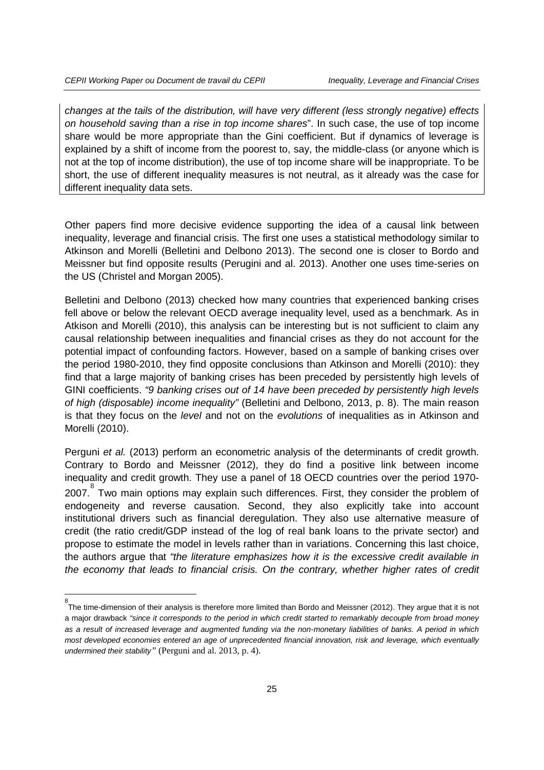*changes at the tails of the distribution, will have very different (less strongly negative) effects on household saving than a rise in top income shares*". In such case, the use of top income share would be more appropriate than the Gini coefficient. But if dynamics of leverage is explained by a shift of income from the poorest to, say, the middle-class (or anyone which is not at the top of income distribution), the use of top income share will be inappropriate. To be short, the use of different inequality measures is not neutral, as it already was the case for different inequality data sets.

Other papers find more decisive evidence supporting the idea of a causal link between inequality, leverage and financial crisis. The first one uses a statistical methodology similar to Atkinson and Morelli (Belletini and Delbono 2013). The second one is closer to Bordo and Meissner but find opposite results (Perugini and al. 2013). Another one uses time-series on the US (Christel and Morgan 2005).

Belletini and Delbono (2013) checked how many countries that experienced banking crises fell above or below the relevant OECD average inequality level, used as a benchmark. As in Atkison and Morelli (2010), this analysis can be interesting but is not sufficient to claim any causal relationship between inequalities and financial crises as they do not account for the potential impact of confounding factors. However, based on a sample of banking crises over the period 1980-2010, they find opposite conclusions than Atkinson and Morelli (2010): they find that a large majority of banking crises has been preceded by persistently high levels of GINI coefficients. *"9 banking crises out of 14 have been preceded by persistently high levels of high (disposable) income inequality"* (Belletini and Delbono, 2013, p. 8). The main reason is that they focus on the *level* and not on the *evolutions* of inequalities as in Atkinson and Morelli (2010).

Perguni *et al.* (2013) perform an econometric analysis of the determinants of credit growth. Contrary to Bordo and Meissner (2012), they do find a positive link between income inequality and credit growth. They use a panel of 18 OECD countries over the period 1970-2007.[8] Two main options may explain such differences. First, they consider the problem of endogeneity and reverse causation. Second, they also explicitly take into account institutional drivers such as financial deregulation. They also use alternative measure of credit (the ratio credit/GDP instead of the log of real bank loans to the private sector) and propose to estimate the model in levels rather than in variations. Concerning this last choice, the authors argue that *"the literature emphasizes how it is the excessive credit available in the economy that leads to financial crisis. On the contrary, whether higher rates of credit*

---

[8] The time-dimension of their analysis is therefore more limited than Bordo and Meissner (2012). They argue that it is not a major drawback *"since it corresponds to the period in which credit started to remarkably decouple from broad money as a result of increased leverage and augmented funding via the non-monetary liabilities of banks. A period in which most developed economies entered an age of unprecedented financial innovation, risk and leverage, which eventually undermined their stability"* (Perguni and al. 2013, p. 4).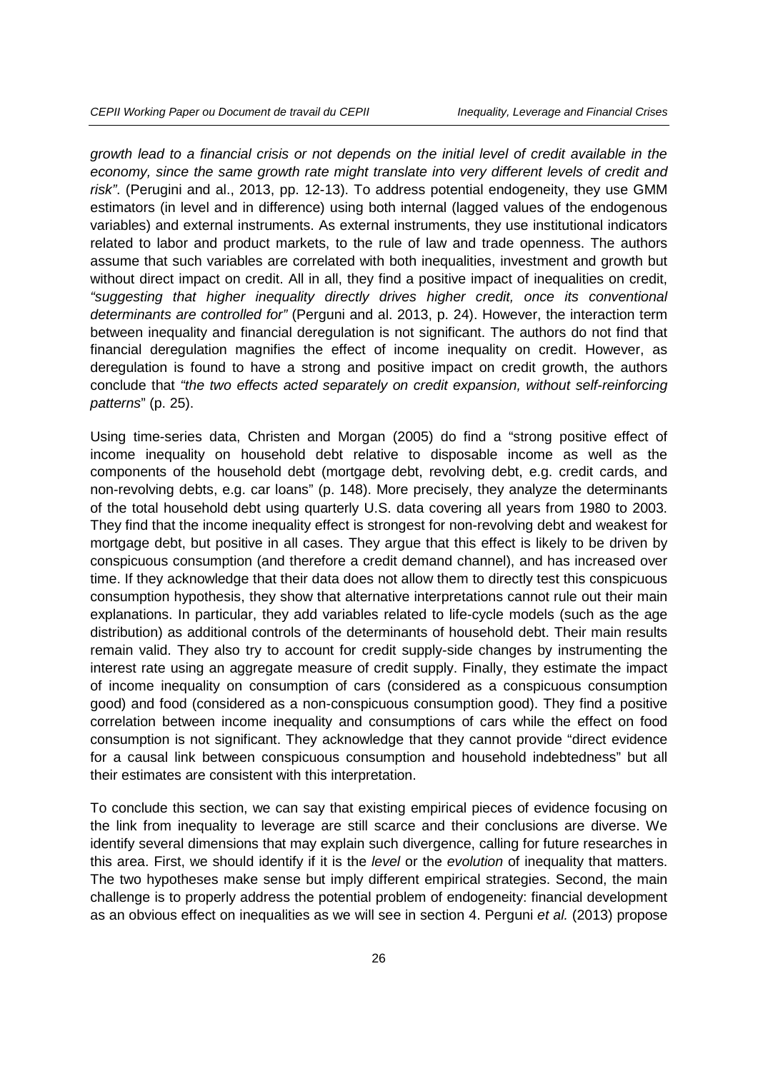*growth lead to a financial crisis or not depends on the initial level of credit available in the economy, since the same growth rate might translate into very different levels of credit and risk"*. (Perugini and al., 2013, pp. 12-13). To address potential endogeneity, they use GMM estimators (in level and in difference) using both internal (lagged values of the endogenous variables) and external instruments. As external instruments, they use institutional indicators related to labor and product markets, to the rule of law and trade openness. The authors assume that such variables are correlated with both inequalities, investment and growth but without direct impact on credit. All in all, they find a positive impact of inequalities on credit, *"suggesting that higher inequality directly drives higher credit, once its conventional determinants are controlled for"* (Perguni and al. 2013, p. 24). However, the interaction term between inequality and financial deregulation is not significant. The authors do not find that financial deregulation magnifies the effect of income inequality on credit. However, as deregulation is found to have a strong and positive impact on credit growth, the authors conclude that *"the two effects acted separately on credit expansion, without self-reinforcing patterns*" (p. 25).

Using time-series data, Christen and Morgan (2005) do find a "strong positive effect of income inequality on household debt relative to disposable income as well as the components of the household debt (mortgage debt, revolving debt, e.g. credit cards, and non-revolving debts, e.g. car loans" (p. 148). More precisely, they analyze the determinants of the total household debt using quarterly U.S. data covering all years from 1980 to 2003. They find that the income inequality effect is strongest for non-revolving debt and weakest for mortgage debt, but positive in all cases. They argue that this effect is likely to be driven by conspicuous consumption (and therefore a credit demand channel), and has increased over time. If they acknowledge that their data does not allow them to directly test this conspicuous consumption hypothesis, they show that alternative interpretations cannot rule out their main explanations. In particular, they add variables related to life-cycle models (such as the age distribution) as additional controls of the determinants of household debt. Their main results remain valid. They also try to account for credit supply-side changes by instrumenting the interest rate using an aggregate measure of credit supply. Finally, they estimate the impact of income inequality on consumption of cars (considered as a conspicuous consumption good) and food (considered as a non-conspicuous consumption good). They find a positive correlation between income inequality and consumptions of cars while the effect on food consumption is not significant. They acknowledge that they cannot provide "direct evidence for a causal link between conspicuous consumption and household indebtedness" but all their estimates are consistent with this interpretation.

To conclude this section, we can say that existing empirical pieces of evidence focusing on the link from inequality to leverage are still scarce and their conclusions are diverse. We identify several dimensions that may explain such divergence, calling for future researches in this area. First, we should identify if it is the *level* or the *evolution* of inequality that matters. The two hypotheses make sense but imply different empirical strategies. Second, the main challenge is to properly address the potential problem of endogeneity: financial development as an obvious effect on inequalities as we will see in section 4. Perguni *et al.* (2013) propose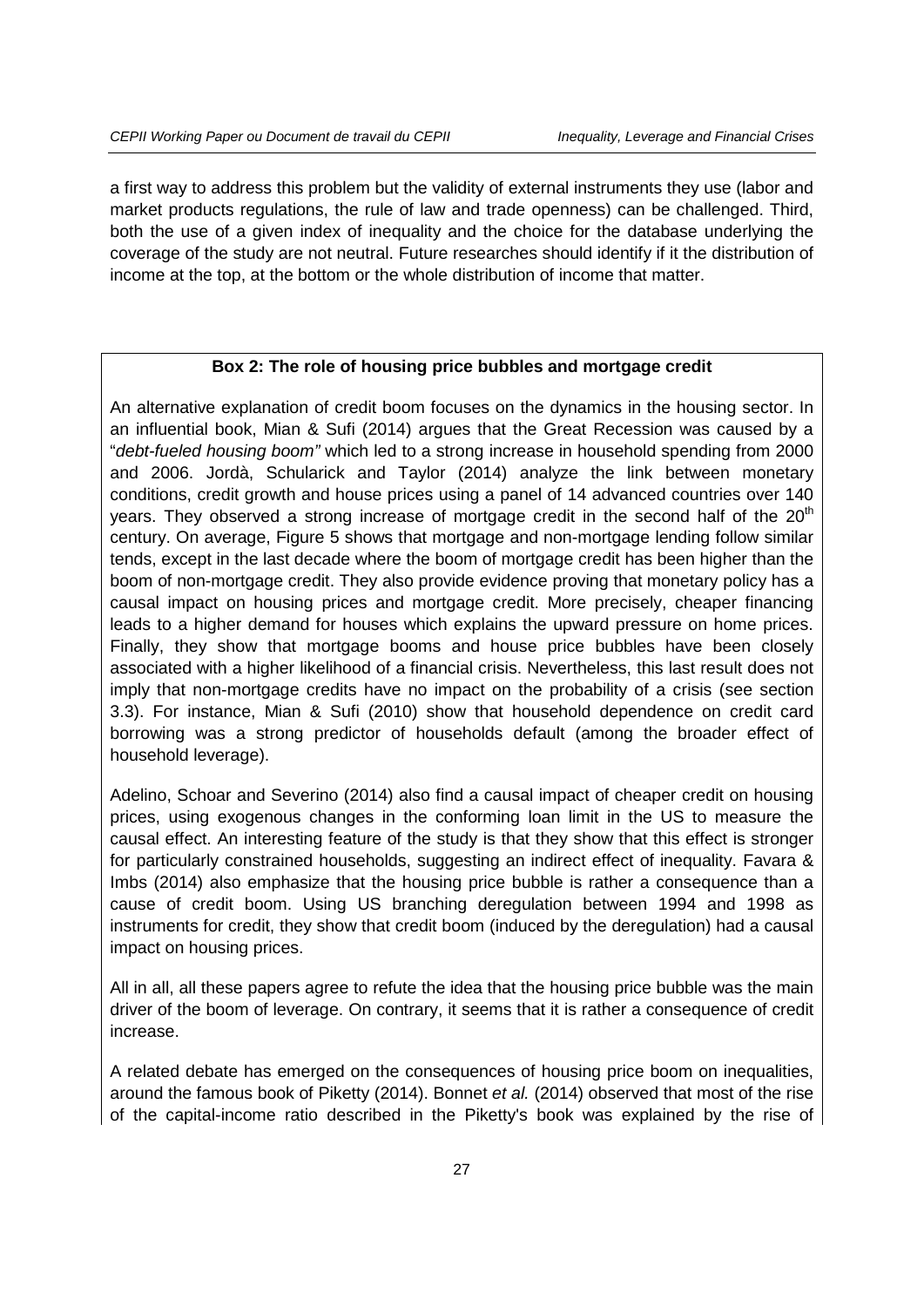a first way to address this problem but the validity of external instruments they use (labor and market products regulations, the rule of law and trade openness) can be challenged. Third, both the use of a given index of inequality and the choice for the database underlying the coverage of the study are not neutral. Future researches should identify if it the distribution of income at the top, at the bottom or the whole distribution of income that matter.

**Box 2: The role of housing price bubbles and mortgage credit**

An alternative explanation of credit boom focuses on the dynamics in the housing sector. In an influential book, Mian & Sufi (2014) argues that the Great Recession was caused by a "*debt-fueled housing boom"* which led to a strong increase in household spending from 2000 and 2006. Jordà, Schularick and Taylor (2014) analyze the link between monetary conditions, credit growth and house prices using a panel of 14 advanced countries over 140 years. They observed a strong increase of mortgage credit in the second half of the 20th century. On average, Figure 5 shows that mortgage and non-mortgage lending follow similar tends, except in the last decade where the boom of mortgage credit has been higher than the boom of non-mortgage credit. They also provide evidence proving that monetary policy has a causal impact on housing prices and mortgage credit. More precisely, cheaper financing leads to a higher demand for houses which explains the upward pressure on home prices. Finally, they show that mortgage booms and house price bubbles have been closely associated with a higher likelihood of a financial crisis. Nevertheless, this last result does not imply that non-mortgage credits have no impact on the probability of a crisis (see section 3.3). For instance, Mian & Sufi (2010) show that household dependence on credit card borrowing was a strong predictor of households default (among the broader effect of household leverage).

Adelino, Schoar and Severino (2014) also find a causal impact of cheaper credit on housing prices, using exogenous changes in the conforming loan limit in the US to measure the causal effect. An interesting feature of the study is that they show that this effect is stronger for particularly constrained households, suggesting an indirect effect of inequality. Favara & Imbs (2014) also emphasize that the housing price bubble is rather a consequence than a cause of credit boom. Using US branching deregulation between 1994 and 1998 as instruments for credit, they show that credit boom (induced by the deregulation) had a causal impact on housing prices.

All in all, all these papers agree to refute the idea that the housing price bubble was the main driver of the boom of leverage. On contrary, it seems that it is rather a consequence of credit increase.

A related debate has emerged on the consequences of housing price boom on inequalities, around the famous book of Piketty (2014). Bonnet *et al.* (2014) observed that most of the rise of the capital-income ratio described in the Piketty's book was explained by the rise of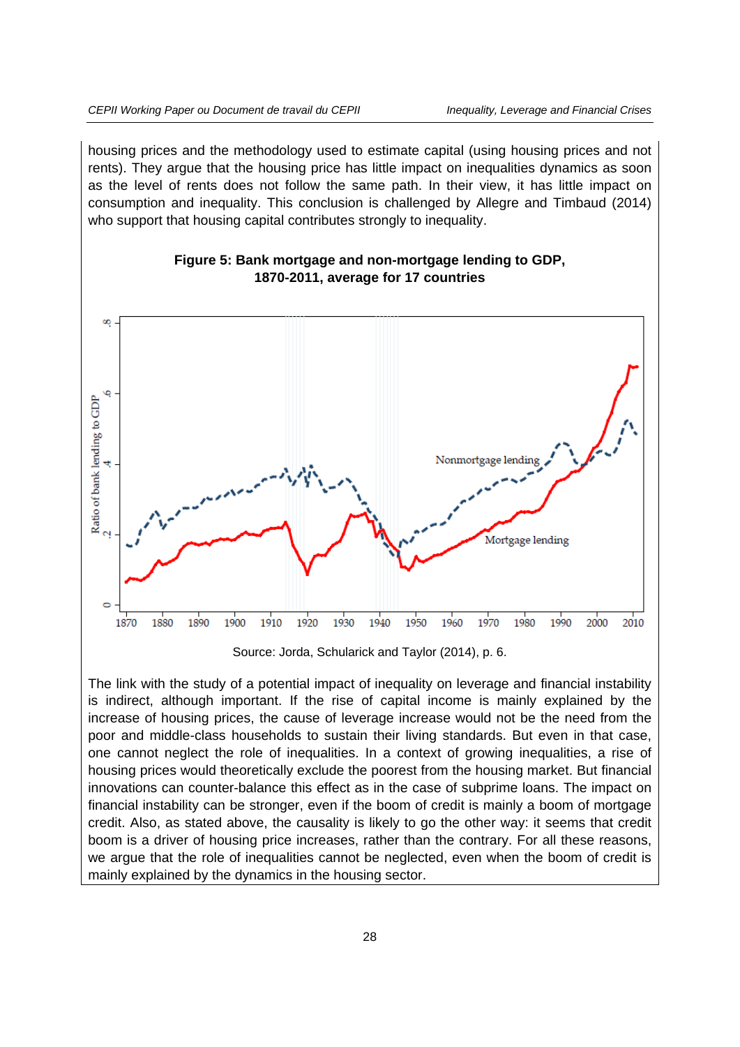housing prices and the methodology used to estimate capital (using housing prices and not rents). They argue that the housing price has little impact on inequalities dynamics as soon as the level of rents does not follow the same path. In their view, it has little impact on consumption and inequality. This conclusion is challenged by Allegre and Timbaud (2014) who support that housing capital contributes strongly to inequality.

**Figure 5: Bank mortgage and non-mortgage lending to GDP, 1870-2011, average for 17 countries**

Source: Jorda, Schularick and Taylor (2014), p. 6.

The link with the study of a potential impact of inequality on leverage and financial instability is indirect, although important. If the rise of capital income is mainly explained by the increase of housing prices, the cause of leverage increase would not be the need from the poor and middle-class households to sustain their living standards. But even in that case, one cannot neglect the role of inequalities. In a context of growing inequalities, a rise of housing prices would theoretically exclude the poorest from the housing market. But financial innovations can counter-balance this effect as in the case of subprime loans. The impact on financial instability can be stronger, even if the boom of credit is mainly a boom of mortgage credit. Also, as stated above, the causality is likely to go the other way: it seems that credit boom is a driver of housing price increases, rather than the contrary. For all these reasons, we argue that the role of inequalities cannot be neglected, even when the boom of credit is mainly explained by the dynamics in the housing sector.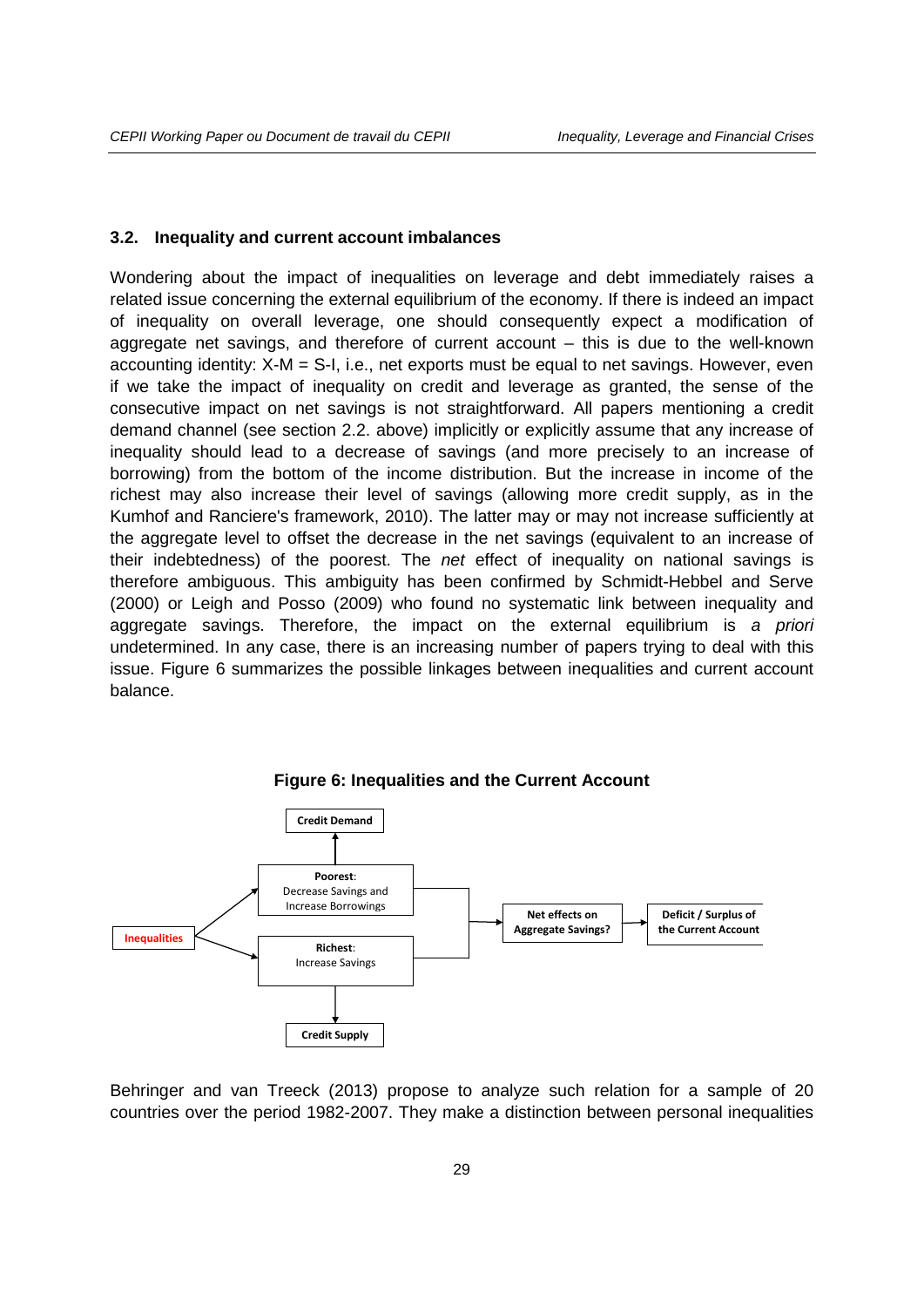### 3.2. Inequality and current account imbalances

Wondering about the impact of inequalities on leverage and debt immediately raises a related issue concerning the external equilibrium of the economy. If there is indeed an impact of inequality on overall leverage, one should consequently expect a modification of aggregate net savings, and therefore of current account – this is due to the well-known accounting identity: X-M = S-I, i.e., net exports must be equal to net savings. However, even if we take the impact of inequality on credit and leverage as granted, the sense of the consecutive impact on net savings is not straightforward. All papers mentioning a credit demand channel (see section 2.2. above) implicitly or explicitly assume that any increase of inequality should lead to a decrease of savings (and more precisely to an increase of borrowing) from the bottom of the income distribution. But the increase in income of the richest may also increase their level of savings (allowing more credit supply, as in the Kumhof and Ranciere's framework, 2010). The latter may or may not increase sufficiently at the aggregate level to offset the decrease in the net savings (equivalent to an increase of their indebtedness) of the poorest. The *net* effect of inequality on national savings is therefore ambiguous. This ambiguity has been confirmed by Schmidt-Hebbel and Serve (2000) or Leigh and Posso (2009) who found no systematic link between inequality and aggregate savings. Therefore, the impact on the external equilibrium is *a priori* undetermined. In any case, there is an increasing number of papers trying to deal with this issue. Figure 6 summarizes the possible linkages between inequalities and current account balance.

**Figure 6: Inequalities and the Current Account**

Inequalities → **Poorest**: Decrease Savings and Increase Borrowings → Credit Demand

Inequalities → **Richest**: Increase Savings → Credit Supply

Poorest / Richest → **Net effects on Aggregate Savings?** → **Deficit / Surplus of the Current Account**

Behringer and van Treeck (2013) propose to analyze such relation for a sample of 20 countries over the period 1982-2007. They make a distinction between personal inequalities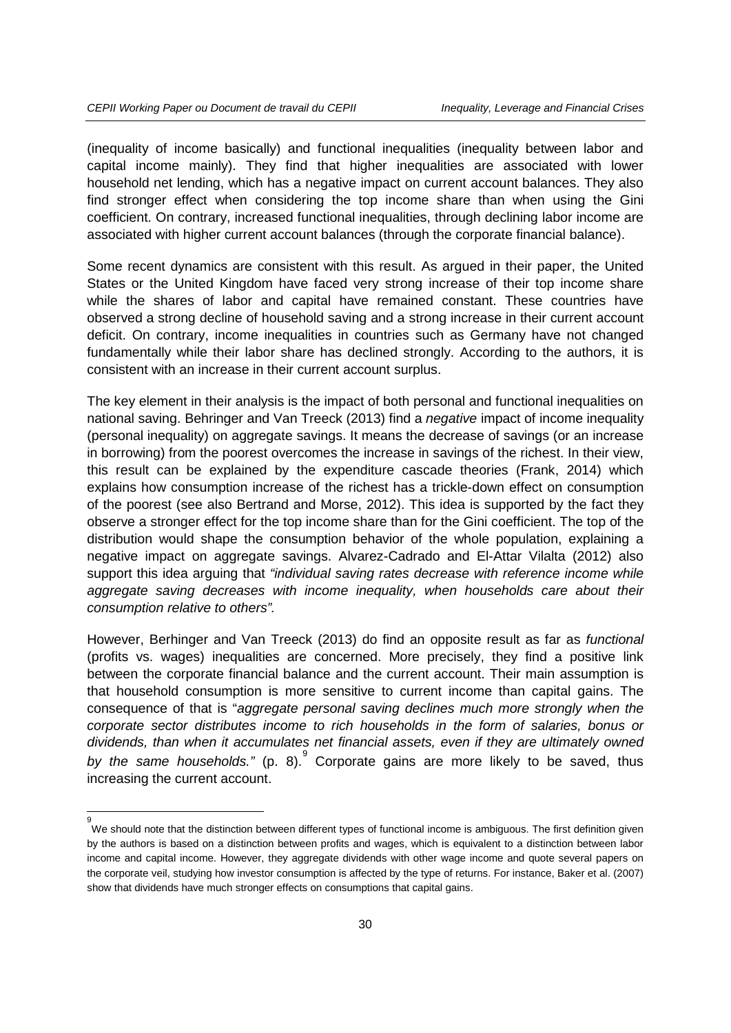(inequality of income basically) and functional inequalities (inequality between labor and capital income mainly). They find that higher inequalities are associated with lower household net lending, which has a negative impact on current account balances. They also find stronger effect when considering the top income share than when using the Gini coefficient. On contrary, increased functional inequalities, through declining labor income are associated with higher current account balances (through the corporate financial balance).

Some recent dynamics are consistent with this result. As argued in their paper, the United States or the United Kingdom have faced very strong increase of their top income share while the shares of labor and capital have remained constant. These countries have observed a strong decline of household saving and a strong increase in their current account deficit. On contrary, income inequalities in countries such as Germany have not changed fundamentally while their labor share has declined strongly. According to the authors, it is consistent with an increase in their current account surplus.

The key element in their analysis is the impact of both personal and functional inequalities on national saving. Behringer and Van Treeck (2013) find a *negative* impact of income inequality (personal inequality) on aggregate savings. It means the decrease of savings (or an increase in borrowing) from the poorest overcomes the increase in savings of the richest. In their view, this result can be explained by the expenditure cascade theories (Frank, 2014) which explains how consumption increase of the richest has a trickle-down effect on consumption of the poorest (see also Bertrand and Morse, 2012). This idea is supported by the fact they observe a stronger effect for the top income share than for the Gini coefficient. The top of the distribution would shape the consumption behavior of the whole population, explaining a negative impact on aggregate savings. Alvarez-Cadrado and El-Attar Vilalta (2012) also support this idea arguing that *"individual saving rates decrease with reference income while aggregate saving decreases with income inequality, when households care about their consumption relative to others".*

However, Berhinger and Van Treeck (2013) do find an opposite result as far as *functional* (profits vs. wages) inequalities are concerned. More precisely, they find a positive link between the corporate financial balance and the current account. Their main assumption is that household consumption is more sensitive to current income than capital gains. The consequence of that is "*aggregate personal saving declines much more strongly when the corporate sector distributes income to rich households in the form of salaries, bonus or dividends, than when it accumulates net financial assets, even if they are ultimately owned by the same households."* (p. 8).[9] Corporate gains are more likely to be saved, thus increasing the current account.

[9] We should note that the distinction between different types of functional income is ambiguous. The first definition given by the authors is based on a distinction between profits and wages, which is equivalent to a distinction between labor income and capital income. However, they aggregate dividends with other wage income and quote several papers on the corporate veil, studying how investor consumption is affected by the type of returns. For instance, Baker et al. (2007) show that dividends have much stronger effects on consumptions that capital gains.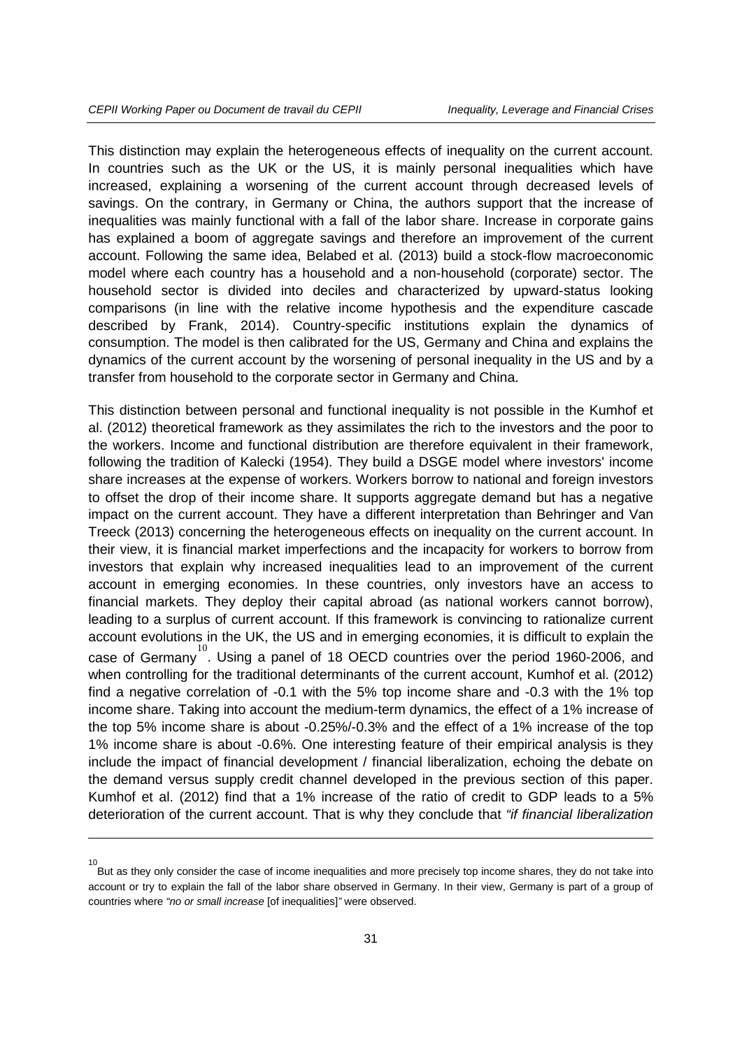This distinction may explain the heterogeneous effects of inequality on the current account. In countries such as the UK or the US, it is mainly personal inequalities which have increased, explaining a worsening of the current account through decreased levels of savings. On the contrary, in Germany or China, the authors support that the increase of inequalities was mainly functional with a fall of the labor share. Increase in corporate gains has explained a boom of aggregate savings and therefore an improvement of the current account. Following the same idea, Belabed et al. (2013) build a stock-flow macroeconomic model where each country has a household and a non-household (corporate) sector. The household sector is divided into deciles and characterized by upward-status looking comparisons (in line with the relative income hypothesis and the expenditure cascade described by Frank, 2014). Country-specific institutions explain the dynamics of consumption. The model is then calibrated for the US, Germany and China and explains the dynamics of the current account by the worsening of personal inequality in the US and by a transfer from household to the corporate sector in Germany and China.

This distinction between personal and functional inequality is not possible in the Kumhof et al. (2012) theoretical framework as they assimilates the rich to the investors and the poor to the workers. Income and functional distribution are therefore equivalent in their framework, following the tradition of Kalecki (1954). They build a DSGE model where investors' income share increases at the expense of workers. Workers borrow to national and foreign investors to offset the drop of their income share. It supports aggregate demand but has a negative impact on the current account. They have a different interpretation than Behringer and Van Treeck (2013) concerning the heterogeneous effects on inequality on the current account. In their view, it is financial market imperfections and the incapacity for workers to borrow from investors that explain why increased inequalities lead to an improvement of the current account in emerging economies. In these countries, only investors have an access to financial markets. They deploy their capital abroad (as national workers cannot borrow), leading to a surplus of current account. If this framework is convincing to rationalize current account evolutions in the UK, the US and in emerging economies, it is difficult to explain the case of Germany[10]. Using a panel of 18 OECD countries over the period 1960-2006, and when controlling for the traditional determinants of the current account, Kumhof et al. (2012) find a negative correlation of -0.1 with the 5% top income share and -0.3 with the 1% top income share. Taking into account the medium-term dynamics, the effect of a 1% increase of the top 5% income share is about -0.25%/-0.3% and the effect of a 1% increase of the top 1% income share is about -0.6%. One interesting feature of their empirical analysis is they include the impact of financial development / financial liberalization, echoing the debate on the demand versus supply credit channel developed in the previous section of this paper. Kumhof et al. (2012) find that a 1% increase of the ratio of credit to GDP leads to a 5% deterioration of the current account. That is why they conclude that *"if financial liberalization*

[10] But as they only consider the case of income inequalities and more precisely top income shares, they do not take into account or try to explain the fall of the labor share observed in Germany. In their view, Germany is part of a group of countries where *"no or small increase* [of inequalities]*"* were observed.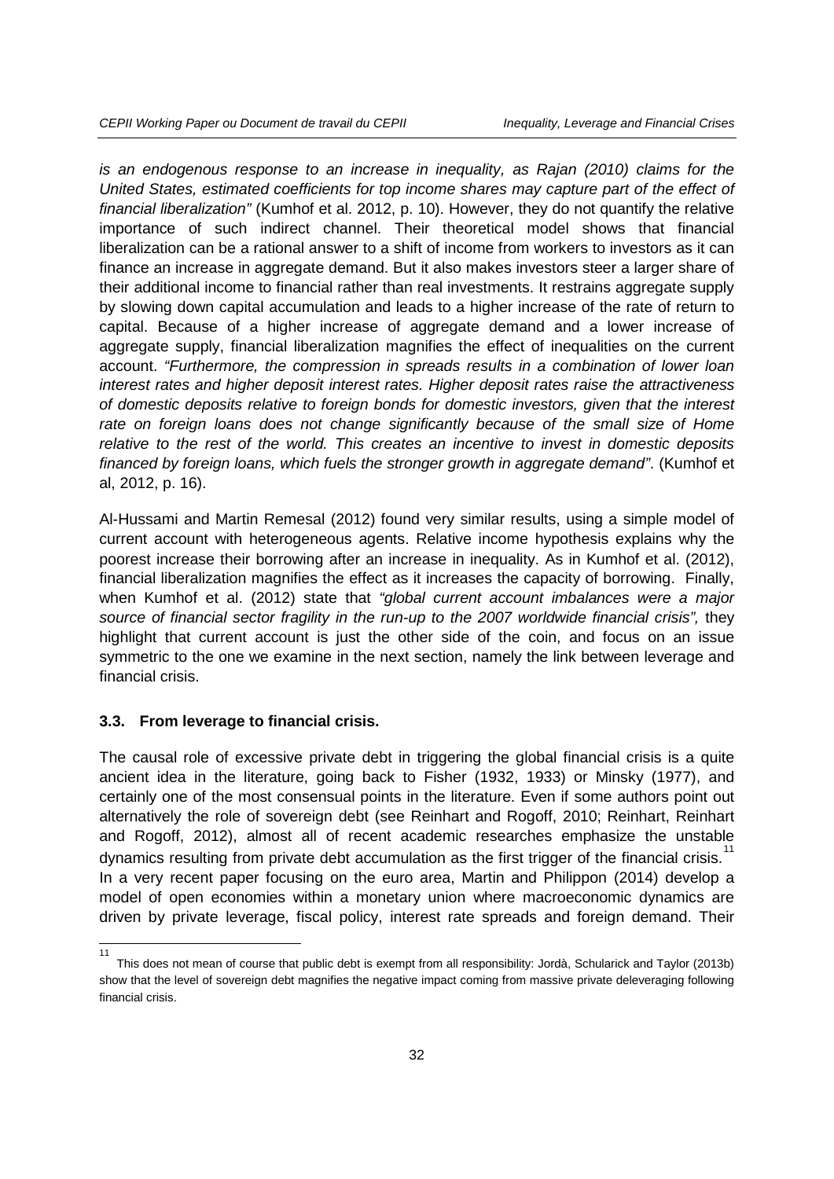*is an endogenous response to an increase in inequality, as Rajan (2010) claims for the United States, estimated coefficients for top income shares may capture part of the effect of financial liberalization"* (Kumhof et al. 2012, p. 10). However, they do not quantify the relative importance of such indirect channel. Their theoretical model shows that financial liberalization can be a rational answer to a shift of income from workers to investors as it can finance an increase in aggregate demand. But it also makes investors steer a larger share of their additional income to financial rather than real investments. It restrains aggregate supply by slowing down capital accumulation and leads to a higher increase of the rate of return to capital. Because of a higher increase of aggregate demand and a lower increase of aggregate supply, financial liberalization magnifies the effect of inequalities on the current account. *"Furthermore, the compression in spreads results in a combination of lower loan interest rates and higher deposit interest rates. Higher deposit rates raise the attractiveness of domestic deposits relative to foreign bonds for domestic investors, given that the interest rate on foreign loans does not change significantly because of the small size of Home relative to the rest of the world. This creates an incentive to invest in domestic deposits financed by foreign loans, which fuels the stronger growth in aggregate demand"*. (Kumhof et al, 2012, p. 16).

Al-Hussami and Martin Remesal (2012) found very similar results, using a simple model of current account with heterogeneous agents. Relative income hypothesis explains why the poorest increase their borrowing after an increase in inequality. As in Kumhof et al. (2012), financial liberalization magnifies the effect as it increases the capacity of borrowing. Finally, when Kumhof et al. (2012) state that *"global current account imbalances were a major source of financial sector fragility in the run-up to the 2007 worldwide financial crisis",* they highlight that current account is just the other side of the coin, and focus on an issue symmetric to the one we examine in the next section, namely the link between leverage and financial crisis.

### 3.3. From leverage to financial crisis.

The causal role of excessive private debt in triggering the global financial crisis is a quite ancient idea in the literature, going back to Fisher (1932, 1933) or Minsky (1977), and certainly one of the most consensual points in the literature. Even if some authors point out alternatively the role of sovereign debt (see Reinhart and Rogoff, 2010; Reinhart, Reinhart and Rogoff, 2012), almost all of recent academic researches emphasize the unstable dynamics resulting from private debt accumulation as the first trigger of the financial crisis.[11] In a very recent paper focusing on the euro area, Martin and Philippon (2014) develop a model of open economies within a monetary union where macroeconomic dynamics are driven by private leverage, fiscal policy, interest rate spreads and foreign demand. Their

[11] This does not mean of course that public debt is exempt from all responsibility: Jordà, Schularick and Taylor (2013b) show that the level of sovereign debt magnifies the negative impact coming from massive private deleveraging following financial crisis.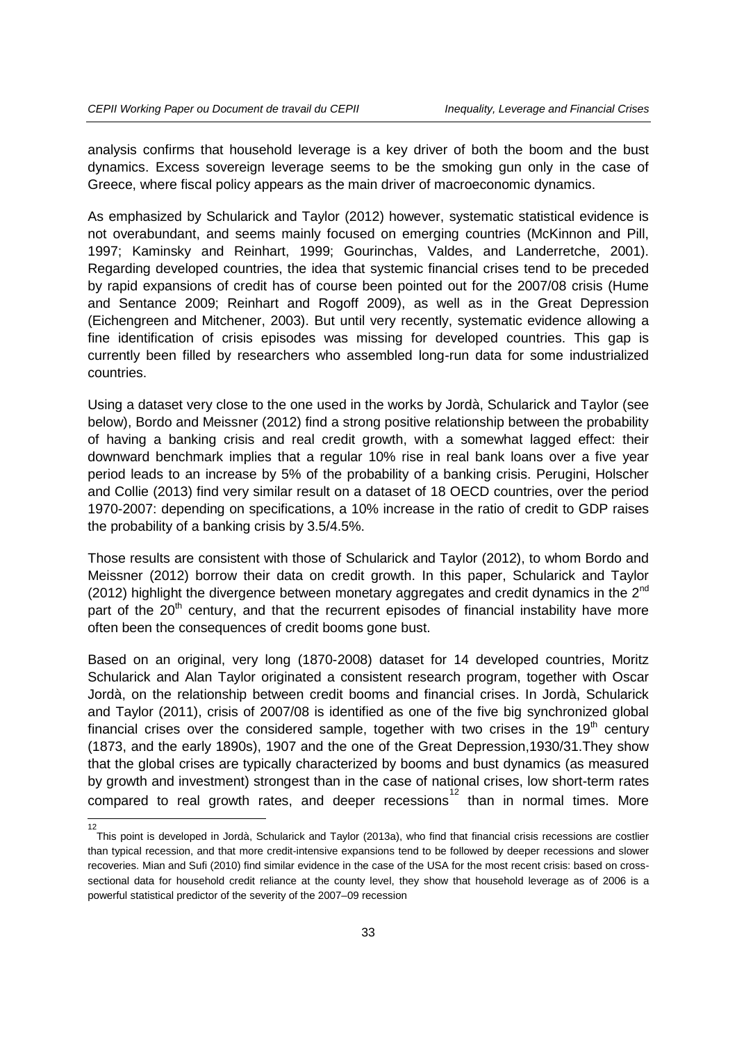analysis confirms that household leverage is a key driver of both the boom and the bust dynamics. Excess sovereign leverage seems to be the smoking gun only in the case of Greece, where fiscal policy appears as the main driver of macroeconomic dynamics.

As emphasized by Schularick and Taylor (2012) however, systematic statistical evidence is not overabundant, and seems mainly focused on emerging countries (McKinnon and Pill, 1997; Kaminsky and Reinhart, 1999; Gourinchas, Valdes, and Landerretche, 2001). Regarding developed countries, the idea that systemic financial crises tend to be preceded by rapid expansions of credit has of course been pointed out for the 2007/08 crisis (Hume and Sentance 2009; Reinhart and Rogoff 2009), as well as in the Great Depression (Eichengreen and Mitchener, 2003). But until very recently, systematic evidence allowing a fine identification of crisis episodes was missing for developed countries. This gap is currently been filled by researchers who assembled long-run data for some industrialized countries.

Using a dataset very close to the one used in the works by Jordà, Schularick and Taylor (see below), Bordo and Meissner (2012) find a strong positive relationship between the probability of having a banking crisis and real credit growth, with a somewhat lagged effect: their downward benchmark implies that a regular 10% rise in real bank loans over a five year period leads to an increase by 5% of the probability of a banking crisis. Perugini, Holscher and Collie (2013) find very similar result on a dataset of 18 OECD countries, over the period 1970-2007: depending on specifications, a 10% increase in the ratio of credit to GDP raises the probability of a banking crisis by 3.5/4.5%.

Those results are consistent with those of Schularick and Taylor (2012), to whom Bordo and Meissner (2012) borrow their data on credit growth. In this paper, Schularick and Taylor (2012) highlight the divergence between monetary aggregates and credit dynamics in the 2nd part of the 20th century, and that the recurrent episodes of financial instability have more often been the consequences of credit booms gone bust.

Based on an original, very long (1870-2008) dataset for 14 developed countries, Moritz Schularick and Alan Taylor originated a consistent research program, together with Oscar Jordà, on the relationship between credit booms and financial crises. In Jordà, Schularick and Taylor (2011), crisis of 2007/08 is identified as one of the five big synchronized global financial crises over the considered sample, together with two crises in the 19th century (1873, and the early 1890s), 1907 and the one of the Great Depression,1930/31.They show that the global crises are typically characterized by booms and bust dynamics (as measured by growth and investment) strongest than in the case of national crises, low short-term rates compared to real growth rates, and deeper recessions[12] than in normal times. More

[12] This point is developed in Jordà, Schularick and Taylor (2013a), who find that financial crisis recessions are costlier than typical recession, and that more credit-intensive expansions tend to be followed by deeper recessions and slower recoveries. Mian and Sufi (2010) find similar evidence in the case of the USA for the most recent crisis: based on cross-sectional data for household credit reliance at the county level, they show that household leverage as of 2006 is a powerful statistical predictor of the severity of the 2007–09 recession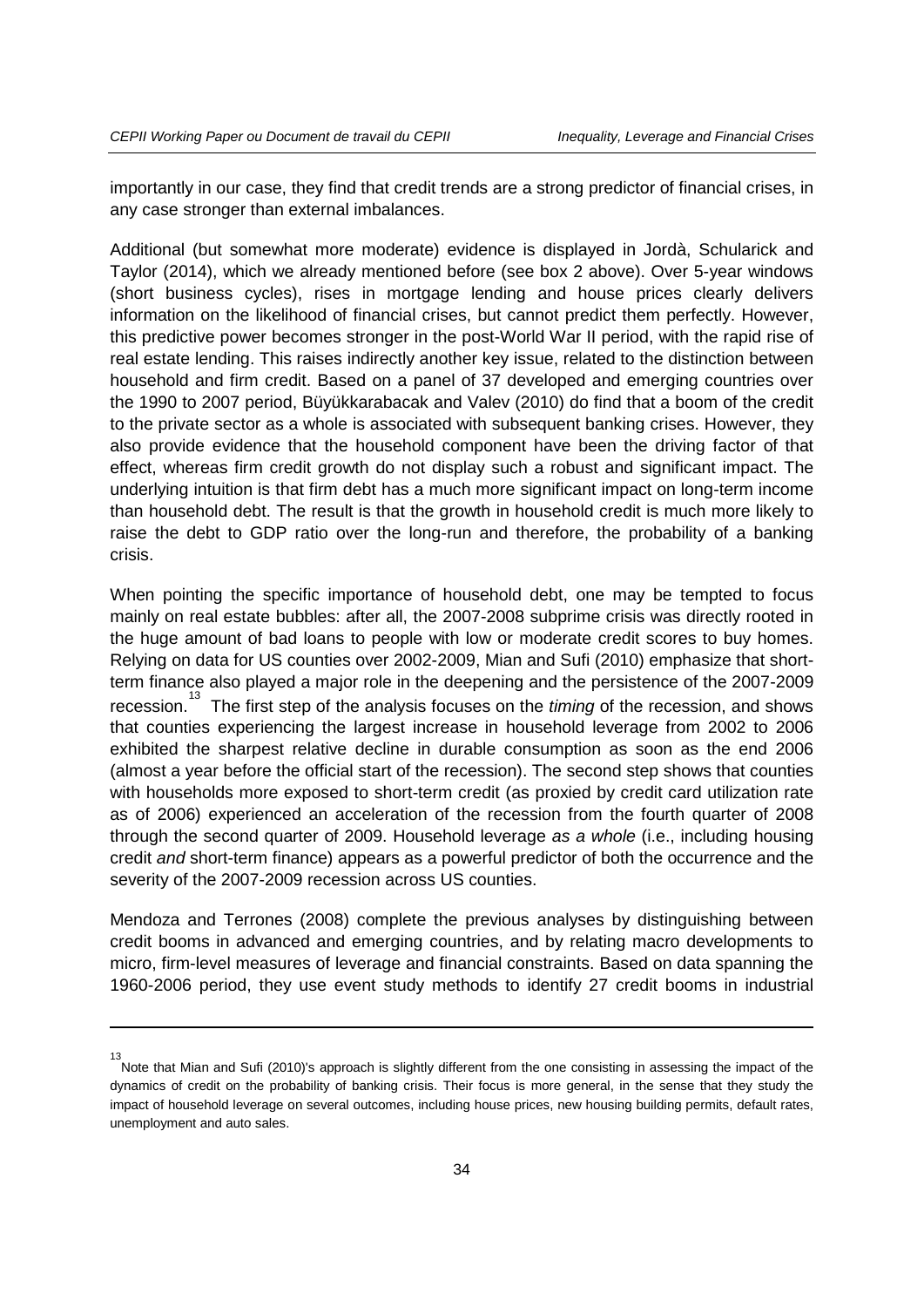importantly in our case, they find that credit trends are a strong predictor of financial crises, in any case stronger than external imbalances.

Additional (but somewhat more moderate) evidence is displayed in Jordà, Schularick and Taylor (2014), which we already mentioned before (see box 2 above). Over 5-year windows (short business cycles), rises in mortgage lending and house prices clearly delivers information on the likelihood of financial crises, but cannot predict them perfectly. However, this predictive power becomes stronger in the post-World War II period, with the rapid rise of real estate lending. This raises indirectly another key issue, related to the distinction between household and firm credit. Based on a panel of 37 developed and emerging countries over the 1990 to 2007 period, Büyükkarabacak and Valev (2010) do find that a boom of the credit to the private sector as a whole is associated with subsequent banking crises. However, they also provide evidence that the household component have been the driving factor of that effect, whereas firm credit growth do not display such a robust and significant impact. The underlying intuition is that firm debt has a much more significant impact on long-term income than household debt. The result is that the growth in household credit is much more likely to raise the debt to GDP ratio over the long-run and therefore, the probability of a banking crisis.

When pointing the specific importance of household debt, one may be tempted to focus mainly on real estate bubbles: after all, the 2007-2008 subprime crisis was directly rooted in the huge amount of bad loans to people with low or moderate credit scores to buy homes. Relying on data for US counties over 2002-2009, Mian and Sufi (2010) emphasize that short-term finance also played a major role in the deepening and the persistence of the 2007-2009 recession.[13] The first step of the analysis focuses on the *timing* of the recession, and shows that counties experiencing the largest increase in household leverage from 2002 to 2006 exhibited the sharpest relative decline in durable consumption as soon as the end 2006 (almost a year before the official start of the recession). The second step shows that counties with households more exposed to short-term credit (as proxied by credit card utilization rate as of 2006) experienced an acceleration of the recession from the fourth quarter of 2008 through the second quarter of 2009. Household leverage *as a whole* (i.e., including housing credit *and* short-term finance) appears as a powerful predictor of both the occurrence and the severity of the 2007-2009 recession across US counties.

Mendoza and Terrones (2008) complete the previous analyses by distinguishing between credit booms in advanced and emerging countries, and by relating macro developments to micro, firm-level measures of leverage and financial constraints. Based on data spanning the 1960-2006 period, they use event study methods to identify 27 credit booms in industrial

---

[13] Note that Mian and Sufi (2010)'s approach is slightly different from the one consisting in assessing the impact of the dynamics of credit on the probability of banking crisis. Their focus is more general, in the sense that they study the impact of household leverage on several outcomes, including house prices, new housing building permits, default rates, unemployment and auto sales.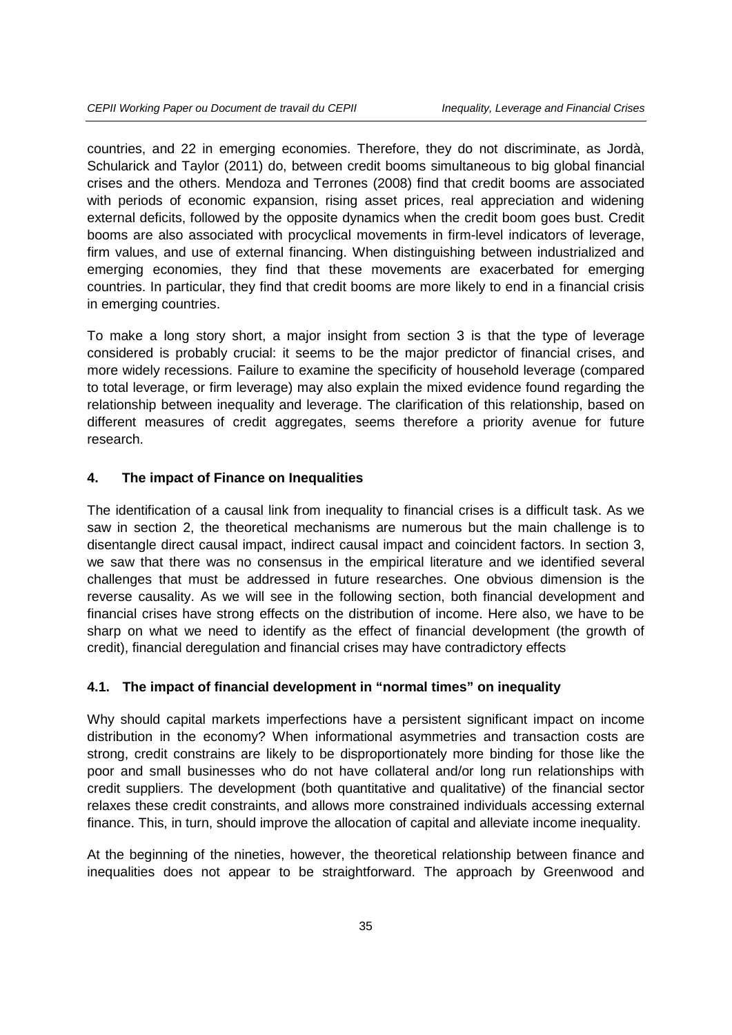countries, and 22 in emerging economies. Therefore, they do not discriminate, as Jordà, Schularick and Taylor (2011) do, between credit booms simultaneous to big global financial crises and the others. Mendoza and Terrones (2008) find that credit booms are associated with periods of economic expansion, rising asset prices, real appreciation and widening external deficits, followed by the opposite dynamics when the credit boom goes bust. Credit booms are also associated with procyclical movements in firm-level indicators of leverage, firm values, and use of external financing. When distinguishing between industrialized and emerging economies, they find that these movements are exacerbated for emerging countries. In particular, they find that credit booms are more likely to end in a financial crisis in emerging countries.

To make a long story short, a major insight from section 3 is that the type of leverage considered is probably crucial: it seems to be the major predictor of financial crises, and more widely recessions. Failure to examine the specificity of household leverage (compared to total leverage, or firm leverage) may also explain the mixed evidence found regarding the relationship between inequality and leverage. The clarification of this relationship, based on different measures of credit aggregates, seems therefore a priority avenue for future research.

## 4. The impact of Finance on Inequalities

The identification of a causal link from inequality to financial crises is a difficult task. As we saw in section 2, the theoretical mechanisms are numerous but the main challenge is to disentangle direct causal impact, indirect causal impact and coincident factors. In section 3, we saw that there was no consensus in the empirical literature and we identified several challenges that must be addressed in future researches. One obvious dimension is the reverse causality. As we will see in the following section, both financial development and financial crises have strong effects on the distribution of income. Here also, we have to be sharp on what we need to identify as the effect of financial development (the growth of credit), financial deregulation and financial crises may have contradictory effects

### 4.1. The impact of financial development in "normal times" on inequality

Why should capital markets imperfections have a persistent significant impact on income distribution in the economy? When informational asymmetries and transaction costs are strong, credit constrains are likely to be disproportionately more binding for those like the poor and small businesses who do not have collateral and/or long run relationships with credit suppliers. The development (both quantitative and qualitative) of the financial sector relaxes these credit constraints, and allows more constrained individuals accessing external finance. This, in turn, should improve the allocation of capital and alleviate income inequality.

At the beginning of the nineties, however, the theoretical relationship between finance and inequalities does not appear to be straightforward. The approach by Greenwood and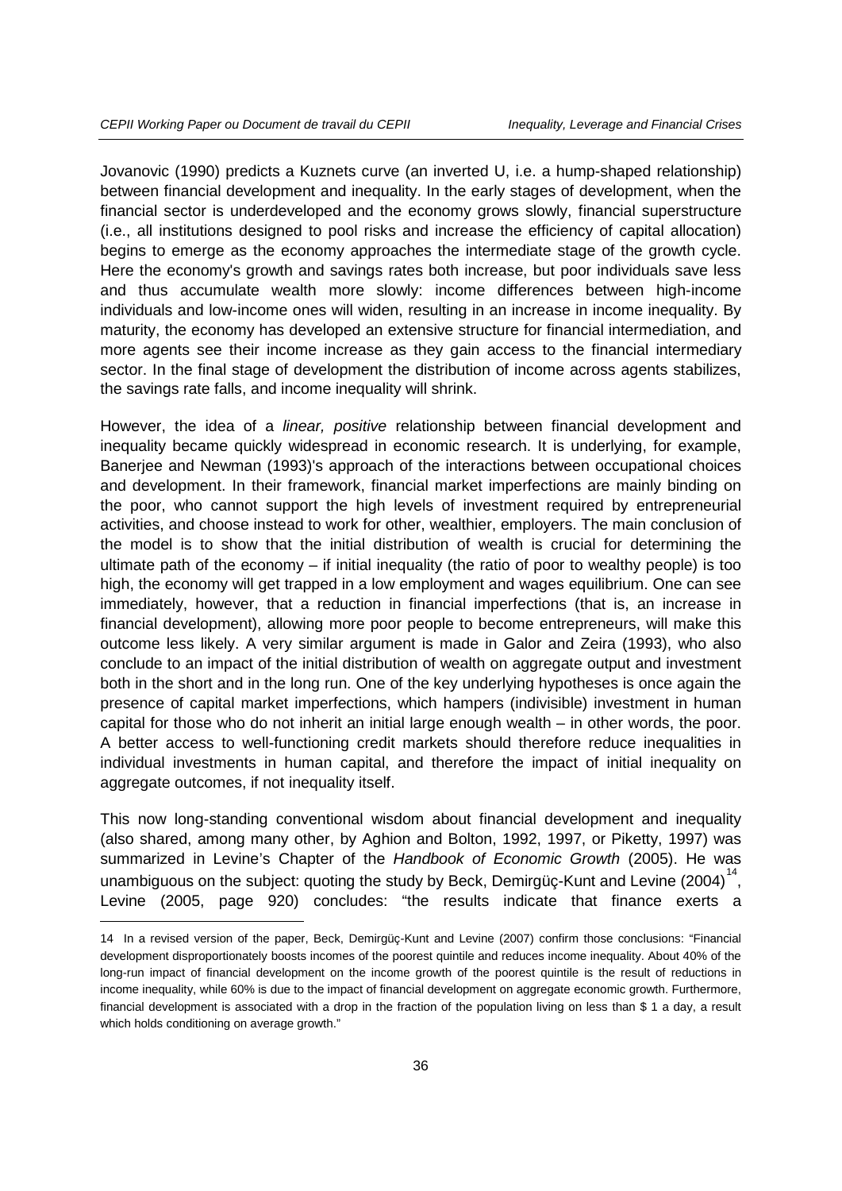Jovanovic (1990) predicts a Kuznets curve (an inverted U, i.e. a hump-shaped relationship) between financial development and inequality. In the early stages of development, when the financial sector is underdeveloped and the economy grows slowly, financial superstructure (i.e., all institutions designed to pool risks and increase the efficiency of capital allocation) begins to emerge as the economy approaches the intermediate stage of the growth cycle. Here the economy's growth and savings rates both increase, but poor individuals save less and thus accumulate wealth more slowly: income differences between high-income individuals and low-income ones will widen, resulting in an increase in income inequality. By maturity, the economy has developed an extensive structure for financial intermediation, and more agents see their income increase as they gain access to the financial intermediary sector. In the final stage of development the distribution of income across agents stabilizes, the savings rate falls, and income inequality will shrink.

However, the idea of a *linear, positive* relationship between financial development and inequality became quickly widespread in economic research. It is underlying, for example, Banerjee and Newman (1993)'s approach of the interactions between occupational choices and development. In their framework, financial market imperfections are mainly binding on the poor, who cannot support the high levels of investment required by entrepreneurial activities, and choose instead to work for other, wealthier, employers. The main conclusion of the model is to show that the initial distribution of wealth is crucial for determining the ultimate path of the economy – if initial inequality (the ratio of poor to wealthy people) is too high, the economy will get trapped in a low employment and wages equilibrium. One can see immediately, however, that a reduction in financial imperfections (that is, an increase in financial development), allowing more poor people to become entrepreneurs, will make this outcome less likely. A very similar argument is made in Galor and Zeira (1993), who also conclude to an impact of the initial distribution of wealth on aggregate output and investment both in the short and in the long run. One of the key underlying hypotheses is once again the presence of capital market imperfections, which hampers (indivisible) investment in human capital for those who do not inherit an initial large enough wealth – in other words, the poor. A better access to well-functioning credit markets should therefore reduce inequalities in individual investments in human capital, and therefore the impact of initial inequality on aggregate outcomes, if not inequality itself.

This now long-standing conventional wisdom about financial development and inequality (also shared, among many other, by Aghion and Bolton, 1992, 1997, or Piketty, 1997) was summarized in Levine's Chapter of the *Handbook of Economic Growth* (2005). He was unambiguous on the subject: quoting the study by Beck, Demirgüç-Kunt and Levine (2004)[14], Levine (2005, page 920) concludes: "the results indicate that finance exerts a

---

14 In a revised version of the paper, Beck, Demirgüç-Kunt and Levine (2007) confirm those conclusions: "Financial development disproportionately boosts incomes of the poorest quintile and reduces income inequality. About 40% of the long-run impact of financial development on the income growth of the poorest quintile is the result of reductions in income inequality, while 60% is due to the impact of financial development on aggregate economic growth. Furthermore, financial development is associated with a drop in the fraction of the population living on less than $ 1 a day, a result which holds conditioning on average growth."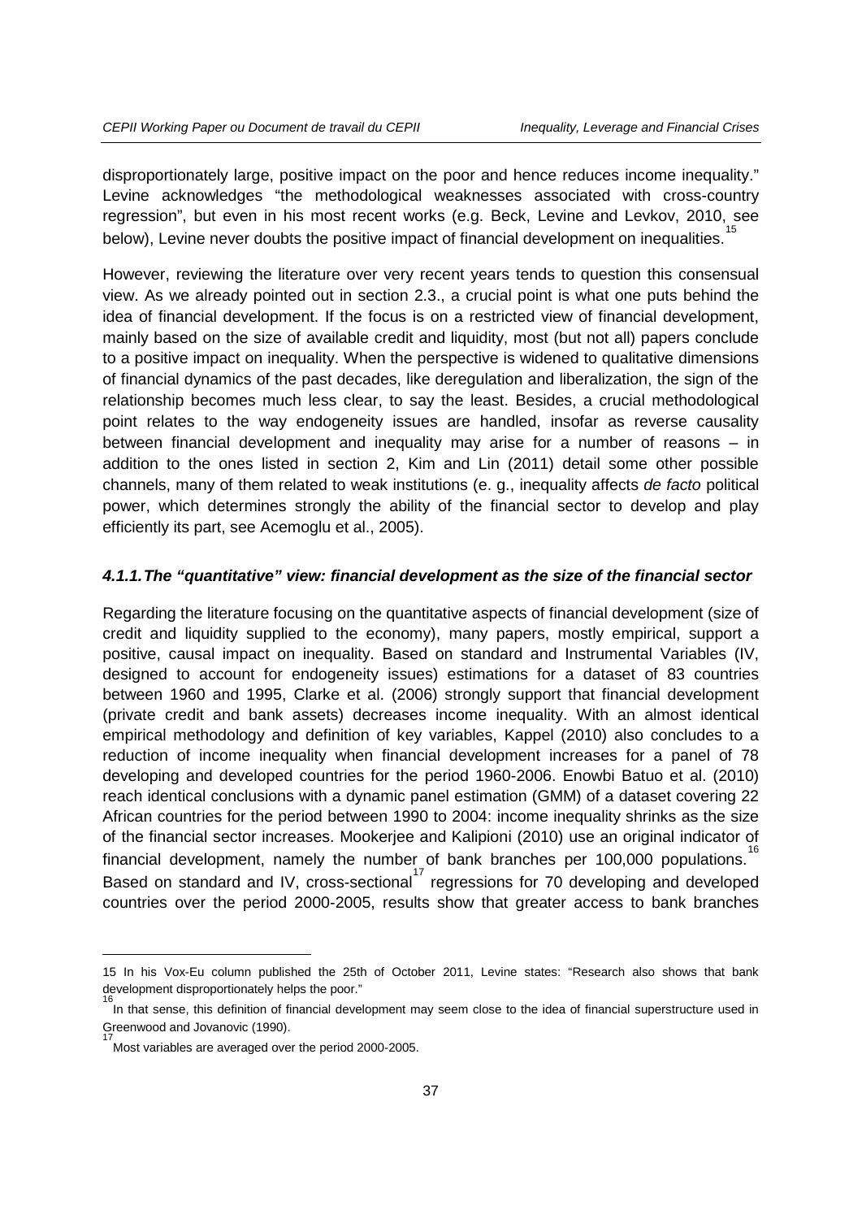disproportionately large, positive impact on the poor and hence reduces income inequality." Levine acknowledges "the methodological weaknesses associated with cross-country regression", but even in his most recent works (e.g. Beck, Levine and Levkov, 2010, see below), Levine never doubts the positive impact of financial development on inequalities.[15]

However, reviewing the literature over very recent years tends to question this consensual view. As we already pointed out in section 2.3., a crucial point is what one puts behind the idea of financial development. If the focus is on a restricted view of financial development, mainly based on the size of available credit and liquidity, most (but not all) papers conclude to a positive impact on inequality. When the perspective is widened to qualitative dimensions of financial dynamics of the past decades, like deregulation and liberalization, the sign of the relationship becomes much less clear, to say the least. Besides, a crucial methodological point relates to the way endogeneity issues are handled, insofar as reverse causality between financial development and inequality may arise for a number of reasons – in addition to the ones listed in section 2, Kim and Lin (2011) detail some other possible channels, many of them related to weak institutions (e. g., inequality affects *de facto* political power, which determines strongly the ability of the financial sector to develop and play efficiently its part, see Acemoglu et al., 2005).

#### *4.1.1. The "quantitative" view: financial development as the size of the financial sector*

Regarding the literature focusing on the quantitative aspects of financial development (size of credit and liquidity supplied to the economy), many papers, mostly empirical, support a positive, causal impact on inequality. Based on standard and Instrumental Variables (IV, designed to account for endogeneity issues) estimations for a dataset of 83 countries between 1960 and 1995, Clarke et al. (2006) strongly support that financial development (private credit and bank assets) decreases income inequality. With an almost identical empirical methodology and definition of key variables, Kappel (2010) also concludes to a reduction of income inequality when financial development increases for a panel of 78 developing and developed countries for the period 1960-2006. Enowbi Batuo et al. (2010) reach identical conclusions with a dynamic panel estimation (GMM) of a dataset covering 22 African countries for the period between 1990 to 2004: income inequality shrinks as the size of the financial sector increases. Mookerjee and Kalipioni (2010) use an original indicator of financial development, namely the number of bank branches per 100,000 populations.[16] Based on standard and IV, cross-sectional[17] regressions for 70 developing and developed countries over the period 2000-2005, results show that greater access to bank branches

---

15 In his Vox-Eu column published the 25th of October 2011, Levine states: "Research also shows that bank development disproportionately helps the poor."

16 In that sense, this definition of financial development may seem close to the idea of financial superstructure used in Greenwood and Jovanovic (1990).

17 Most variables are averaged over the period 2000-2005.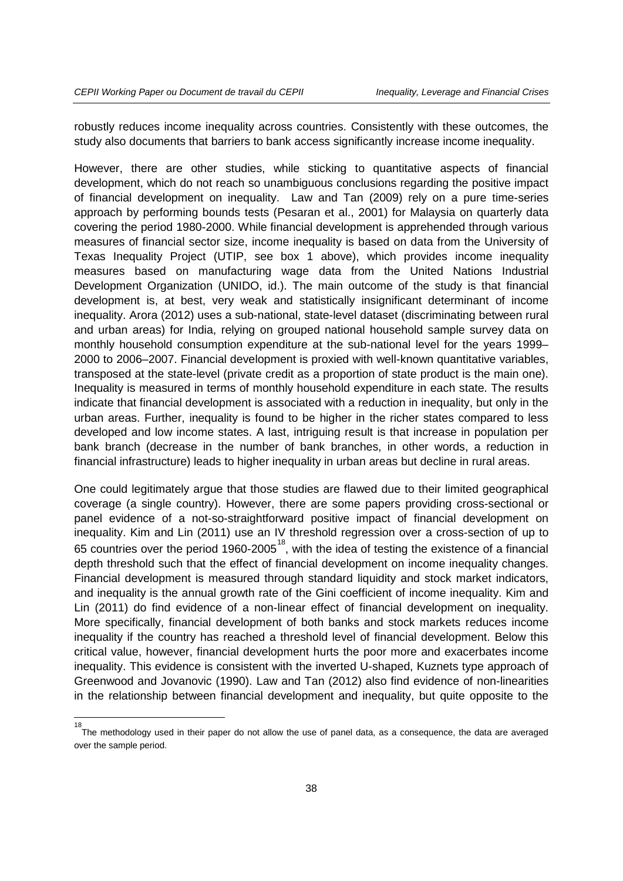robustly reduces income inequality across countries. Consistently with these outcomes, the study also documents that barriers to bank access significantly increase income inequality.

However, there are other studies, while sticking to quantitative aspects of financial development, which do not reach so unambiguous conclusions regarding the positive impact of financial development on inequality. Law and Tan (2009) rely on a pure time-series approach by performing bounds tests (Pesaran et al., 2001) for Malaysia on quarterly data covering the period 1980-2000. While financial development is apprehended through various measures of financial sector size, income inequality is based on data from the University of Texas Inequality Project (UTIP, see box 1 above), which provides income inequality measures based on manufacturing wage data from the United Nations Industrial Development Organization (UNIDO, id.). The main outcome of the study is that financial development is, at best, very weak and statistically insignificant determinant of income inequality. Arora (2012) uses a sub-national, state-level dataset (discriminating between rural and urban areas) for India, relying on grouped national household sample survey data on monthly household consumption expenditure at the sub-national level for the years 1999–2000 to 2006–2007. Financial development is proxied with well-known quantitative variables, transposed at the state-level (private credit as a proportion of state product is the main one). Inequality is measured in terms of monthly household expenditure in each state. The results indicate that financial development is associated with a reduction in inequality, but only in the urban areas. Further, inequality is found to be higher in the richer states compared to less developed and low income states. A last, intriguing result is that increase in population per bank branch (decrease in the number of bank branches, in other words, a reduction in financial infrastructure) leads to higher inequality in urban areas but decline in rural areas.

One could legitimately argue that those studies are flawed due to their limited geographical coverage (a single country). However, there are some papers providing cross-sectional or panel evidence of a not-so-straightforward positive impact of financial development on inequality. Kim and Lin (2011) use an IV threshold regression over a cross-section of up to 65 countries over the period 1960-2005[18], with the idea of testing the existence of a financial depth threshold such that the effect of financial development on income inequality changes. Financial development is measured through standard liquidity and stock market indicators, and inequality is the annual growth rate of the Gini coefficient of income inequality. Kim and Lin (2011) do find evidence of a non-linear effect of financial development on inequality. More specifically, financial development of both banks and stock markets reduces income inequality if the country has reached a threshold level of financial development. Below this critical value, however, financial development hurts the poor more and exacerbates income inequality. This evidence is consistent with the inverted U-shaped, Kuznets type approach of Greenwood and Jovanovic (1990). Law and Tan (2012) also find evidence of non-linearities in the relationship between financial development and inequality, but quite opposite to the

[18] The methodology used in their paper do not allow the use of panel data, as a consequence, the data are averaged over the sample period.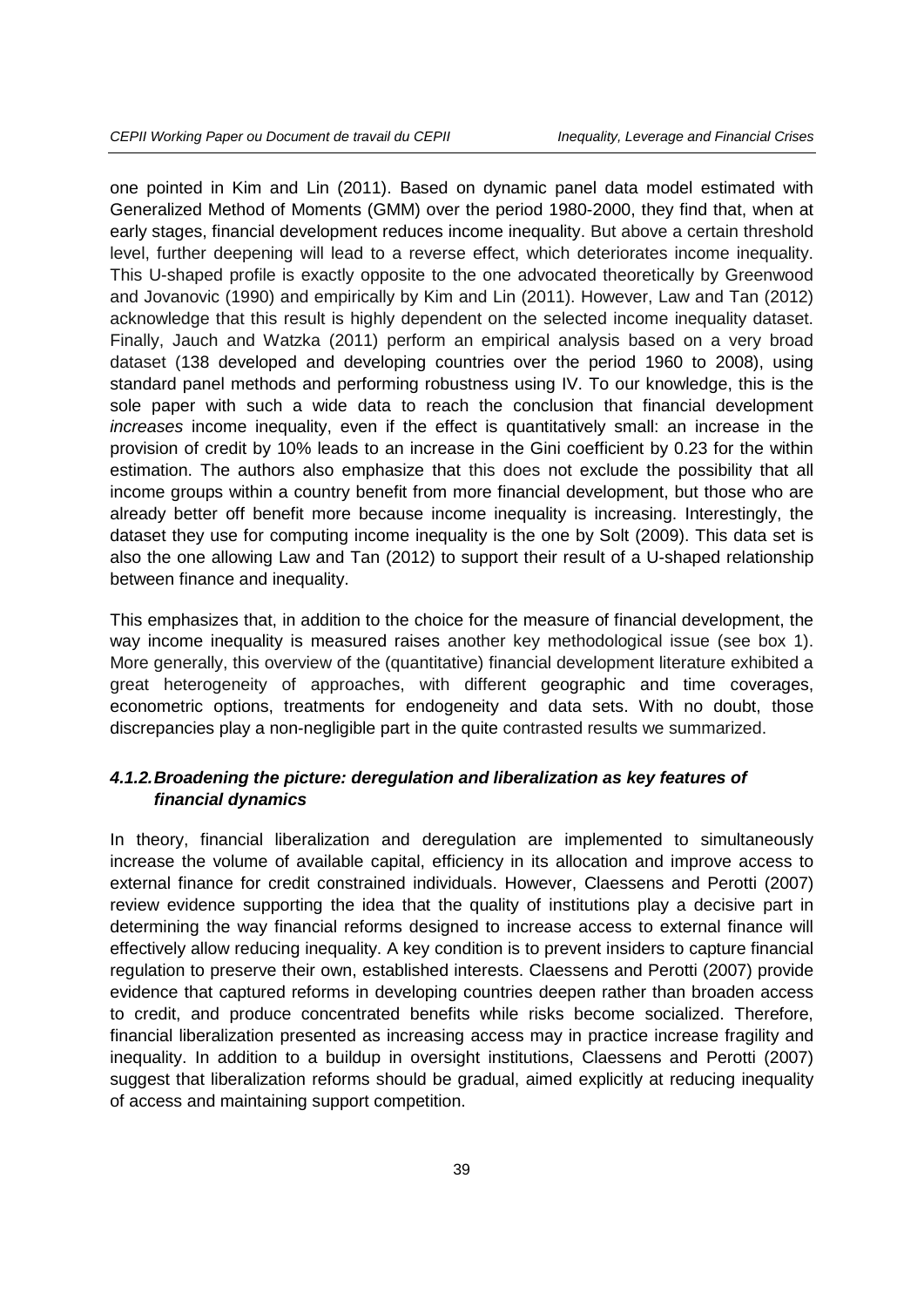one pointed in Kim and Lin (2011). Based on dynamic panel data model estimated with Generalized Method of Moments (GMM) over the period 1980-2000, they find that, when at early stages, financial development reduces income inequality. But above a certain threshold level, further deepening will lead to a reverse effect, which deteriorates income inequality. This U-shaped profile is exactly opposite to the one advocated theoretically by Greenwood and Jovanovic (1990) and empirically by Kim and Lin (2011). However, Law and Tan (2012) acknowledge that this result is highly dependent on the selected income inequality dataset. Finally, Jauch and Watzka (2011) perform an empirical analysis based on a very broad dataset (138 developed and developing countries over the period 1960 to 2008), using standard panel methods and performing robustness using IV. To our knowledge, this is the sole paper with such a wide data to reach the conclusion that financial development *increases* income inequality, even if the effect is quantitatively small: an increase in the provision of credit by 10% leads to an increase in the Gini coefficient by 0.23 for the within estimation. The authors also emphasize that this does not exclude the possibility that all income groups within a country benefit from more financial development, but those who are already better off benefit more because income inequality is increasing. Interestingly, the dataset they use for computing income inequality is the one by Solt (2009). This data set is also the one allowing Law and Tan (2012) to support their result of a U-shaped relationship between finance and inequality.

This emphasizes that, in addition to the choice for the measure of financial development, the way income inequality is measured raises another key methodological issue (see box 1). More generally, this overview of the (quantitative) financial development literature exhibited a great heterogeneity of approaches, with different geographic and time coverages, econometric options, treatments for endogeneity and data sets. With no doubt, those discrepancies play a non-negligible part in the quite contrasted results we summarized.

#### 4.1.2. Broadening the picture: deregulation and liberalization as key features of financial dynamics

In theory, financial liberalization and deregulation are implemented to simultaneously increase the volume of available capital, efficiency in its allocation and improve access to external finance for credit constrained individuals. However, Claessens and Perotti (2007) review evidence supporting the idea that the quality of institutions play a decisive part in determining the way financial reforms designed to increase access to external finance will effectively allow reducing inequality. A key condition is to prevent insiders to capture financial regulation to preserve their own, established interests. Claessens and Perotti (2007) provide evidence that captured reforms in developing countries deepen rather than broaden access to credit, and produce concentrated benefits while risks become socialized. Therefore, financial liberalization presented as increasing access may in practice increase fragility and inequality. In addition to a buildup in oversight institutions, Claessens and Perotti (2007) suggest that liberalization reforms should be gradual, aimed explicitly at reducing inequality of access and maintaining support competition.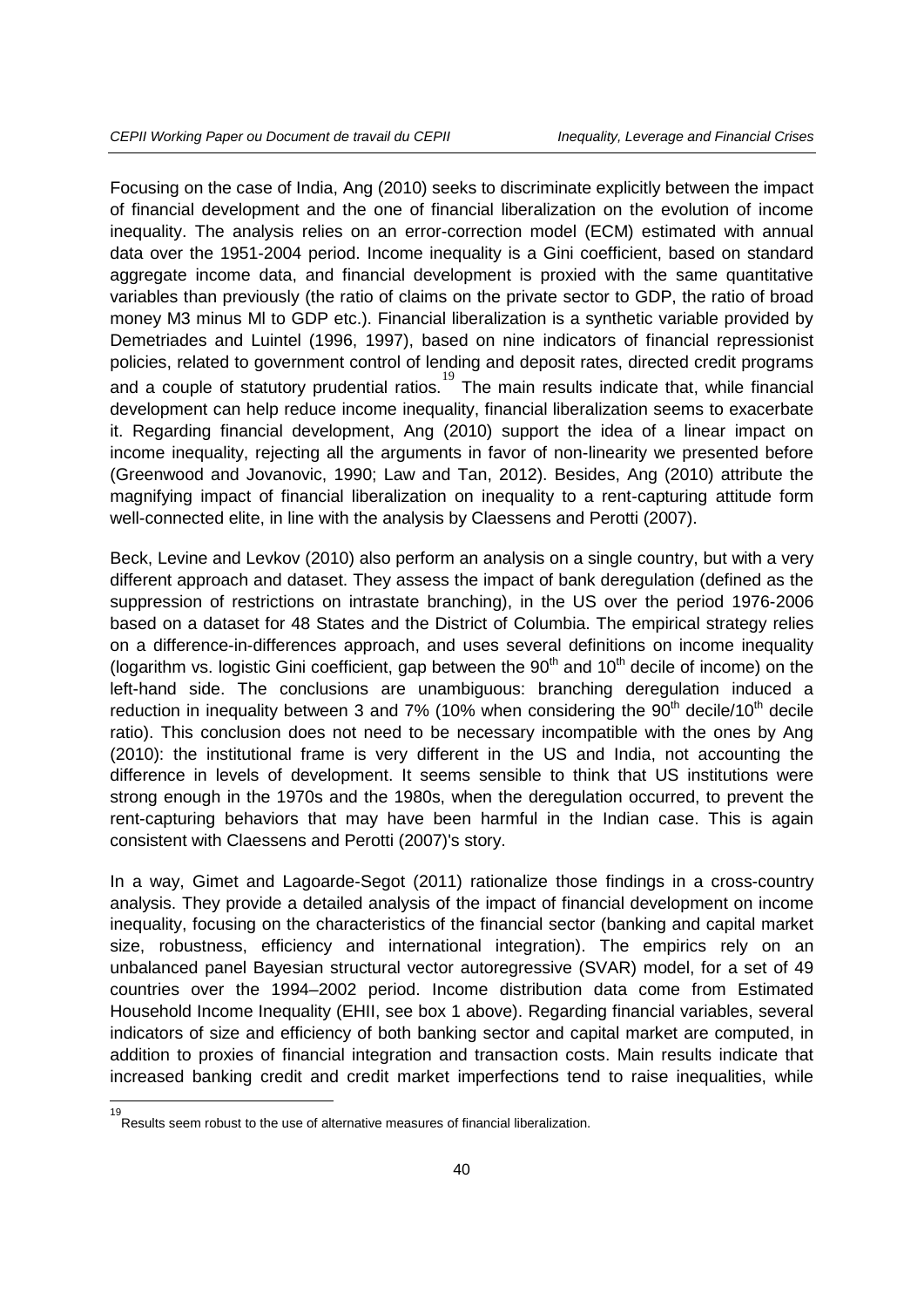Focusing on the case of India, Ang (2010) seeks to discriminate explicitly between the impact of financial development and the one of financial liberalization on the evolution of income inequality. The analysis relies on an error-correction model (ECM) estimated with annual data over the 1951-2004 period. Income inequality is a Gini coefficient, based on standard aggregate income data, and financial development is proxied with the same quantitative variables than previously (the ratio of claims on the private sector to GDP, the ratio of broad money M3 minus Ml to GDP etc.). Financial liberalization is a synthetic variable provided by Demetriades and Luintel (1996, 1997), based on nine indicators of financial repressionist policies, related to government control of lending and deposit rates, directed credit programs and a couple of statutory prudential ratios.[19] The main results indicate that, while financial development can help reduce income inequality, financial liberalization seems to exacerbate it. Regarding financial development, Ang (2010) support the idea of a linear impact on income inequality, rejecting all the arguments in favor of non-linearity we presented before (Greenwood and Jovanovic, 1990; Law and Tan, 2012). Besides, Ang (2010) attribute the magnifying impact of financial liberalization on inequality to a rent-capturing attitude form well-connected elite, in line with the analysis by Claessens and Perotti (2007).

Beck, Levine and Levkov (2010) also perform an analysis on a single country, but with a very different approach and dataset. They assess the impact of bank deregulation (defined as the suppression of restrictions on intrastate branching), in the US over the period 1976-2006 based on a dataset for 48 States and the District of Columbia. The empirical strategy relies on a difference-in-differences approach, and uses several definitions on income inequality (logarithm vs. logistic Gini coefficient, gap between the 90th and 10th decile of income) on the left-hand side. The conclusions are unambiguous: branching deregulation induced a reduction in inequality between 3 and 7% (10% when considering the 90th decile/10th decile ratio). This conclusion does not need to be necessary incompatible with the ones by Ang (2010): the institutional frame is very different in the US and India, not accounting the difference in levels of development. It seems sensible to think that US institutions were strong enough in the 1970s and the 1980s, when the deregulation occurred, to prevent the rent-capturing behaviors that may have been harmful in the Indian case. This is again consistent with Claessens and Perotti (2007)'s story.

In a way, Gimet and Lagoarde-Segot (2011) rationalize those findings in a cross-country analysis. They provide a detailed analysis of the impact of financial development on income inequality, focusing on the characteristics of the financial sector (banking and capital market size, robustness, efficiency and international integration). The empirics rely on an unbalanced panel Bayesian structural vector autoregressive (SVAR) model, for a set of 49 countries over the 1994–2002 period. Income distribution data come from Estimated Household Income Inequality (EHII, see box 1 above). Regarding financial variables, several indicators of size and efficiency of both banking sector and capital market are computed, in addition to proxies of financial integration and transaction costs. Main results indicate that increased banking credit and credit market imperfections tend to raise inequalities, while

[19] Results seem robust to the use of alternative measures of financial liberalization.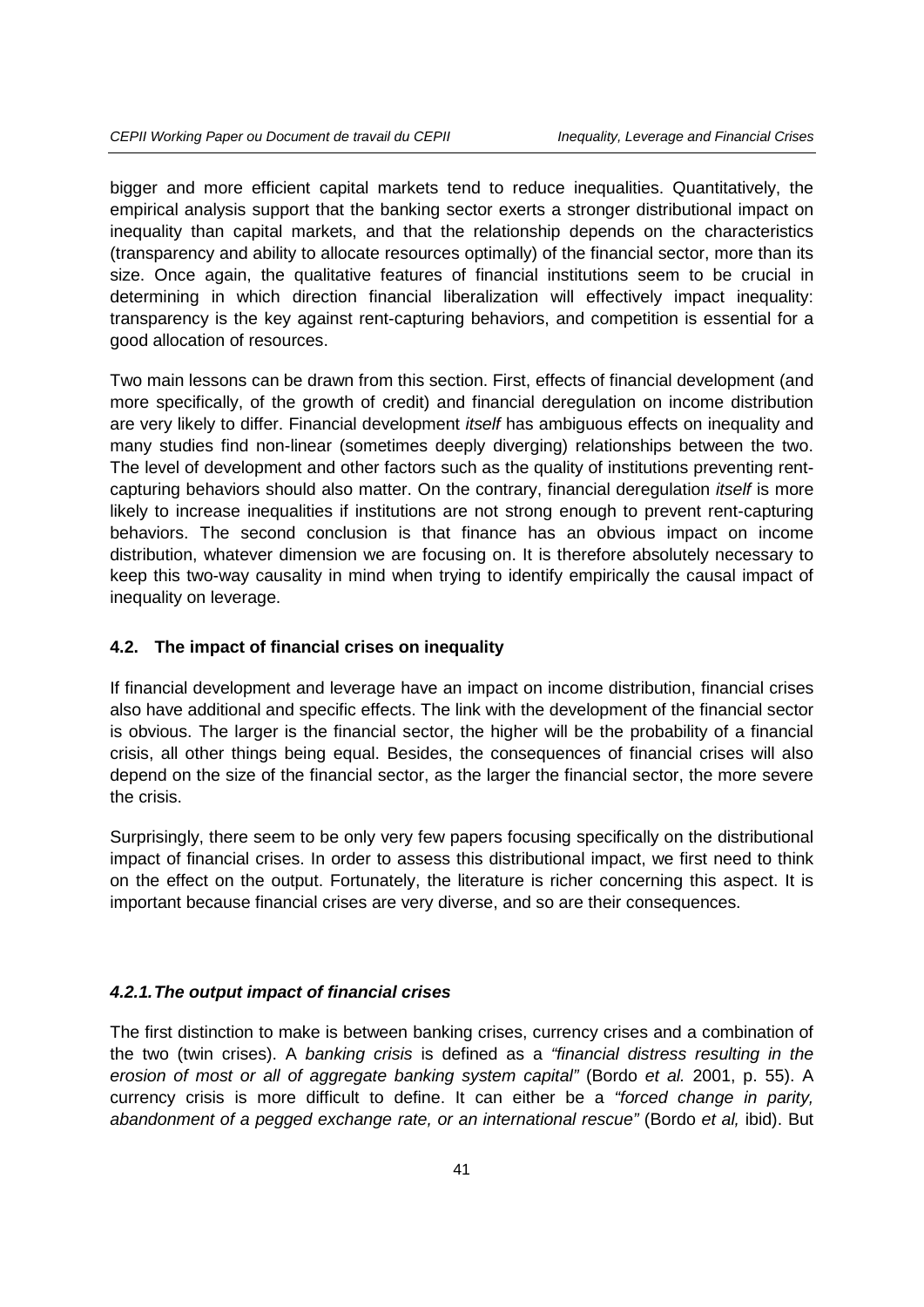bigger and more efficient capital markets tend to reduce inequalities. Quantitatively, the empirical analysis support that the banking sector exerts a stronger distributional impact on inequality than capital markets, and that the relationship depends on the characteristics (transparency and ability to allocate resources optimally) of the financial sector, more than its size. Once again, the qualitative features of financial institutions seem to be crucial in determining in which direction financial liberalization will effectively impact inequality: transparency is the key against rent-capturing behaviors, and competition is essential for a good allocation of resources.

Two main lessons can be drawn from this section. First, effects of financial development (and more specifically, of the growth of credit) and financial deregulation on income distribution are very likely to differ. Financial development *itself* has ambiguous effects on inequality and many studies find non-linear (sometimes deeply diverging) relationships between the two. The level of development and other factors such as the quality of institutions preventing rent-capturing behaviors should also matter. On the contrary, financial deregulation *itself* is more likely to increase inequalities if institutions are not strong enough to prevent rent-capturing behaviors. The second conclusion is that finance has an obvious impact on income distribution, whatever dimension we are focusing on. It is therefore absolutely necessary to keep this two-way causality in mind when trying to identify empirically the causal impact of inequality on leverage.

### 4.2. The impact of financial crises on inequality

If financial development and leverage have an impact on income distribution, financial crises also have additional and specific effects. The link with the development of the financial sector is obvious. The larger is the financial sector, the higher will be the probability of a financial crisis, all other things being equal. Besides, the consequences of financial crises will also depend on the size of the financial sector, as the larger the financial sector, the more severe the crisis.

Surprisingly, there seem to be only very few papers focusing specifically on the distributional impact of financial crises. In order to assess this distributional impact, we first need to think on the effect on the output. Fortunately, the literature is richer concerning this aspect. It is important because financial crises are very diverse, and so are their consequences.

#### *4.2.1. The output impact of financial crises*

The first distinction to make is between banking crises, currency crises and a combination of the two (twin crises). A *banking crisis* is defined as a *"financial distress resulting in the erosion of most or all of aggregate banking system capital"* (Bordo *et al.* 2001, p. 55). A currency crisis is more difficult to define. It can either be a *"forced change in parity, abandonment of a pegged exchange rate, or an international rescue"* (Bordo *et al,* ibid). But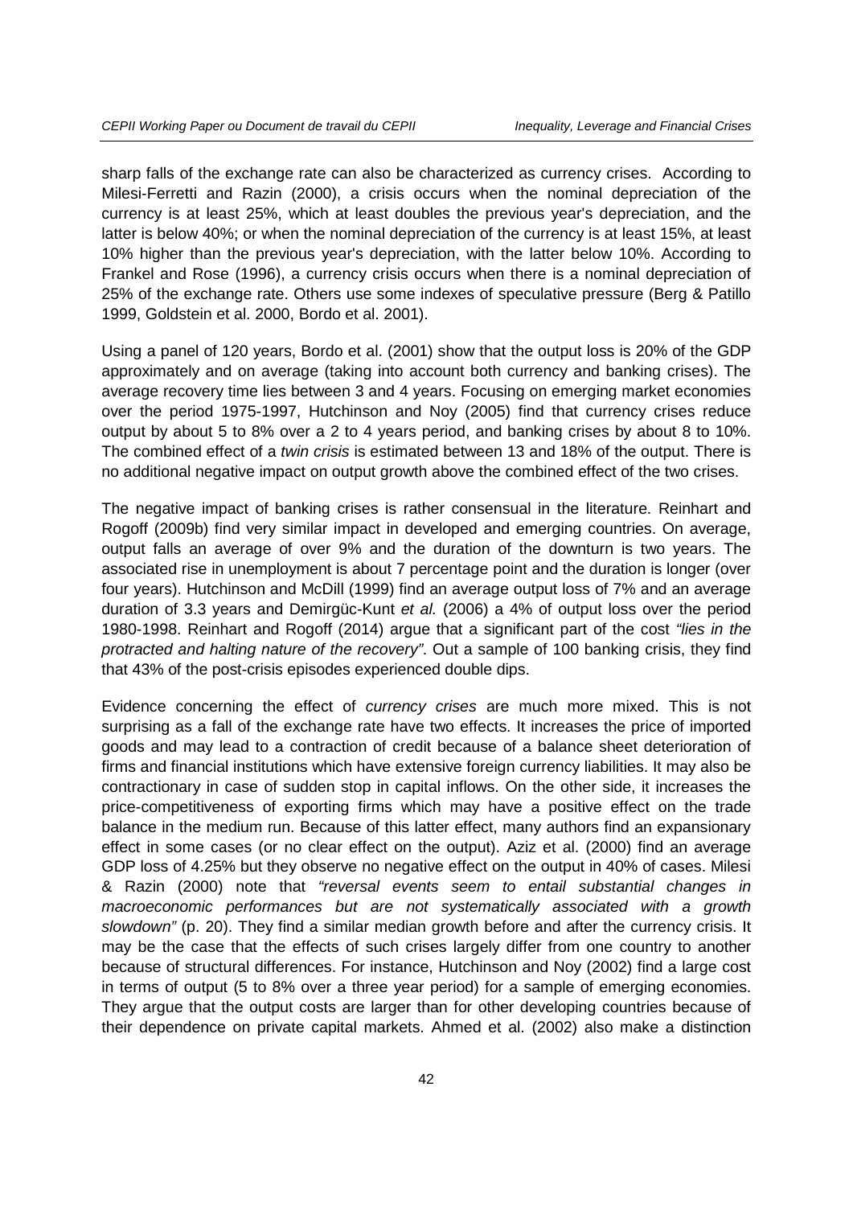sharp falls of the exchange rate can also be characterized as currency crises. According to Milesi-Ferretti and Razin (2000), a crisis occurs when the nominal depreciation of the currency is at least 25%, which at least doubles the previous year's depreciation, and the latter is below 40%; or when the nominal depreciation of the currency is at least 15%, at least 10% higher than the previous year's depreciation, with the latter below 10%. According to Frankel and Rose (1996), a currency crisis occurs when there is a nominal depreciation of 25% of the exchange rate. Others use some indexes of speculative pressure (Berg & Patillo 1999, Goldstein et al. 2000, Bordo et al. 2001).

Using a panel of 120 years, Bordo et al. (2001) show that the output loss is 20% of the GDP approximately and on average (taking into account both currency and banking crises). The average recovery time lies between 3 and 4 years. Focusing on emerging market economies over the period 1975-1997, Hutchinson and Noy (2005) find that currency crises reduce output by about 5 to 8% over a 2 to 4 years period, and banking crises by about 8 to 10%. The combined effect of a *twin crisis* is estimated between 13 and 18% of the output. There is no additional negative impact on output growth above the combined effect of the two crises.

The negative impact of banking crises is rather consensual in the literature. Reinhart and Rogoff (2009b) find very similar impact in developed and emerging countries. On average, output falls an average of over 9% and the duration of the downturn is two years. The associated rise in unemployment is about 7 percentage point and the duration is longer (over four years). Hutchinson and McDill (1999) find an average output loss of 7% and an average duration of 3.3 years and Demirgüc-Kunt *et al.* (2006) a 4% of output loss over the period 1980-1998. Reinhart and Rogoff (2014) argue that a significant part of the cost *"lies in the protracted and halting nature of the recovery"*. Out a sample of 100 banking crisis, they find that 43% of the post-crisis episodes experienced double dips.

Evidence concerning the effect of *currency crises* are much more mixed. This is not surprising as a fall of the exchange rate have two effects. It increases the price of imported goods and may lead to a contraction of credit because of a balance sheet deterioration of firms and financial institutions which have extensive foreign currency liabilities. It may also be contractionary in case of sudden stop in capital inflows. On the other side, it increases the price-competitiveness of exporting firms which may have a positive effect on the trade balance in the medium run. Because of this latter effect, many authors find an expansionary effect in some cases (or no clear effect on the output). Aziz et al. (2000) find an average GDP loss of 4.25% but they observe no negative effect on the output in 40% of cases. Milesi & Razin (2000) note that *"reversal events seem to entail substantial changes in macroeconomic performances but are not systematically associated with a growth slowdown"* (p. 20). They find a similar median growth before and after the currency crisis. It may be the case that the effects of such crises largely differ from one country to another because of structural differences. For instance, Hutchinson and Noy (2002) find a large cost in terms of output (5 to 8% over a three year period) for a sample of emerging economies. They argue that the output costs are larger than for other developing countries because of their dependence on private capital markets. Ahmed et al. (2002) also make a distinction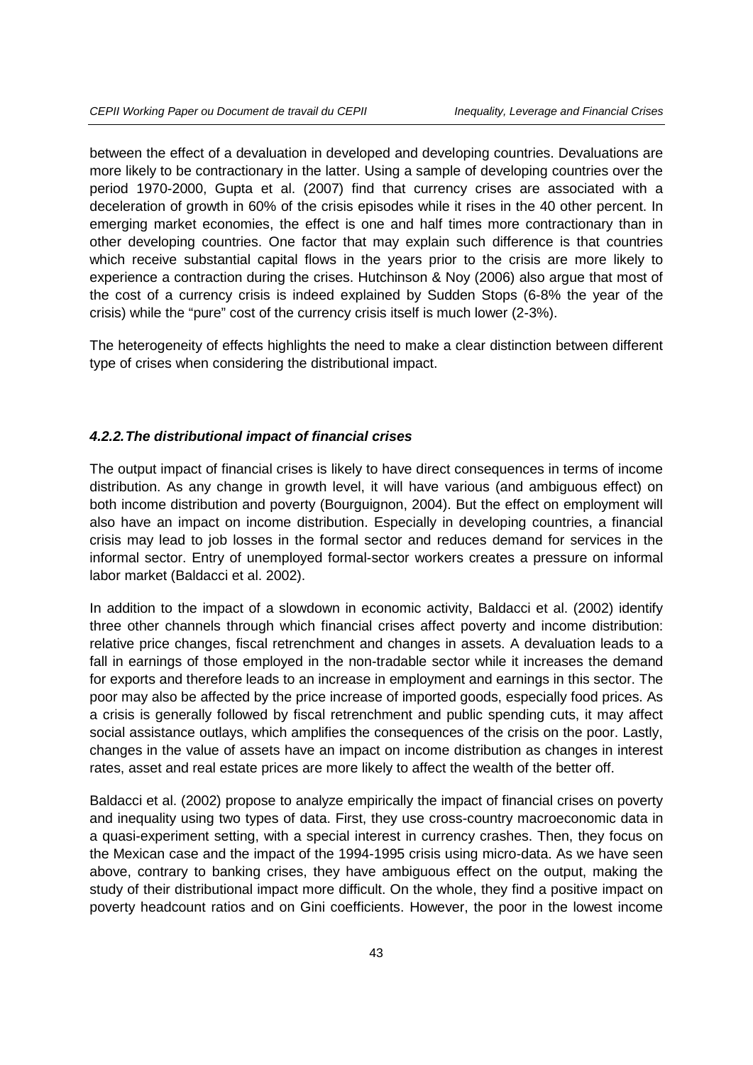between the effect of a devaluation in developed and developing countries. Devaluations are more likely to be contractionary in the latter. Using a sample of developing countries over the period 1970-2000, Gupta et al. (2007) find that currency crises are associated with a deceleration of growth in 60% of the crisis episodes while it rises in the 40 other percent. In emerging market economies, the effect is one and half times more contractionary than in other developing countries. One factor that may explain such difference is that countries which receive substantial capital flows in the years prior to the crisis are more likely to experience a contraction during the crises. Hutchinson & Noy (2006) also argue that most of the cost of a currency crisis is indeed explained by Sudden Stops (6-8% the year of the crisis) while the "pure" cost of the currency crisis itself is much lower (2-3%).

The heterogeneity of effects highlights the need to make a clear distinction between different type of crises when considering the distributional impact.

#### *4.2.2.The distributional impact of financial crises*

The output impact of financial crises is likely to have direct consequences in terms of income distribution. As any change in growth level, it will have various (and ambiguous effect) on both income distribution and poverty (Bourguignon, 2004). But the effect on employment will also have an impact on income distribution. Especially in developing countries, a financial crisis may lead to job losses in the formal sector and reduces demand for services in the informal sector. Entry of unemployed formal-sector workers creates a pressure on informal labor market (Baldacci et al. 2002).

In addition to the impact of a slowdown in economic activity, Baldacci et al. (2002) identify three other channels through which financial crises affect poverty and income distribution: relative price changes, fiscal retrenchment and changes in assets. A devaluation leads to a fall in earnings of those employed in the non-tradable sector while it increases the demand for exports and therefore leads to an increase in employment and earnings in this sector. The poor may also be affected by the price increase of imported goods, especially food prices. As a crisis is generally followed by fiscal retrenchment and public spending cuts, it may affect social assistance outlays, which amplifies the consequences of the crisis on the poor. Lastly, changes in the value of assets have an impact on income distribution as changes in interest rates, asset and real estate prices are more likely to affect the wealth of the better off.

Baldacci et al. (2002) propose to analyze empirically the impact of financial crises on poverty and inequality using two types of data. First, they use cross-country macroeconomic data in a quasi-experiment setting, with a special interest in currency crashes. Then, they focus on the Mexican case and the impact of the 1994-1995 crisis using micro-data. As we have seen above, contrary to banking crises, they have ambiguous effect on the output, making the study of their distributional impact more difficult. On the whole, they find a positive impact on poverty headcount ratios and on Gini coefficients. However, the poor in the lowest income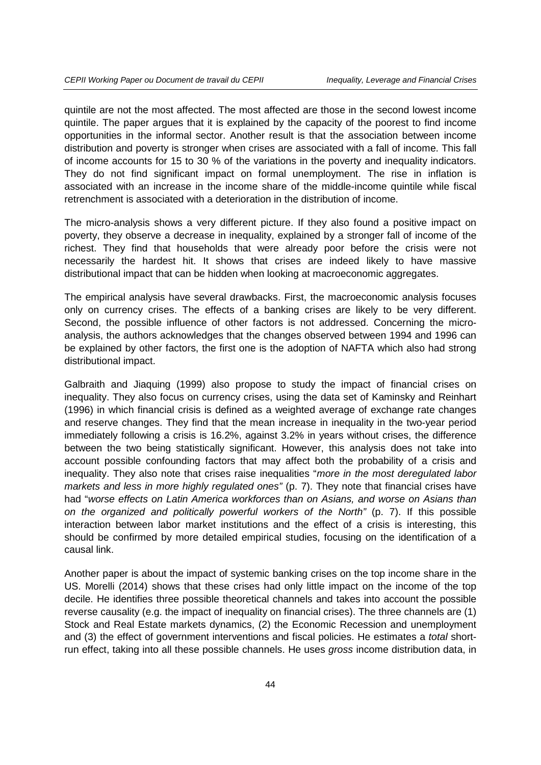quintile are not the most affected. The most affected are those in the second lowest income quintile. The paper argues that it is explained by the capacity of the poorest to find income opportunities in the informal sector. Another result is that the association between income distribution and poverty is stronger when crises are associated with a fall of income. This fall of income accounts for 15 to 30 % of the variations in the poverty and inequality indicators. They do not find significant impact on formal unemployment. The rise in inflation is associated with an increase in the income share of the middle-income quintile while fiscal retrenchment is associated with a deterioration in the distribution of income.

The micro-analysis shows a very different picture. If they also found a positive impact on poverty, they observe a decrease in inequality, explained by a stronger fall of income of the richest. They find that households that were already poor before the crisis were not necessarily the hardest hit. It shows that crises are indeed likely to have massive distributional impact that can be hidden when looking at macroeconomic aggregates.

The empirical analysis have several drawbacks. First, the macroeconomic analysis focuses only on currency crises. The effects of a banking crises are likely to be very different. Second, the possible influence of other factors is not addressed. Concerning the micro-analysis, the authors acknowledges that the changes observed between 1994 and 1996 can be explained by other factors, the first one is the adoption of NAFTA which also had strong distributional impact.

Galbraith and Jiaquing (1999) also propose to study the impact of financial crises on inequality. They also focus on currency crises, using the data set of Kaminsky and Reinhart (1996) in which financial crisis is defined as a weighted average of exchange rate changes and reserve changes. They find that the mean increase in inequality in the two-year period immediately following a crisis is 16.2%, against 3.2% in years without crises, the difference between the two being statistically significant. However, this analysis does not take into account possible confounding factors that may affect both the probability of a crisis and inequality. They also note that crises raise inequalities "*more in the most deregulated labor markets and less in more highly regulated ones*" (p. 7). They note that financial crises have had "*worse effects on Latin America workforces than on Asians, and worse on Asians than on the organized and politically powerful workers of the North*" (p. 7). If this possible interaction between labor market institutions and the effect of a crisis is interesting, this should be confirmed by more detailed empirical studies, focusing on the identification of a causal link.

Another paper is about the impact of systemic banking crises on the top income share in the US. Morelli (2014) shows that these crises had only little impact on the income of the top decile. He identifies three possible theoretical channels and takes into account the possible reverse causality (e.g. the impact of inequality on financial crises). The three channels are (1) Stock and Real Estate markets dynamics, (2) the Economic Recession and unemployment and (3) the effect of government interventions and fiscal policies. He estimates a *total* short-run effect, taking into all these possible channels. He uses *gross* income distribution data, in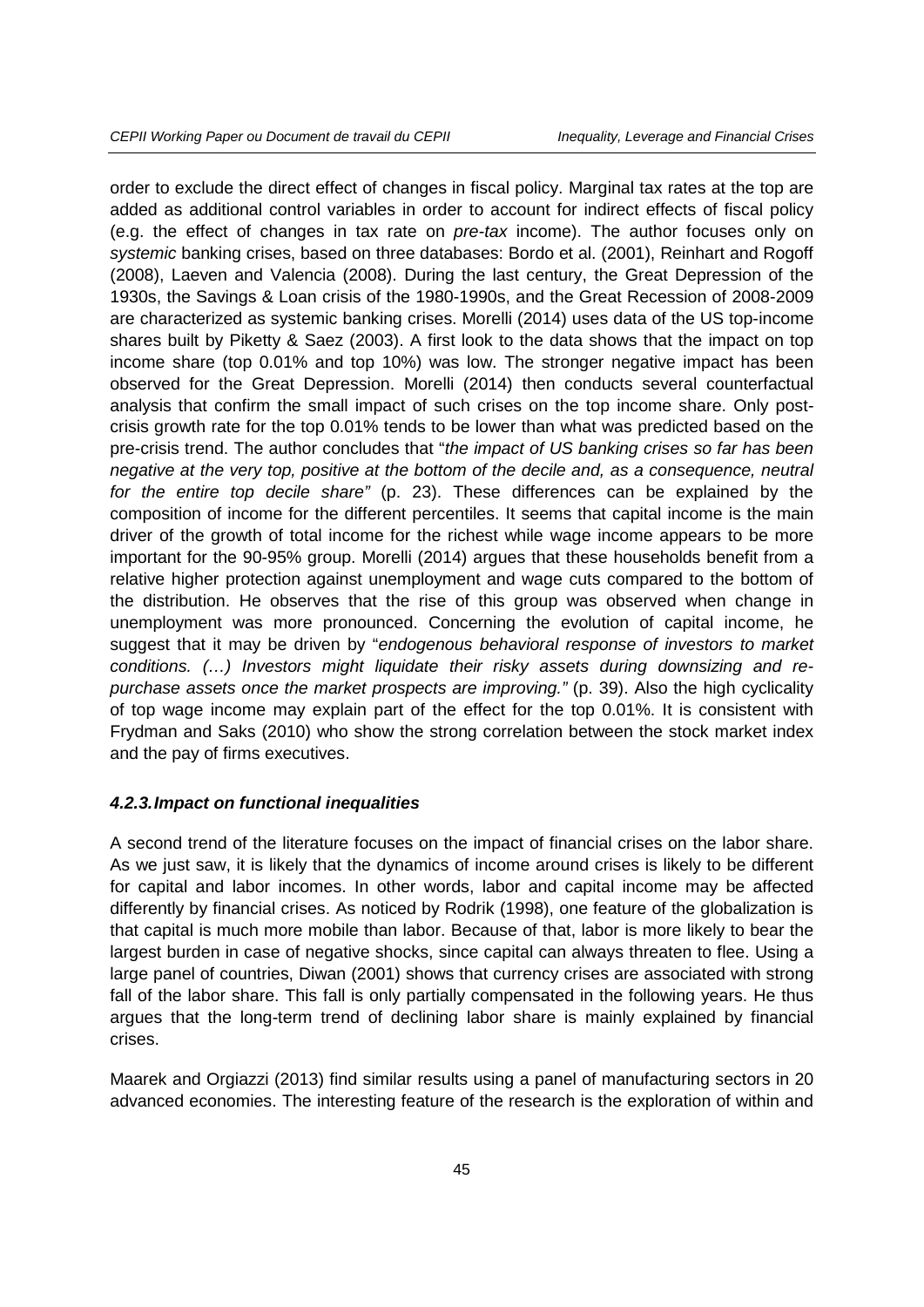order to exclude the direct effect of changes in fiscal policy. Marginal tax rates at the top are added as additional control variables in order to account for indirect effects of fiscal policy (e.g. the effect of changes in tax rate on *pre-tax* income). The author focuses only on *systemic* banking crises, based on three databases: Bordo et al. (2001), Reinhart and Rogoff (2008), Laeven and Valencia (2008). During the last century, the Great Depression of the 1930s, the Savings & Loan crisis of the 1980-1990s, and the Great Recession of 2008-2009 are characterized as systemic banking crises. Morelli (2014) uses data of the US top-income shares built by Piketty & Saez (2003). A first look to the data shows that the impact on top income share (top 0.01% and top 10%) was low. The stronger negative impact has been observed for the Great Depression. Morelli (2014) then conducts several counterfactual analysis that confirm the small impact of such crises on the top income share. Only post-crisis growth rate for the top 0.01% tends to be lower than what was predicted based on the pre-crisis trend. The author concludes that "*the impact of US banking crises so far has been negative at the very top, positive at the bottom of the decile and, as a consequence, neutral for the entire top decile share"* (p. 23). These differences can be explained by the composition of income for the different percentiles. It seems that capital income is the main driver of the growth of total income for the richest while wage income appears to be more important for the 90-95% group. Morelli (2014) argues that these households benefit from a relative higher protection against unemployment and wage cuts compared to the bottom of the distribution. He observes that the rise of this group was observed when change in unemployment was more pronounced. Concerning the evolution of capital income, he suggest that it may be driven by "*endogenous behavioral response of investors to market conditions. (…) Investors might liquidate their risky assets during downsizing and re-purchase assets once the market prospects are improving."* (p. 39). Also the high cyclicality of top wage income may explain part of the effect for the top 0.01%. It is consistent with Frydman and Saks (2010) who show the strong correlation between the stock market index and the pay of firms executives.

#### *4.2.3. Impact on functional inequalities*

A second trend of the literature focuses on the impact of financial crises on the labor share. As we just saw, it is likely that the dynamics of income around crises is likely to be different for capital and labor incomes. In other words, labor and capital income may be affected differently by financial crises. As noticed by Rodrik (1998), one feature of the globalization is that capital is much more mobile than labor. Because of that, labor is more likely to bear the largest burden in case of negative shocks, since capital can always threaten to flee. Using a large panel of countries, Diwan (2001) shows that currency crises are associated with strong fall of the labor share. This fall is only partially compensated in the following years. He thus argues that the long-term trend of declining labor share is mainly explained by financial crises.

Maarek and Orgiazzi (2013) find similar results using a panel of manufacturing sectors in 20 advanced economies. The interesting feature of the research is the exploration of within and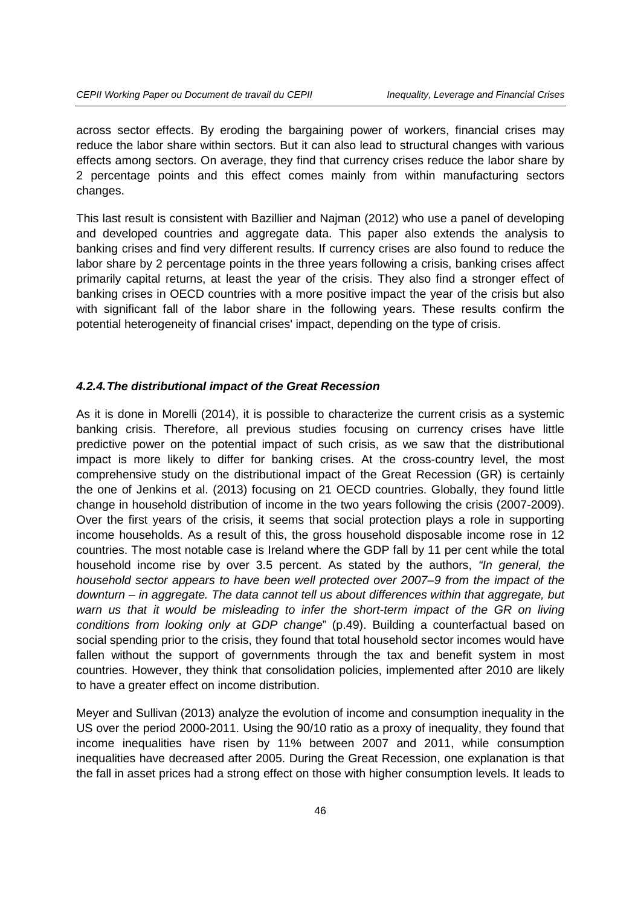across sector effects. By eroding the bargaining power of workers, financial crises may reduce the labor share within sectors. But it can also lead to structural changes with various effects among sectors. On average, they find that currency crises reduce the labor share by 2 percentage points and this effect comes mainly from within manufacturing sectors changes.

This last result is consistent with Bazillier and Najman (2012) who use a panel of developing and developed countries and aggregate data. This paper also extends the analysis to banking crises and find very different results. If currency crises are also found to reduce the labor share by 2 percentage points in the three years following a crisis, banking crises affect primarily capital returns, at least the year of the crisis. They also find a stronger effect of banking crises in OECD countries with a more positive impact the year of the crisis but also with significant fall of the labor share in the following years. These results confirm the potential heterogeneity of financial crises' impact, depending on the type of crisis.

#### *4.2.4. The distributional impact of the Great Recession*

As it is done in Morelli (2014), it is possible to characterize the current crisis as a systemic banking crisis. Therefore, all previous studies focusing on currency crises have little predictive power on the potential impact of such crisis, as we saw that the distributional impact is more likely to differ for banking crises. At the cross-country level, the most comprehensive study on the distributional impact of the Great Recession (GR) is certainly the one of Jenkins et al. (2013) focusing on 21 OECD countries. Globally, they found little change in household distribution of income in the two years following the crisis (2007-2009). Over the first years of the crisis, it seems that social protection plays a role in supporting income households. As a result of this, the gross household disposable income rose in 12 countries. The most notable case is Ireland where the GDP fall by 11 per cent while the total household income rise by over 3.5 percent. As stated by the authors, *"In general, the household sector appears to have been well protected over 2007–9 from the impact of the downturn – in aggregate. The data cannot tell us about differences within that aggregate, but warn us that it would be misleading to infer the short-term impact of the GR on living conditions from looking only at GDP change*" (p.49). Building a counterfactual based on social spending prior to the crisis, they found that total household sector incomes would have fallen without the support of governments through the tax and benefit system in most countries. However, they think that consolidation policies, implemented after 2010 are likely to have a greater effect on income distribution.

Meyer and Sullivan (2013) analyze the evolution of income and consumption inequality in the US over the period 2000-2011. Using the 90/10 ratio as a proxy of inequality, they found that income inequalities have risen by 11% between 2007 and 2011, while consumption inequalities have decreased after 2005. During the Great Recession, one explanation is that the fall in asset prices had a strong effect on those with higher consumption levels. It leads to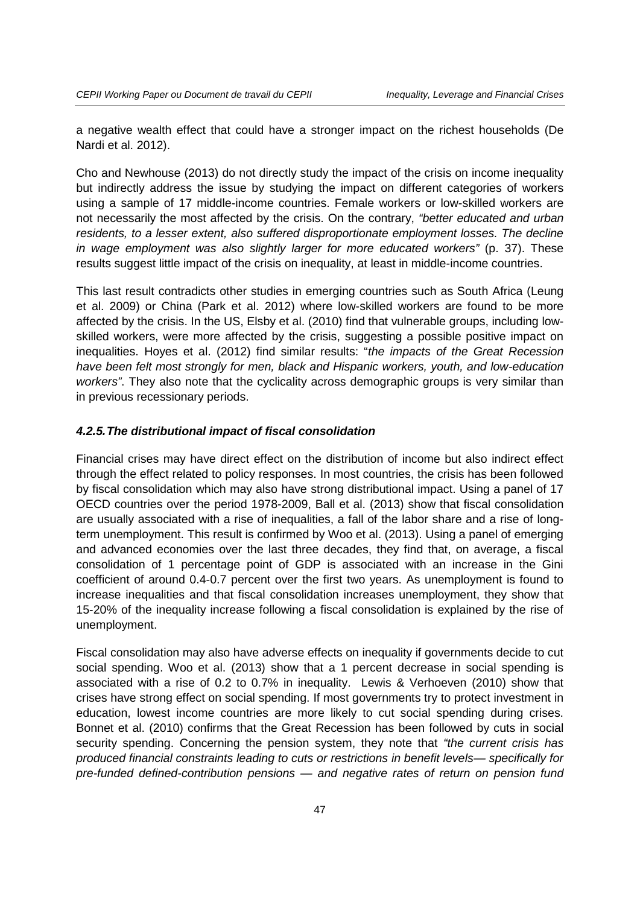a negative wealth effect that could have a stronger impact on the richest households (De Nardi et al. 2012).

Cho and Newhouse (2013) do not directly study the impact of the crisis on income inequality but indirectly address the issue by studying the impact on different categories of workers using a sample of 17 middle-income countries. Female workers or low-skilled workers are not necessarily the most affected by the crisis. On the contrary, *"better educated and urban residents, to a lesser extent, also suffered disproportionate employment losses. The decline in wage employment was also slightly larger for more educated workers"* (p. 37). These results suggest little impact of the crisis on inequality, at least in middle-income countries.

This last result contradicts other studies in emerging countries such as South Africa (Leung et al. 2009) or China (Park et al. 2012) where low-skilled workers are found to be more affected by the crisis. In the US, Elsby et al. (2010) find that vulnerable groups, including low-skilled workers, were more affected by the crisis, suggesting a possible positive impact on inequalities. Hoyes et al. (2012) find similar results: "*the impacts of the Great Recession have been felt most strongly for men, black and Hispanic workers, youth, and low-education workers"*. They also note that the cyclicality across demographic groups is very similar than in previous recessionary periods.

#### *4.2.5. The distributional impact of fiscal consolidation*

Financial crises may have direct effect on the distribution of income but also indirect effect through the effect related to policy responses. In most countries, the crisis has been followed by fiscal consolidation which may also have strong distributional impact. Using a panel of 17 OECD countries over the period 1978-2009, Ball et al. (2013) show that fiscal consolidation are usually associated with a rise of inequalities, a fall of the labor share and a rise of long-term unemployment. This result is confirmed by Woo et al. (2013). Using a panel of emerging and advanced economies over the last three decades, they find that, on average, a fiscal consolidation of 1 percentage point of GDP is associated with an increase in the Gini coefficient of around 0.4-0.7 percent over the first two years. As unemployment is found to increase inequalities and that fiscal consolidation increases unemployment, they show that 15-20% of the inequality increase following a fiscal consolidation is explained by the rise of unemployment.

Fiscal consolidation may also have adverse effects on inequality if governments decide to cut social spending. Woo et al. (2013) show that a 1 percent decrease in social spending is associated with a rise of 0.2 to 0.7% in inequality. Lewis & Verhoeven (2010) show that crises have strong effect on social spending. If most governments try to protect investment in education, lowest income countries are more likely to cut social spending during crises. Bonnet et al. (2010) confirms that the Great Recession has been followed by cuts in social security spending. Concerning the pension system, they note that *"the current crisis has produced financial constraints leading to cuts or restrictions in benefit levels— specifically for pre-funded defined-contribution pensions — and negative rates of return on pension fund*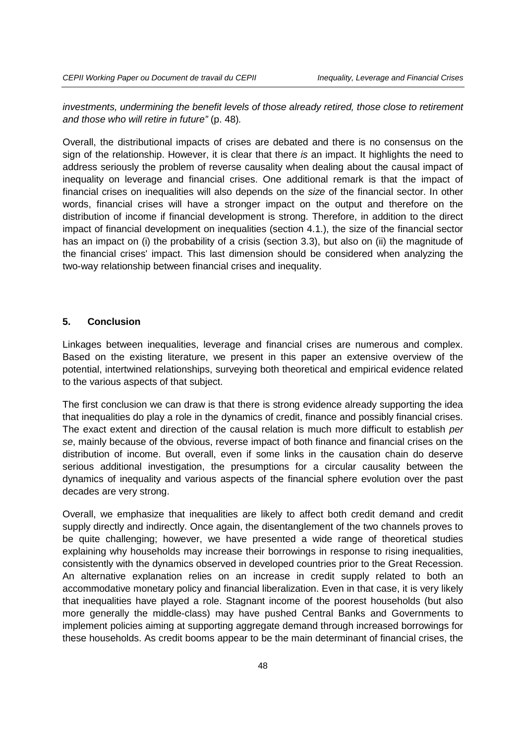*investments, undermining the benefit levels of those already retired, those close to retirement and those who will retire in future"* (p. 48)*.*

Overall, the distributional impacts of crises are debated and there is no consensus on the sign of the relationship. However, it is clear that there *is* an impact. It highlights the need to address seriously the problem of reverse causality when dealing about the causal impact of inequality on leverage and financial crises. One additional remark is that the impact of financial crises on inequalities will also depends on the *size* of the financial sector. In other words, financial crises will have a stronger impact on the output and therefore on the distribution of income if financial development is strong. Therefore, in addition to the direct impact of financial development on inequalities (section 4.1.), the size of the financial sector has an impact on (i) the probability of a crisis (section 3.3), but also on (ii) the magnitude of the financial crises' impact. This last dimension should be considered when analyzing the two-way relationship between financial crises and inequality.

## 5. Conclusion

Linkages between inequalities, leverage and financial crises are numerous and complex. Based on the existing literature, we present in this paper an extensive overview of the potential, intertwined relationships, surveying both theoretical and empirical evidence related to the various aspects of that subject.

The first conclusion we can draw is that there is strong evidence already supporting the idea that inequalities do play a role in the dynamics of credit, finance and possibly financial crises. The exact extent and direction of the causal relation is much more difficult to establish *per se*, mainly because of the obvious, reverse impact of both finance and financial crises on the distribution of income. But overall, even if some links in the causation chain do deserve serious additional investigation, the presumptions for a circular causality between the dynamics of inequality and various aspects of the financial sphere evolution over the past decades are very strong.

Overall, we emphasize that inequalities are likely to affect both credit demand and credit supply directly and indirectly. Once again, the disentanglement of the two channels proves to be quite challenging; however, we have presented a wide range of theoretical studies explaining why households may increase their borrowings in response to rising inequalities, consistently with the dynamics observed in developed countries prior to the Great Recession. An alternative explanation relies on an increase in credit supply related to both an accommodative monetary policy and financial liberalization. Even in that case, it is very likely that inequalities have played a role. Stagnant income of the poorest households (but also more generally the middle-class) may have pushed Central Banks and Governments to implement policies aiming at supporting aggregate demand through increased borrowings for these households. As credit booms appear to be the main determinant of financial crises, the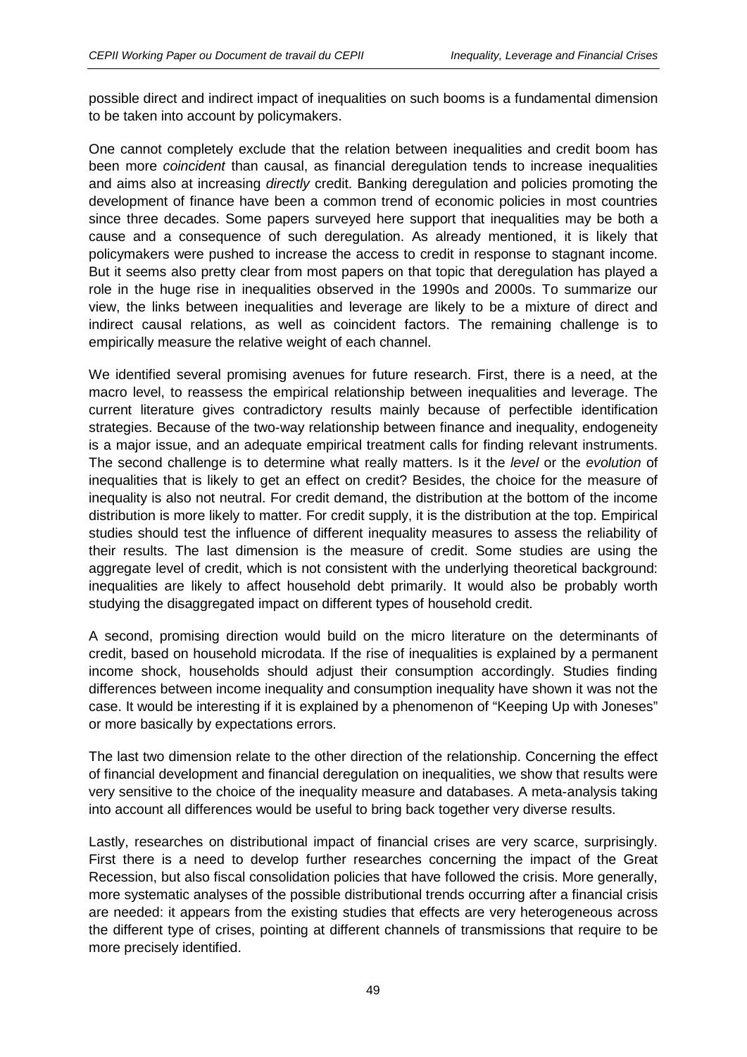possible direct and indirect impact of inequalities on such booms is a fundamental dimension to be taken into account by policymakers.

One cannot completely exclude that the relation between inequalities and credit boom has been more *coincident* than causal, as financial deregulation tends to increase inequalities and aims also at increasing *directly* credit. Banking deregulation and policies promoting the development of finance have been a common trend of economic policies in most countries since three decades. Some papers surveyed here support that inequalities may be both a cause and a consequence of such deregulation. As already mentioned, it is likely that policymakers were pushed to increase the access to credit in response to stagnant income. But it seems also pretty clear from most papers on that topic that deregulation has played a role in the huge rise in inequalities observed in the 1990s and 2000s. To summarize our view, the links between inequalities and leverage are likely to be a mixture of direct and indirect causal relations, as well as coincident factors. The remaining challenge is to empirically measure the relative weight of each channel.

We identified several promising avenues for future research. First, there is a need, at the macro level, to reassess the empirical relationship between inequalities and leverage. The current literature gives contradictory results mainly because of perfectible identification strategies. Because of the two-way relationship between finance and inequality, endogeneity is a major issue, and an adequate empirical treatment calls for finding relevant instruments. The second challenge is to determine what really matters. Is it the *level* or the *evolution* of inequalities that is likely to get an effect on credit? Besides, the choice for the measure of inequality is also not neutral. For credit demand, the distribution at the bottom of the income distribution is more likely to matter. For credit supply, it is the distribution at the top. Empirical studies should test the influence of different inequality measures to assess the reliability of their results. The last dimension is the measure of credit. Some studies are using the aggregate level of credit, which is not consistent with the underlying theoretical background: inequalities are likely to affect household debt primarily. It would also be probably worth studying the disaggregated impact on different types of household credit.

A second, promising direction would build on the micro literature on the determinants of credit, based on household microdata. If the rise of inequalities is explained by a permanent income shock, households should adjust their consumption accordingly. Studies finding differences between income inequality and consumption inequality have shown it was not the case. It would be interesting if it is explained by a phenomenon of "Keeping Up with Joneses" or more basically by expectations errors.

The last two dimension relate to the other direction of the relationship. Concerning the effect of financial development and financial deregulation on inequalities, we show that results were very sensitive to the choice of the inequality measure and databases. A meta-analysis taking into account all differences would be useful to bring back together very diverse results.

Lastly, researches on distributional impact of financial crises are very scarce, surprisingly. First there is a need to develop further researches concerning the impact of the Great Recession, but also fiscal consolidation policies that have followed the crisis. More generally, more systematic analyses of the possible distributional trends occurring after a financial crisis are needed: it appears from the existing studies that effects are very heterogeneous across the different type of crises, pointing at different channels of transmissions that require to be more precisely identified.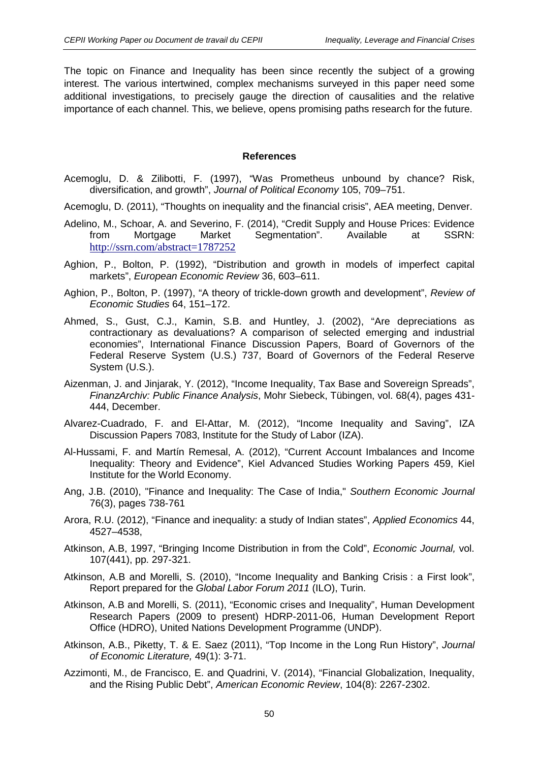The topic on Finance and Inequality has been since recently the subject of a growing interest. The various intertwined, complex mechanisms surveyed in this paper need some additional investigations, to precisely gauge the direction of causalities and the relative importance of each channel. This, we believe, opens promising paths research for the future.

## References

Acemoglu, D. & Zilibotti, F. (1997), "Was Prometheus unbound by chance? Risk, diversification, and growth", *Journal of Political Economy* 105, 709–751.

Acemoglu, D. (2011), "Thoughts on inequality and the financial crisis", AEA meeting, Denver.

Adelino, M., Schoar, A. and Severino, F. (2014), "Credit Supply and House Prices: Evidence from Mortgage Market Segmentation". Available at SSRN: http://ssrn.com/abstract=1787252

Aghion, P., Bolton, P. (1992), "Distribution and growth in models of imperfect capital markets", *European Economic Review* 36, 603–611.

Aghion, P., Bolton, P. (1997), "A theory of trickle-down growth and development", *Review of Economic Studies* 64, 151–172.

Ahmed, S., Gust, C.J., Kamin, S.B. and Huntley, J. (2002), "Are depreciations as contractionary as devaluations? A comparison of selected emerging and industrial economies", International Finance Discussion Papers, Board of Governors of the Federal Reserve System (U.S.) 737, Board of Governors of the Federal Reserve System (U.S.).

Aizenman, J. and Jinjarak, Y. (2012), "Income Inequality, Tax Base and Sovereign Spreads", *FinanzArchiv: Public Finance Analysis*, Mohr Siebeck, Tübingen, vol. 68(4), pages 431-444, December.

Alvarez-Cuadrado, F. and El-Attar, M. (2012), "Income Inequality and Saving", IZA Discussion Papers 7083, Institute for the Study of Labor (IZA).

Al-Hussami, F. and Martín Remesal, A. (2012), "Current Account Imbalances and Income Inequality: Theory and Evidence", Kiel Advanced Studies Working Papers 459, Kiel Institute for the World Economy.

Ang, J.B. (2010), "Finance and Inequality: The Case of India," *Southern Economic Journal* 76(3), pages 738-761

Arora, R.U. (2012), "Finance and inequality: a study of Indian states", *Applied Economics* 44, 4527–4538,

Atkinson, A.B, 1997, "Bringing Income Distribution in from the Cold", *Economic Journal,* vol. 107(441), pp. 297-321.

Atkinson, A.B and Morelli, S. (2010), "Income Inequality and Banking Crisis : a First look", Report prepared for the *Global Labor Forum 2011* (ILO), Turin.

Atkinson, A.B and Morelli, S. (2011), "Economic crises and Inequality", Human Development Research Papers (2009 to present) HDRP-2011-06, Human Development Report Office (HDRO), United Nations Development Programme (UNDP).

Atkinson, A.B., Piketty, T. & E. Saez (2011), "Top Income in the Long Run History", *Journal of Economic Literature,* 49(1): 3-71.

Azzimonti, M., de Francisco, E. and Quadrini, V. (2014), "Financial Globalization, Inequality, and the Rising Public Debt", *American Economic Review*, 104(8): 2267-2302.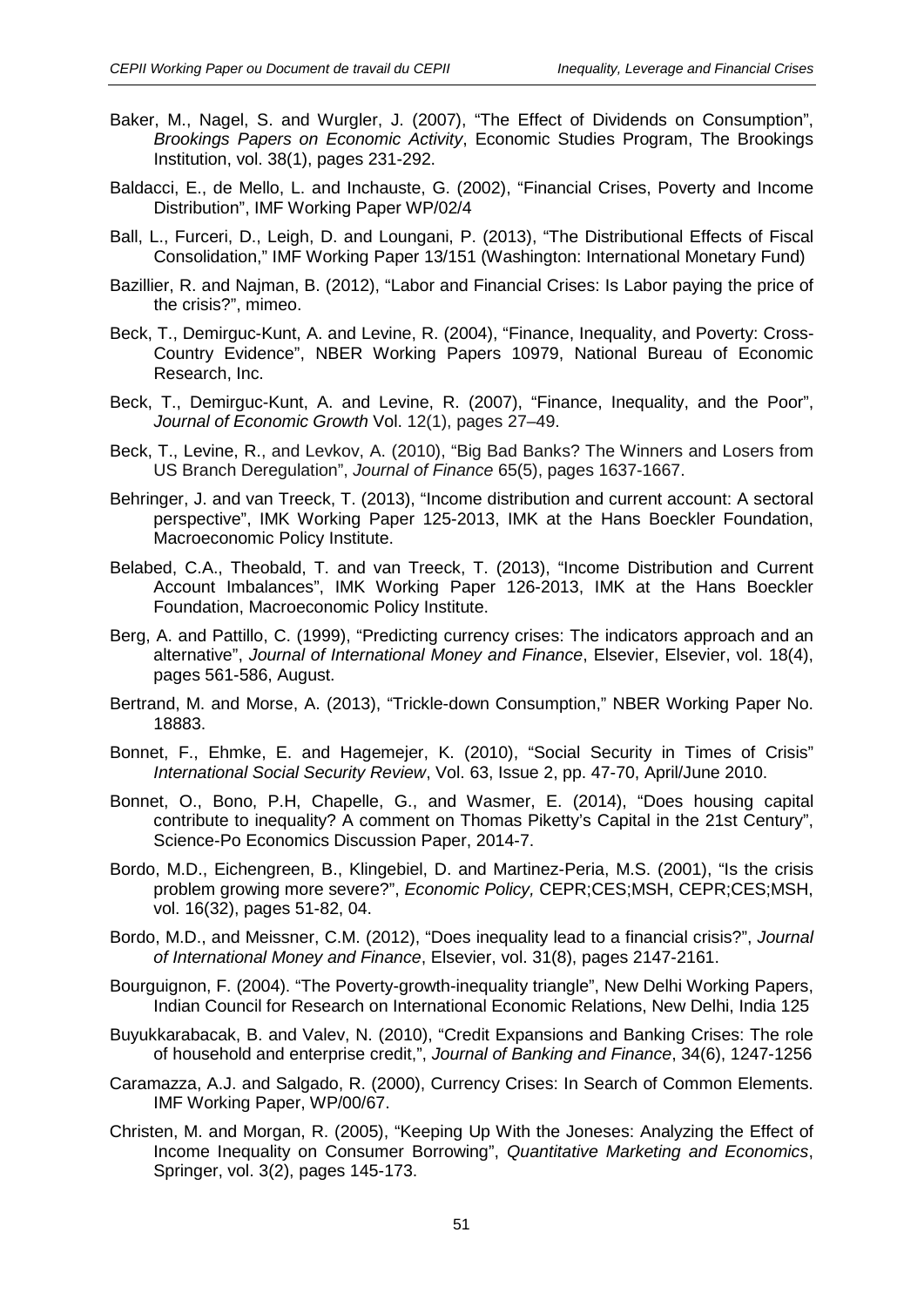Baker, M., Nagel, S. and Wurgler, J. (2007), "The Effect of Dividends on Consumption", *Brookings Papers on Economic Activity*, Economic Studies Program, The Brookings Institution, vol. 38(1), pages 231-292.

Baldacci, E., de Mello, L. and Inchauste, G. (2002), "Financial Crises, Poverty and Income Distribution", IMF Working Paper WP/02/4

Ball, L., Furceri, D., Leigh, D. and Loungani, P. (2013), "The Distributional Effects of Fiscal Consolidation," IMF Working Paper 13/151 (Washington: International Monetary Fund)

Bazillier, R. and Najman, B. (2012), "Labor and Financial Crises: Is Labor paying the price of the crisis?", mimeo.

Beck, T., Demirguc-Kunt, A. and Levine, R. (2004), "Finance, Inequality, and Poverty: Cross-Country Evidence", NBER Working Papers 10979, National Bureau of Economic Research, Inc.

Beck, T., Demirguc-Kunt, A. and Levine, R. (2007), "Finance, Inequality, and the Poor", *Journal of Economic Growth* Vol. 12(1), pages 27–49.

Beck, T., Levine, R., and Levkov, A. (2010), "Big Bad Banks? The Winners and Losers from US Branch Deregulation", *Journal of Finance* 65(5), pages 1637-1667.

Behringer, J. and van Treeck, T. (2013), "Income distribution and current account: A sectoral perspective", IMK Working Paper 125-2013, IMK at the Hans Boeckler Foundation, Macroeconomic Policy Institute.

Belabed, C.A., Theobald, T. and van Treeck, T. (2013), "Income Distribution and Current Account Imbalances", IMK Working Paper 126-2013, IMK at the Hans Boeckler Foundation, Macroeconomic Policy Institute.

Berg, A. and Pattillo, C. (1999), "Predicting currency crises: The indicators approach and an alternative", *Journal of International Money and Finance*, Elsevier, Elsevier, vol. 18(4), pages 561-586, August.

Bertrand, M. and Morse, A. (2013), "Trickle-down Consumption," NBER Working Paper No. 18883.

Bonnet, F., Ehmke, E. and Hagemejer, K. (2010), "Social Security in Times of Crisis" *International Social Security Review*, Vol. 63, Issue 2, pp. 47-70, April/June 2010.

Bonnet, O., Bono, P.H, Chapelle, G., and Wasmer, E. (2014), "Does housing capital contribute to inequality? A comment on Thomas Piketty's Capital in the 21st Century", Science-Po Economics Discussion Paper, 2014-7.

Bordo, M.D., Eichengreen, B., Klingebiel, D. and Martinez-Peria, M.S. (2001), "Is the crisis problem growing more severe?", *Economic Policy,* CEPR;CES;MSH, CEPR;CES;MSH, vol. 16(32), pages 51-82, 04.

Bordo, M.D., and Meissner, C.M. (2012), "Does inequality lead to a financial crisis?", *Journal of International Money and Finance*, Elsevier, vol. 31(8), pages 2147-2161.

Bourguignon, F. (2004). "The Poverty-growth-inequality triangle", New Delhi Working Papers, Indian Council for Research on International Economic Relations, New Delhi, India 125

Buyukkarabacak, B. and Valev, N. (2010), "Credit Expansions and Banking Crises: The role of household and enterprise credit,", *Journal of Banking and Finance*, 34(6), 1247-1256

Caramazza, A.J. and Salgado, R. (2000), Currency Crises: In Search of Common Elements. IMF Working Paper, WP/00/67.

Christen, M. and Morgan, R. (2005), "Keeping Up With the Joneses: Analyzing the Effect of Income Inequality on Consumer Borrowing", *Quantitative Marketing and Economics*, Springer, vol. 3(2), pages 145-173.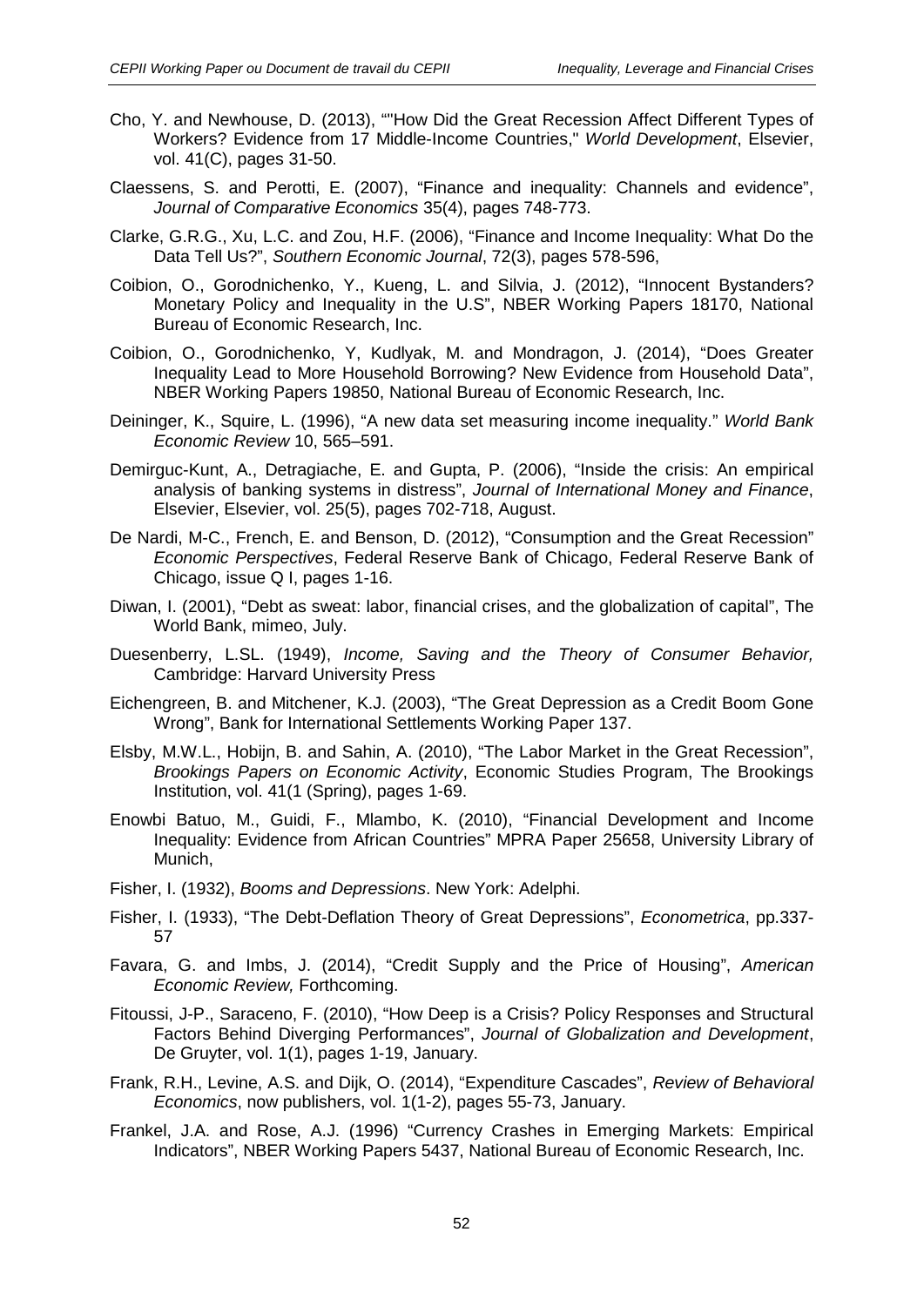Cho, Y. and Newhouse, D. (2013), ""How Did the Great Recession Affect Different Types of Workers? Evidence from 17 Middle-Income Countries," *World Development*, Elsevier, vol. 41(C), pages 31-50.

Claessens, S. and Perotti, E. (2007), "Finance and inequality: Channels and evidence", *Journal of Comparative Economics* 35(4), pages 748-773.

Clarke, G.R.G., Xu, L.C. and Zou, H.F. (2006), "Finance and Income Inequality: What Do the Data Tell Us?", *Southern Economic Journal*, 72(3), pages 578-596,

Coibion, O., Gorodnichenko, Y., Kueng, L. and Silvia, J. (2012), "Innocent Bystanders? Monetary Policy and Inequality in the U.S", NBER Working Papers 18170, National Bureau of Economic Research, Inc.

Coibion, O., Gorodnichenko, Y, Kudlyak, M. and Mondragon, J. (2014), "Does Greater Inequality Lead to More Household Borrowing? New Evidence from Household Data", NBER Working Papers 19850, National Bureau of Economic Research, Inc.

Deininger, K., Squire, L. (1996), "A new data set measuring income inequality." *World Bank Economic Review* 10, 565–591.

Demirguc-Kunt, A., Detragiache, E. and Gupta, P. (2006), "Inside the crisis: An empirical analysis of banking systems in distress", *Journal of International Money and Finance*, Elsevier, Elsevier, vol. 25(5), pages 702-718, August.

De Nardi, M-C., French, E. and Benson, D. (2012), "Consumption and the Great Recession" *Economic Perspectives*, Federal Reserve Bank of Chicago, Federal Reserve Bank of Chicago, issue Q I, pages 1-16.

Diwan, I. (2001), "Debt as sweat: labor, financial crises, and the globalization of capital", The World Bank, mimeo, July.

Duesenberry, L.SL. (1949), *Income, Saving and the Theory of Consumer Behavior,* Cambridge: Harvard University Press

Eichengreen, B. and Mitchener, K.J. (2003), "The Great Depression as a Credit Boom Gone Wrong", Bank for International Settlements Working Paper 137.

Elsby, M.W.L., Hobijn, B. and Sahin, A. (2010), "The Labor Market in the Great Recession", *Brookings Papers on Economic Activity*, Economic Studies Program, The Brookings Institution, vol. 41(1 (Spring), pages 1-69.

Enowbi Batuo, M., Guidi, F., Mlambo, K. (2010), "Financial Development and Income Inequality: Evidence from African Countries" MPRA Paper 25658, University Library of Munich,

Fisher, I. (1932), *Booms and Depressions*. New York: Adelphi.

Fisher, I. (1933), "The Debt-Deflation Theory of Great Depressions", *Econometrica*, pp.337-57

Favara, G. and Imbs, J. (2014), "Credit Supply and the Price of Housing", *American Economic Review,* Forthcoming.

Fitoussi, J-P., Saraceno, F. (2010), "How Deep is a Crisis? Policy Responses and Structural Factors Behind Diverging Performances", *Journal of Globalization and Development*, De Gruyter, vol. 1(1), pages 1-19, January.

Frank, R.H., Levine, A.S. and Dijk, O. (2014), "Expenditure Cascades", *Review of Behavioral Economics*, now publishers, vol. 1(1-2), pages 55-73, January.

Frankel, J.A. and Rose, A.J. (1996) "Currency Crashes in Emerging Markets: Empirical Indicators", NBER Working Papers 5437, National Bureau of Economic Research, Inc.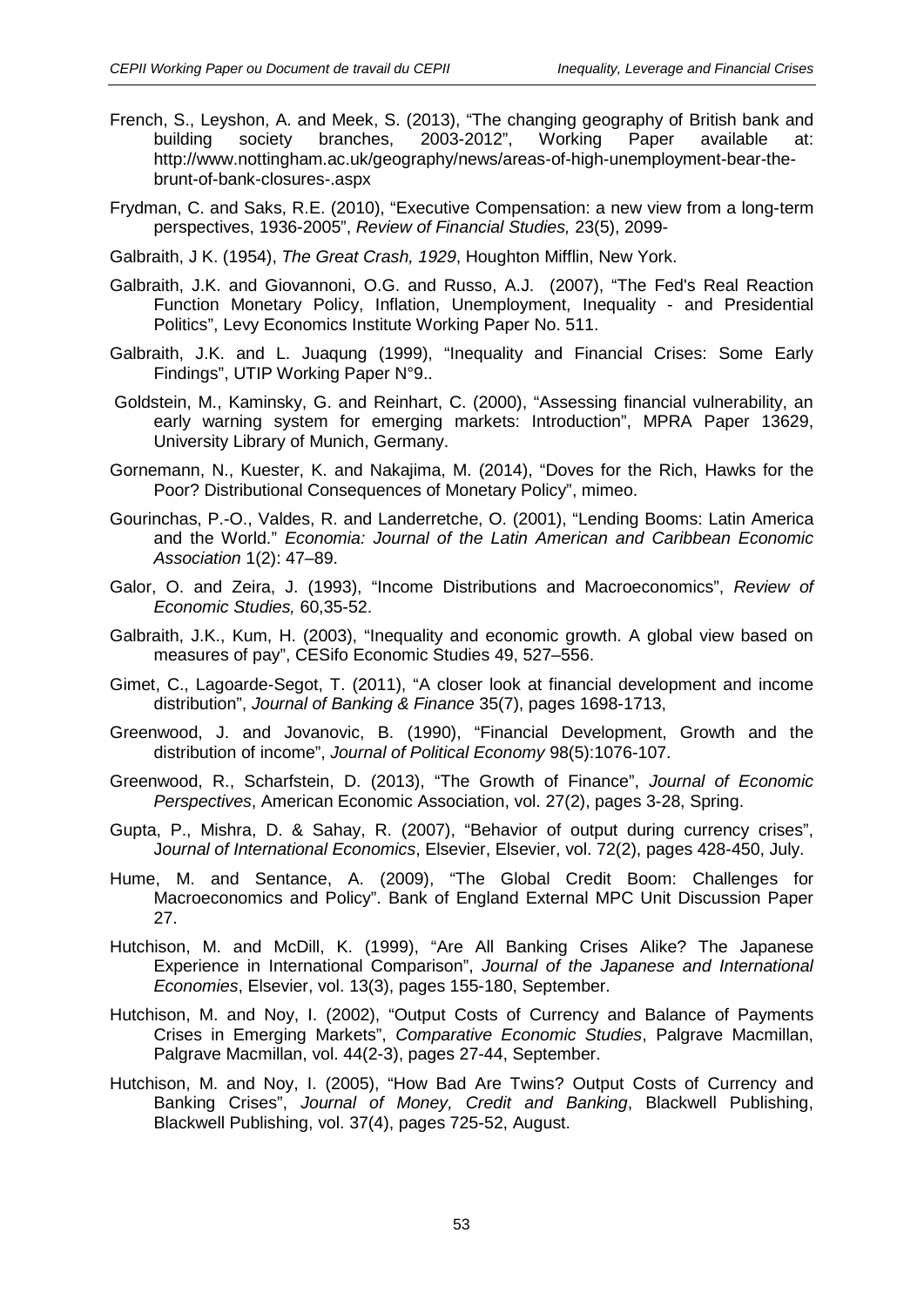French, S., Leyshon, A. and Meek, S. (2013), "The changing geography of British bank and building society branches, 2003-2012", Working Paper available at: http://www.nottingham.ac.uk/geography/news/areas-of-high-unemployment-bear-the-brunt-of-bank-closures-.aspx

Frydman, C. and Saks, R.E. (2010), "Executive Compensation: a new view from a long-term perspectives, 1936-2005", *Review of Financial Studies,* 23(5), 2099-

Galbraith, J K. (1954), *The Great Crash, 1929*, Houghton Mifflin, New York.

Galbraith, J.K. and Giovannoni, O.G. and Russo, A.J. (2007), "The Fed's Real Reaction Function Monetary Policy, Inflation, Unemployment, Inequality - and Presidential Politics", Levy Economics Institute Working Paper No. 511.

Galbraith, J.K. and L. Juaqung (1999), "Inequality and Financial Crises: Some Early Findings", UTIP Working Paper N°9..

Goldstein, M., Kaminsky, G. and Reinhart, C. (2000), "Assessing financial vulnerability, an early warning system for emerging markets: Introduction", MPRA Paper 13629, University Library of Munich, Germany.

Gornemann, N., Kuester, K. and Nakajima, M. (2014), "Doves for the Rich, Hawks for the Poor? Distributional Consequences of Monetary Policy", mimeo.

Gourinchas, P.-O., Valdes, R. and Landerretche, O. (2001), "Lending Booms: Latin America and the World." *Economia: Journal of the Latin American and Caribbean Economic Association* 1(2): 47–89.

Galor, O. and Zeira, J. (1993), "Income Distributions and Macroeconomics", *Review of Economic Studies,* 60,35-52.

Galbraith, J.K., Kum, H. (2003), "Inequality and economic growth. A global view based on measures of pay", CESifo Economic Studies 49, 527–556.

Gimet, C., Lagoarde-Segot, T. (2011), "A closer look at financial development and income distribution", *Journal of Banking & Finance* 35(7), pages 1698-1713,

Greenwood, J. and Jovanovic, B. (1990), "Financial Development, Growth and the distribution of income", *Journal of Political Economy* 98(5):1076-107.

Greenwood, R., Scharfstein, D. (2013), "The Growth of Finance", *Journal of Economic Perspectives*, American Economic Association, vol. 27(2), pages 3-28, Spring.

Gupta, P., Mishra, D. & Sahay, R. (2007), "Behavior of output during currency crises", *Journal of International Economics*, Elsevier, Elsevier, vol. 72(2), pages 428-450, July.

Hume, M. and Sentance, A. (2009), "The Global Credit Boom: Challenges for Macroeconomics and Policy". Bank of England External MPC Unit Discussion Paper 27.

Hutchison, M. and McDill, K. (1999), "Are All Banking Crises Alike? The Japanese Experience in International Comparison", *Journal of the Japanese and International Economies*, Elsevier, vol. 13(3), pages 155-180, September.

Hutchison, M. and Noy, I. (2002), "Output Costs of Currency and Balance of Payments Crises in Emerging Markets", *Comparative Economic Studies*, Palgrave Macmillan, Palgrave Macmillan, vol. 44(2-3), pages 27-44, September.

Hutchison, M. and Noy, I. (2005), "How Bad Are Twins? Output Costs of Currency and Banking Crises", *Journal of Money, Credit and Banking*, Blackwell Publishing, Blackwell Publishing, vol. 37(4), pages 725-52, August.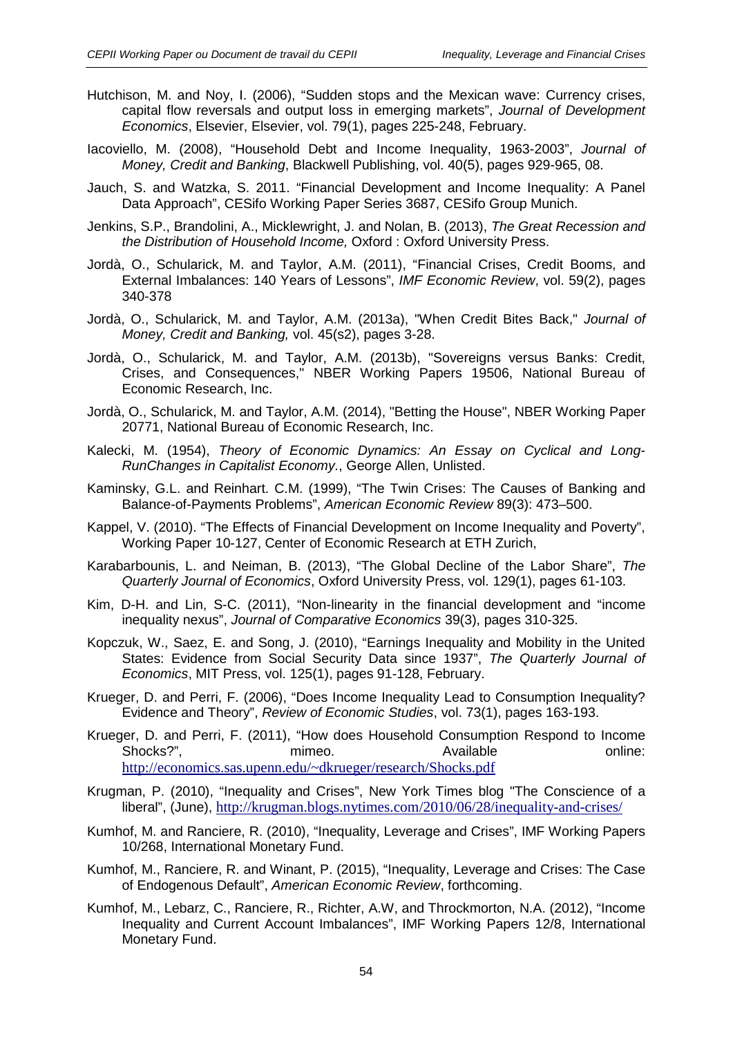Hutchison, M. and Noy, I. (2006), "Sudden stops and the Mexican wave: Currency crises, capital flow reversals and output loss in emerging markets", *Journal of Development Economics*, Elsevier, Elsevier, vol. 79(1), pages 225-248, February.

Iacoviello, M. (2008), "Household Debt and Income Inequality, 1963-2003", *Journal of Money, Credit and Banking*, Blackwell Publishing, vol. 40(5), pages 929-965, 08.

Jauch, S. and Watzka, S. 2011. "Financial Development and Income Inequality: A Panel Data Approach", CESifo Working Paper Series 3687, CESifo Group Munich.

Jenkins, S.P., Brandolini, A., Micklewright, J. and Nolan, B. (2013), *The Great Recession and the Distribution of Household Income,* Oxford : Oxford University Press.

Jordà, O., Schularick, M. and Taylor, A.M. (2011), "Financial Crises, Credit Booms, and External Imbalances: 140 Years of Lessons", *IMF Economic Review*, vol. 59(2), pages 340-378

Jordà, O., Schularick, M. and Taylor, A.M. (2013a), "When Credit Bites Back," *Journal of Money, Credit and Banking,* vol. 45(s2), pages 3-28.

Jordà, O., Schularick, M. and Taylor, A.M. (2013b), "Sovereigns versus Banks: Credit, Crises, and Consequences," NBER Working Papers 19506, National Bureau of Economic Research, Inc.

Jordà, O., Schularick, M. and Taylor, A.M. (2014), "Betting the House", NBER Working Paper 20771, National Bureau of Economic Research, Inc.

Kalecki, M. (1954), *Theory of Economic Dynamics: An Essay on Cyclical and Long-RunChanges in Capitalist Economy.*, George Allen, Unlisted.

Kaminsky, G.L. and Reinhart. C.M. (1999), "The Twin Crises: The Causes of Banking and Balance-of-Payments Problems", *American Economic Review* 89(3): 473–500.

Kappel, V. (2010). "The Effects of Financial Development on Income Inequality and Poverty", Working Paper 10-127, Center of Economic Research at ETH Zurich,

Karabarbounis, L. and Neiman, B. (2013), "The Global Decline of the Labor Share", *The Quarterly Journal of Economics*, Oxford University Press, vol. 129(1), pages 61-103.

Kim, D-H. and Lin, S-C. (2011), "Non-linearity in the financial development and "income inequality nexus", *Journal of Comparative Economics* 39(3), pages 310-325.

Kopczuk, W., Saez, E. and Song, J. (2010), "Earnings Inequality and Mobility in the United States: Evidence from Social Security Data since 1937", *The Quarterly Journal of Economics*, MIT Press, vol. 125(1), pages 91-128, February.

Krueger, D. and Perri, F. (2006), "Does Income Inequality Lead to Consumption Inequality? Evidence and Theory", *Review of Economic Studies*, vol. 73(1), pages 163-193.

Krueger, D. and Perri, F. (2011), "How does Household Consumption Respond to Income Shocks?", mimeo. Available online: http://economics.sas.upenn.edu/~dkrueger/research/Shocks.pdf

Krugman, P. (2010), "Inequality and Crises", New York Times blog "The Conscience of a liberal", (June), http://krugman.blogs.nytimes.com/2010/06/28/inequality-and-crises/

Kumhof, M. and Ranciere, R. (2010), "Inequality, Leverage and Crises", IMF Working Papers 10/268, International Monetary Fund.

Kumhof, M., Ranciere, R. and Winant, P. (2015), "Inequality, Leverage and Crises: The Case of Endogenous Default", *American Economic Review*, forthcoming.

Kumhof, M., Lebarz, C., Ranciere, R., Richter, A.W, and Throckmorton, N.A. (2012), "Income Inequality and Current Account Imbalances", IMF Working Papers 12/8, International Monetary Fund.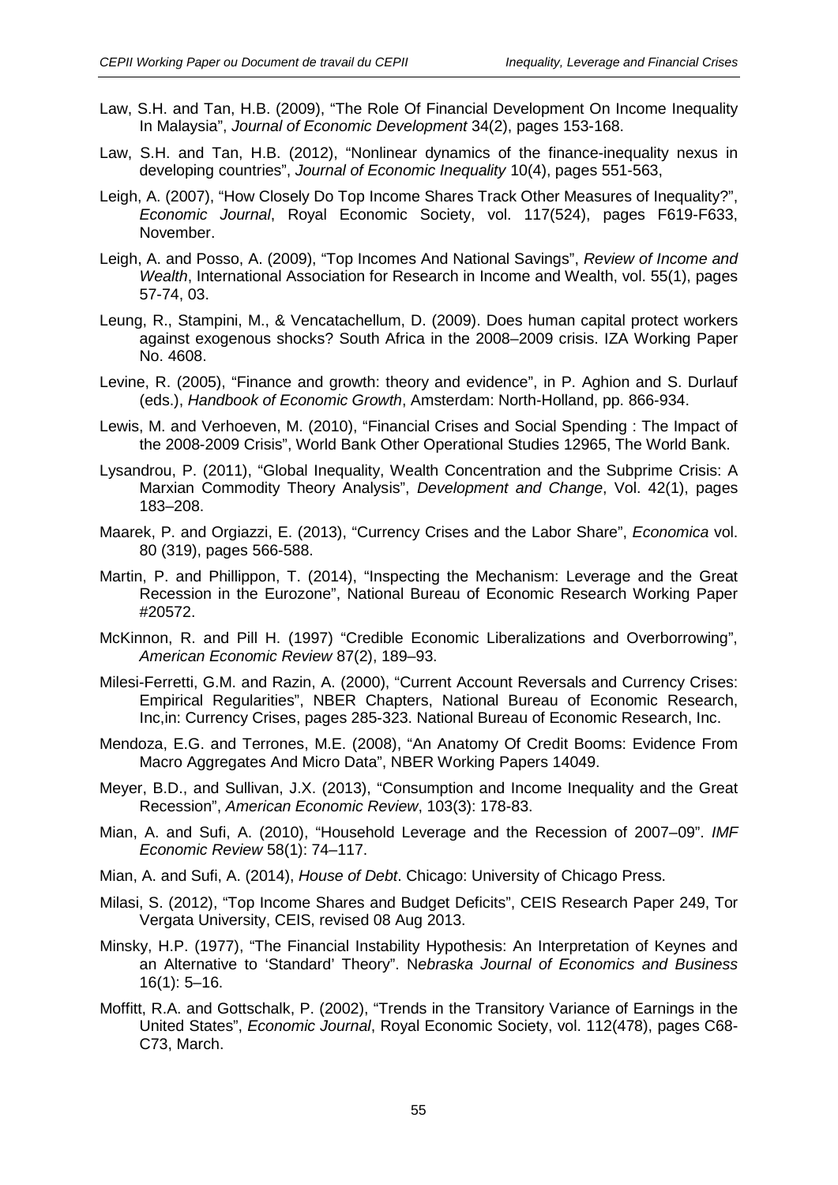Law, S.H. and Tan, H.B. (2009), "The Role Of Financial Development On Income Inequality In Malaysia", *Journal of Economic Development* 34(2), pages 153-168.

Law, S.H. and Tan, H.B. (2012), "Nonlinear dynamics of the finance-inequality nexus in developing countries", *Journal of Economic Inequality* 10(4), pages 551-563,

Leigh, A. (2007), "How Closely Do Top Income Shares Track Other Measures of Inequality?", *Economic Journal*, Royal Economic Society, vol. 117(524), pages F619-F633, November.

Leigh, A. and Posso, A. (2009), "Top Incomes And National Savings", *Review of Income and Wealth*, International Association for Research in Income and Wealth, vol. 55(1), pages 57-74, 03.

Leung, R., Stampini, M., & Vencatachellum, D. (2009). Does human capital protect workers against exogenous shocks? South Africa in the 2008–2009 crisis. IZA Working Paper No. 4608.

Levine, R. (2005), "Finance and growth: theory and evidence", in P. Aghion and S. Durlauf (eds.), *Handbook of Economic Growth*, Amsterdam: North-Holland, pp. 866-934.

Lewis, M. and Verhoeven, M. (2010), "Financial Crises and Social Spending : The Impact of the 2008-2009 Crisis", World Bank Other Operational Studies 12965, The World Bank.

Lysandrou, P. (2011), "Global Inequality, Wealth Concentration and the Subprime Crisis: A Marxian Commodity Theory Analysis", *Development and Change*, Vol. 42(1), pages 183–208.

Maarek, P. and Orgiazzi, E. (2013), "Currency Crises and the Labor Share", *Economica* vol. 80 (319), pages 566-588.

Martin, P. and Phillippon, T. (2014), "Inspecting the Mechanism: Leverage and the Great Recession in the Eurozone", National Bureau of Economic Research Working Paper #20572.

McKinnon, R. and Pill H. (1997) "Credible Economic Liberalizations and Overborrowing", *American Economic Review* 87(2), 189–93.

Milesi-Ferretti, G.M. and Razin, A. (2000), "Current Account Reversals and Currency Crises: Empirical Regularities", NBER Chapters, National Bureau of Economic Research, Inc,in: Currency Crises, pages 285-323. National Bureau of Economic Research, Inc.

Mendoza, E.G. and Terrones, M.E. (2008), "An Anatomy Of Credit Booms: Evidence From Macro Aggregates And Micro Data", NBER Working Papers 14049.

Meyer, B.D., and Sullivan, J.X. (2013), "Consumption and Income Inequality and the Great Recession", *American Economic Review*, 103(3): 178-83.

Mian, A. and Sufi, A. (2010), "Household Leverage and the Recession of 2007–09". *IMF Economic Review* 58(1): 74–117.

Mian, A. and Sufi, A. (2014), *House of Debt*. Chicago: University of Chicago Press.

Milasi, S. (2012), "Top Income Shares and Budget Deficits", CEIS Research Paper 249, Tor Vergata University, CEIS, revised 08 Aug 2013.

Minsky, H.P. (1977), "The Financial Instability Hypothesis: An Interpretation of Keynes and an Alternative to 'Standard' Theory". N*ebraska Journal of Economics and Business* 16(1): 5–16.

Moffitt, R.A. and Gottschalk, P. (2002), "Trends in the Transitory Variance of Earnings in the United States", *Economic Journal*, Royal Economic Society, vol. 112(478), pages C68-C73, March.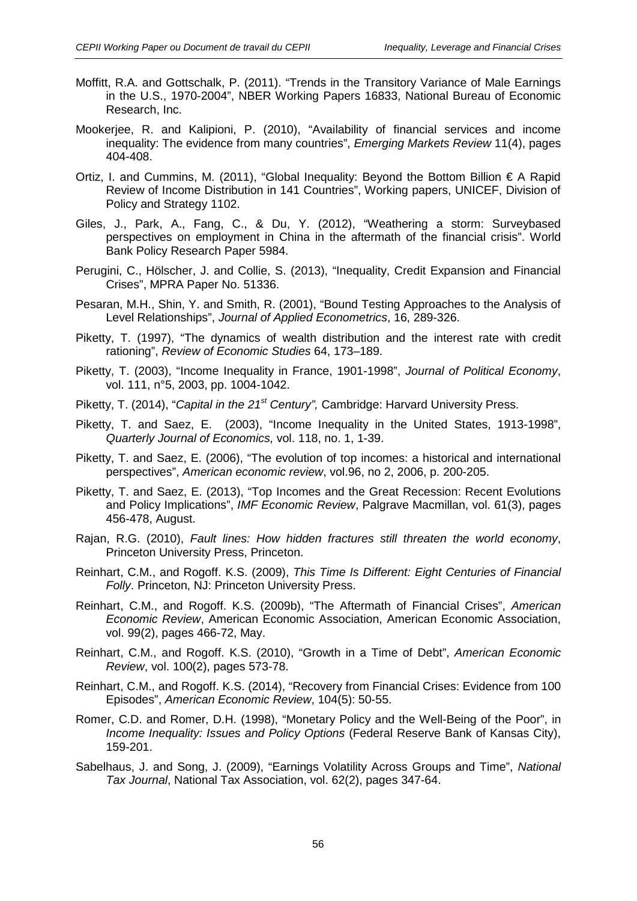Moffitt, R.A. and Gottschalk, P. (2011). "Trends in the Transitory Variance of Male Earnings in the U.S., 1970-2004", NBER Working Papers 16833, National Bureau of Economic Research, Inc.

Mookerjee, R. and Kalipioni, P. (2010), "Availability of financial services and income inequality: The evidence from many countries", *Emerging Markets Review* 11(4), pages 404-408.

Ortiz, I. and Cummins, M. (2011), "Global Inequality: Beyond the Bottom Billion € A Rapid Review of Income Distribution in 141 Countries", Working papers, UNICEF, Division of Policy and Strategy 1102.

Giles, J., Park, A., Fang, C., & Du, Y. (2012), "Weathering a storm: Surveybased perspectives on employment in China in the aftermath of the financial crisis". World Bank Policy Research Paper 5984.

Perugini, C., Hölscher, J. and Collie, S. (2013), "Inequality, Credit Expansion and Financial Crises", MPRA Paper No. 51336.

Pesaran, M.H., Shin, Y. and Smith, R. (2001), "Bound Testing Approaches to the Analysis of Level Relationships", *Journal of Applied Econometrics*, 16, 289-326.

Piketty, T. (1997), "The dynamics of wealth distribution and the interest rate with credit rationing", *Review of Economic Studies* 64, 173–189.

Piketty, T. (2003), "Income Inequality in France, 1901-1998", *Journal of Political Economy*, vol. 111, n°5, 2003, pp. 1004-1042.

Piketty, T. (2014), "*Capital in the 21st Century",* Cambridge: Harvard University Press.

Piketty, T. and Saez, E. (2003), "Income Inequality in the United States, 1913-1998", *Quarterly Journal of Economics,* vol. 118, no. 1, 1-39.

Piketty, T. and Saez, E. (2006), "The evolution of top incomes: a historical and international perspectives", *American economic review*, vol.96, no 2, 2006, p. 200-205.

Piketty, T. and Saez, E. (2013), "Top Incomes and the Great Recession: Recent Evolutions and Policy Implications", *IMF Economic Review*, Palgrave Macmillan, vol. 61(3), pages 456-478, August.

Rajan, R.G. (2010), *Fault lines: How hidden fractures still threaten the world economy*, Princeton University Press, Princeton.

Reinhart, C.M., and Rogoff. K.S. (2009), *This Time Is Different: Eight Centuries of Financial Folly*. Princeton, NJ: Princeton University Press.

Reinhart, C.M., and Rogoff. K.S. (2009b), "The Aftermath of Financial Crises", *American Economic Review*, American Economic Association, American Economic Association, vol. 99(2), pages 466-72, May.

Reinhart, C.M., and Rogoff. K.S. (2010), "Growth in a Time of Debt", *American Economic Review*, vol. 100(2), pages 573-78.

Reinhart, C.M., and Rogoff. K.S. (2014), "Recovery from Financial Crises: Evidence from 100 Episodes", *American Economic Review*, 104(5): 50-55.

Romer, C.D. and Romer, D.H. (1998), "Monetary Policy and the Well-Being of the Poor", in *Income Inequality: Issues and Policy Options* (Federal Reserve Bank of Kansas City), 159-201.

Sabelhaus, J. and Song, J. (2009), "Earnings Volatility Across Groups and Time", *National Tax Journal*, National Tax Association, vol. 62(2), pages 347-64.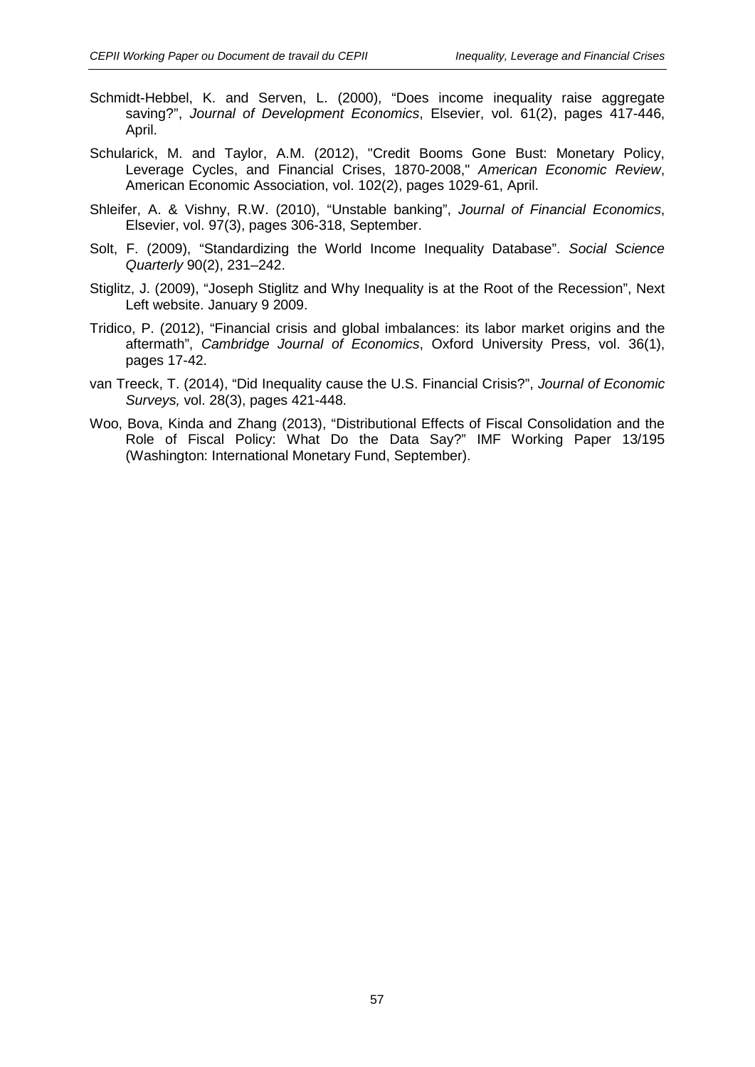Schmidt-Hebbel, K. and Serven, L. (2000), “Does income inequality raise aggregate saving?”, *Journal of Development Economics*, Elsevier, vol. 61(2), pages 417-446, April.

Schularick, M. and Taylor, A.M. (2012), "Credit Booms Gone Bust: Monetary Policy, Leverage Cycles, and Financial Crises, 1870-2008," *American Economic Review*, American Economic Association, vol. 102(2), pages 1029-61, April.

Shleifer, A. & Vishny, R.W. (2010), “Unstable banking”, *Journal of Financial Economics*, Elsevier, vol. 97(3), pages 306-318, September.

Solt, F. (2009), “Standardizing the World Income Inequality Database”. *Social Science Quarterly* 90(2), 231–242.

Stiglitz, J. (2009), “Joseph Stiglitz and Why Inequality is at the Root of the Recession”, Next Left website. January 9 2009.

Tridico, P. (2012), “Financial crisis and global imbalances: its labor market origins and the aftermath”, *Cambridge Journal of Economics*, Oxford University Press, vol. 36(1), pages 17-42.

van Treeck, T. (2014), “Did Inequality cause the U.S. Financial Crisis?”, *Journal of Economic Surveys,* vol. 28(3), pages 421-448.

Woo, Bova, Kinda and Zhang (2013), “Distributional Effects of Fiscal Consolidation and the Role of Fiscal Policy: What Do the Data Say?” IMF Working Paper 13/195 (Washington: International Monetary Fund, September).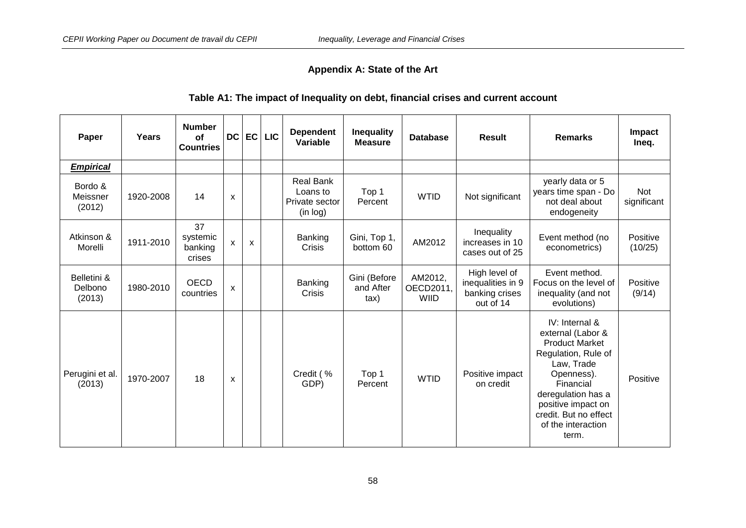## Appendix A: State of the Art

### Table A1: The impact of Inequality on debt, financial crises and current account

| Paper | Years | Number of Countries | DC | EC | LIC | Dependent Variable | Inequality Measure | Database | Result | Remarks | Impact Ineq. |
|---|---|---|---|---|---|---|---|---|---|---|---|
| ***Empirical*** | | | | | | | | | | | |
| Bordo & Meissner (2012) | 1920-2008 | 14 | x | | | Real Bank Loans to Private sector (in log) | Top 1 Percent | WTID | Not significant | yearly data or 5 years time span - Do not deal about endogeneity | Not significant |
| Atkinson & Morelli | 1911-2010 | 37 systemic banking crises | x | x | | Banking Crisis | Gini, Top 1, bottom 60 | AM2012 | Inequality increases in 10 cases out of 25 | Event method (no econometrics) | Positive (10/25) |
| Belletini & Delbono (2013) | 1980-2010 | OECD countries | x | | | Banking Crisis | Gini (Before and After tax) | AM2012, OECD2011, WIID | High level of inequalities in 9 banking crises out of 14 | Event method. Focus on the level of inequality (and not evolutions) | Positive (9/14) |
| Perugini et al. (2013) | 1970-2007 | 18 | x | | | Credit ( % GDP) | Top 1 Percent | WTID | Positive impact on credit | IV: Internal & external (Labor & Product Market Regulation, Rule of Law, Trade Openness). Financial deregulation has a positive impact on credit. But no effect of the interaction term. | Positive |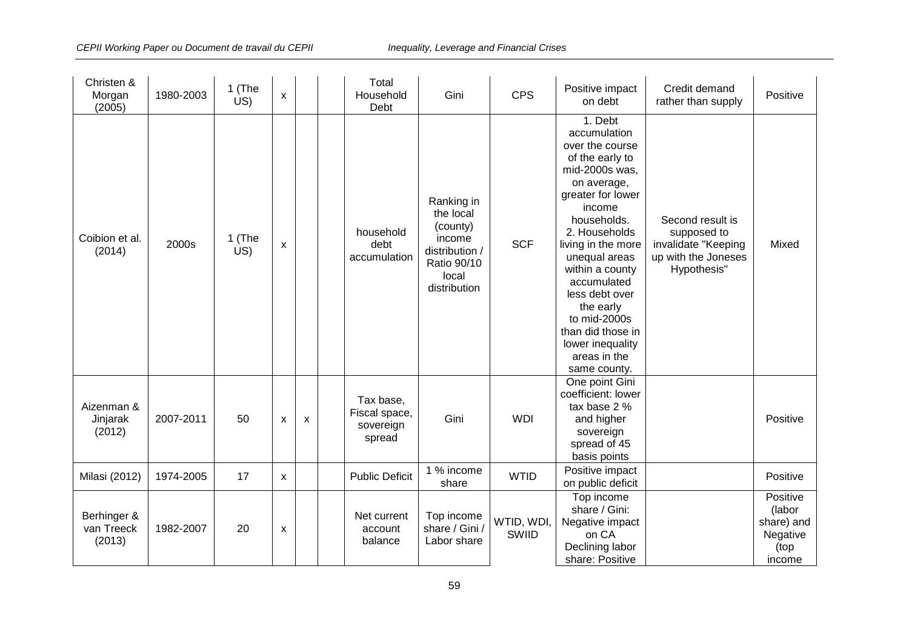| | | | | | | | | | | | |
|---|---|---|---|---|---|---|---|---|---|---|---|
| Christen & Morgan (2005) | 1980-2003 | 1 (The US) | x | | | Total Household Debt | Gini | CPS | Positive impact on debt | Credit demand rather than supply | Positive |
| Coibion et al. (2014) | 2000s | 1 (The US) | x | | | household debt accumulation | Ranking in the local (county) income distribution / Ratio 90/10 local distribution | SCF | 1. Debt accumulation over the course of the early to mid-2000s was, on average, greater for lower income households. 2. Households living in the more unequal areas within a county accumulated less debt over the early to mid-2000s than did those in lower inequality areas in the same county. | Second result is supposed to invalidate "Keeping up with the Joneses Hypothesis" | Mixed |
| Aizenman & Jinjarak (2012) | 2007-2011 | 50 | x | x | | Tax base, Fiscal space, sovereign spread | Gini | WDI | One point Gini coefficient: lower tax base 2 % and higher sovereign spread of 45 basis points | | Positive |
| Milasi (2012) | 1974-2005 | 17 | x | | | Public Deficit | 1 % income share | WTID | Positive impact on public deficit | | Positive |
| Berhinger & van Treeck (2013) | 1982-2007 | 20 | x | | | Net current account balance | Top income share / Gini / Labor share | WTID, WDI, SWIID | Top income share / Gini: Negative impact on CA Declining labor share: Positive | | Positive (labor share) and Negative (top income |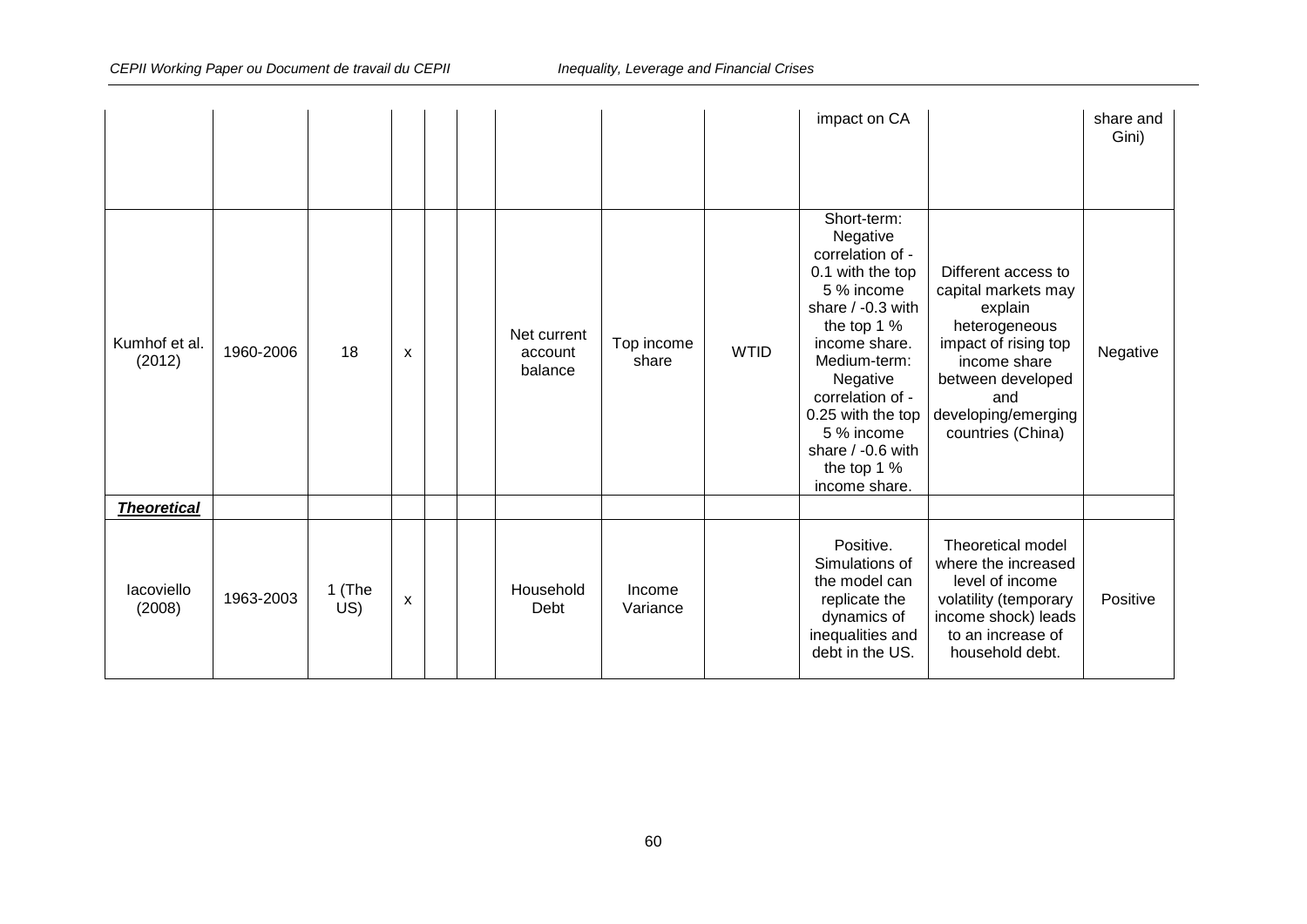| | | | | | | | | | impact on CA | | share and Gini) |
|---|---|---|---|---|---|---|---|---|---|---|---|
| Kumhof et al. (2012) | 1960-2006 | 18 | x | | | Net current account balance | Top income share | WTID | Short-term: Negative correlation of -0.1 with the top 5 % income share / -0.3 with the top 1 % income share. Medium-term: Negative correlation of -0.25 with the top 5 % income share / -0.6 with the top 1 % income share. | Different access to capital markets may explain heterogeneous impact of rising top income share between developed and developing/emerging countries (China) | Negative |
| ***Theoretical*** | | | | | | | | | | | |
| Iacoviello (2008) | 1963-2003 | 1 (The US) | x | | | Household Debt | Income Variance | | Positive. Simulations of the model can replicate the dynamics of inequalities and debt in the US. | Theoretical model where the increased level of income volatility (temporary income shock) leads to an increase of household debt. | Positive |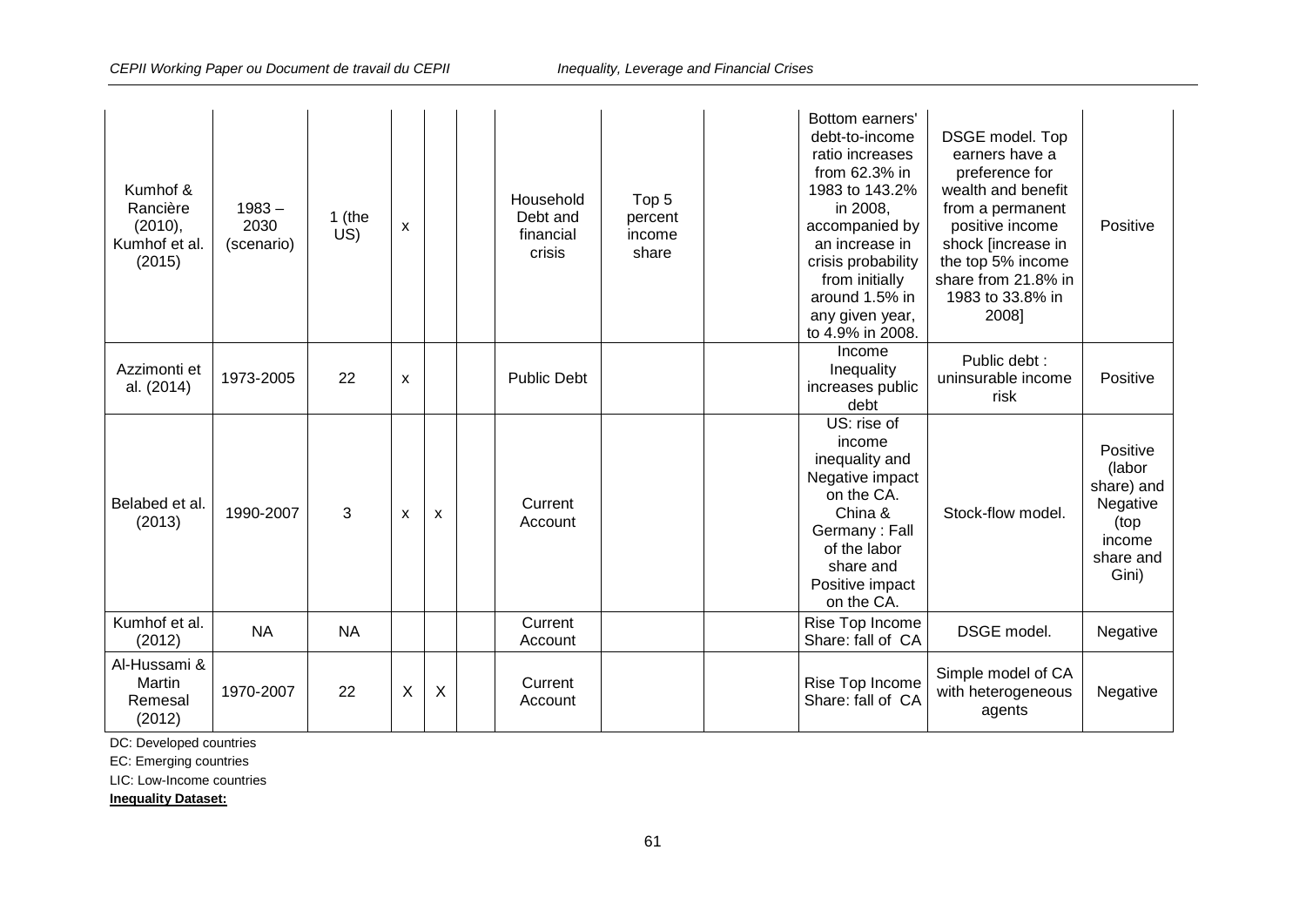| | | | | | | | | | | | |
|---|---|---|---|---|---|---|---|---|---|---|---|
| Kumhof & Rancière (2010), Kumhof et al. (2015) | 1983 – 2030 (scenario) | 1 (the US) | x | | | Household Debt and financial crisis | Top 5 percent income share | | Bottom earners' debt-to-income ratio increases from 62.3% in 1983 to 143.2% in 2008, accompanied by an increase in crisis probability from initially around 1.5% in any given year, to 4.9% in 2008. | DSGE model. Top earners have a preference for wealth and benefit from a permanent positive income shock [increase in the top 5% income share from 21.8% in 1983 to 33.8% in 2008] | Positive |
| Azzimonti et al. (2014) | 1973-2005 | 22 | x | | | Public Debt | | | Income Inequality increases public debt | Public debt : uninsurable income risk | Positive |
| Belabed et al. (2013) | 1990-2007 | 3 | x | x | | Current Account | | | US: rise of income inequality and Negative impact on the CA. China & Germany : Fall of the labor share and Positive impact on the CA. | Stock-flow model. | Positive (labor share) and Negative (top income share and Gini) |
| Kumhof et al. (2012) | NA | NA | | | | Current Account | | | Rise Top Income Share: fall of CA | DSGE model. | Negative |
| Al-Hussami & Martin Remesal (2012) | 1970-2007 | 22 | X | X | | Current Account | | | Rise Top Income Share: fall of CA | Simple model of CA with heterogeneous agents | Negative |

DC: Developed countries

EC: Emerging countries

LIC: Low-Income countries

**Inequality Dataset:**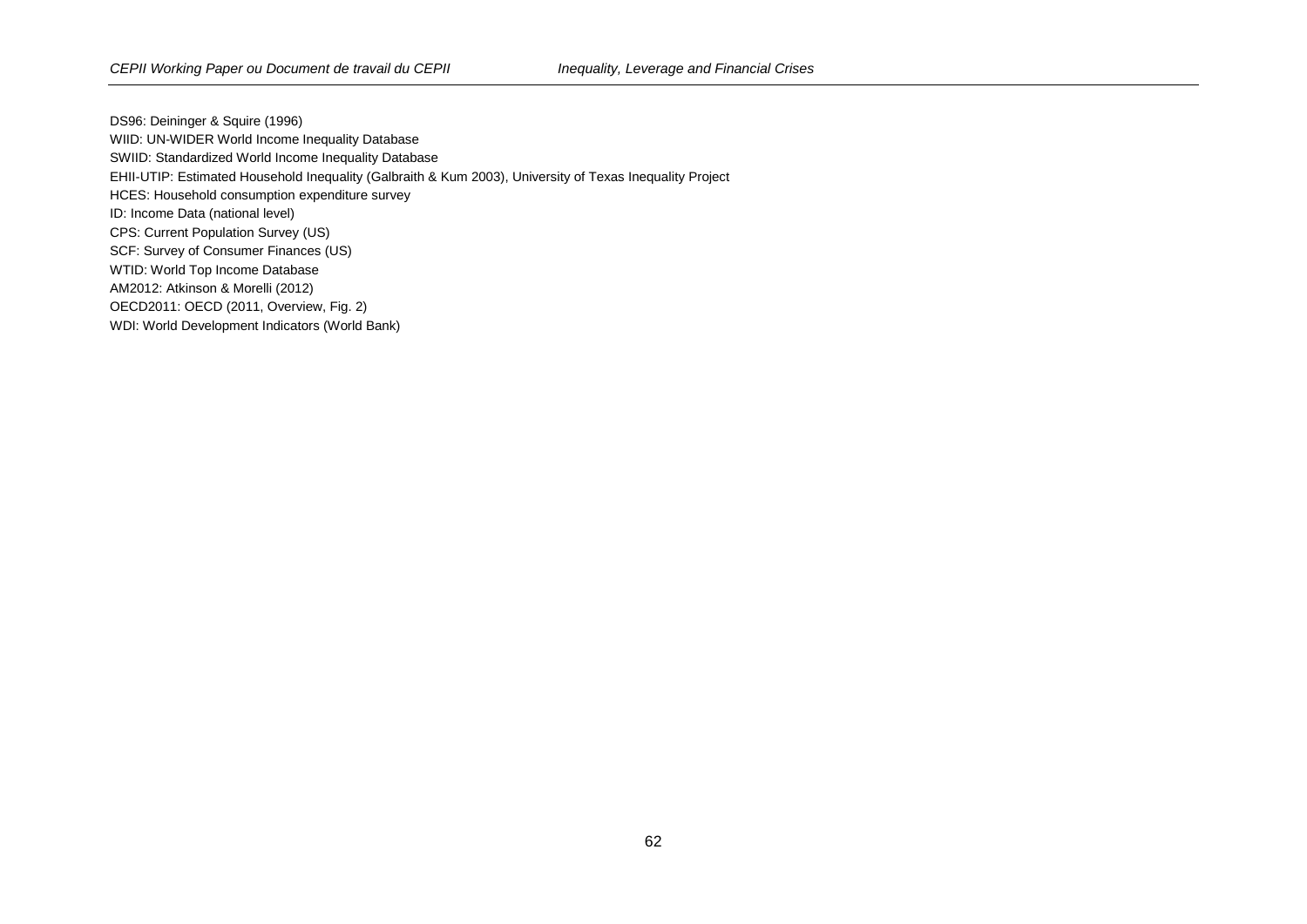DS96: Deininger & Squire (1996)

WIID: UN-WIDER World Income Inequality Database

SWIID: Standardized World Income Inequality Database

EHII-UTIP: Estimated Household Inequality (Galbraith & Kum 2003), University of Texas Inequality Project

HCES: Household consumption expenditure survey

ID: Income Data (national level)

CPS: Current Population Survey (US)

SCF: Survey of Consumer Finances (US)

WTID: World Top Income Database

AM2012: Atkinson & Morelli (2012)

OECD2011: OECD (2011, Overview, Fig. 2)

WDI: World Development Indicators (World Bank)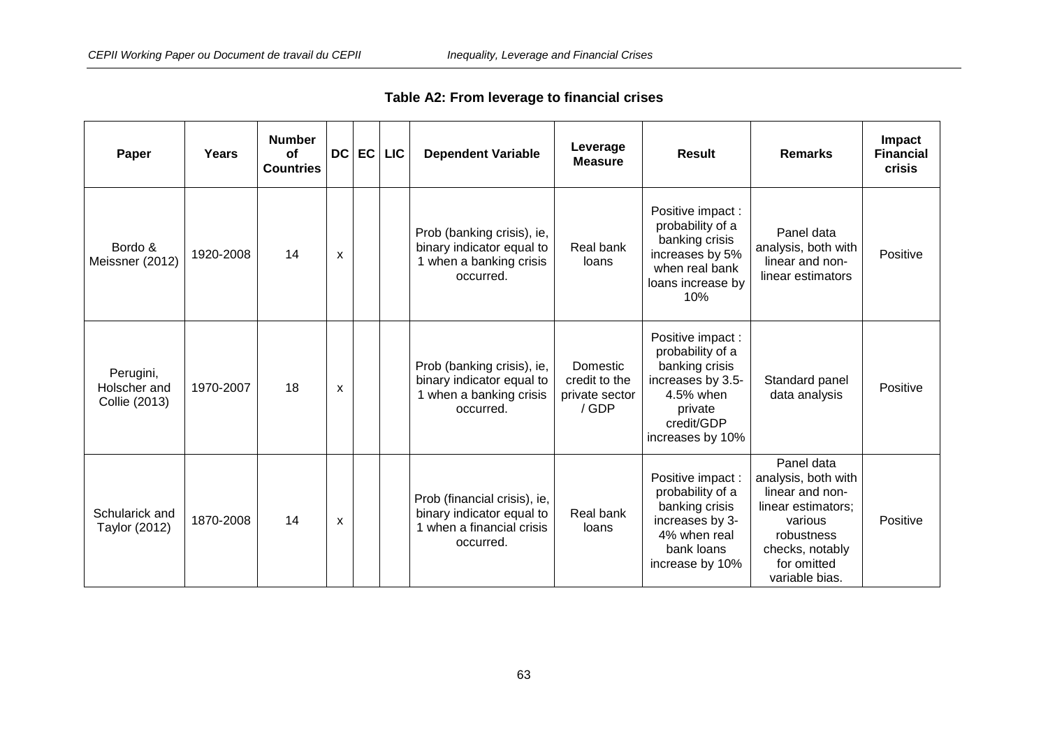**Table A2: From leverage to financial crises**

| Paper | Years | Number of Countries | DC | EC | LIC | Dependent Variable | Leverage Measure | Result | Remarks | Impact Financial crisis |
|---|---|---|---|---|---|---|---|---|---|---|
| Bordo & Meissner (2012) | 1920-2008 | 14 | x | | | Prob (banking crisis), ie, binary indicator equal to 1 when a banking crisis occurred. | Real bank loans | Positive impact : probability of a banking crisis increases by 5% when real bank loans increase by 10% | Panel data analysis, both with linear and non-linear estimators | Positive |
| Perugini, Holscher and Collie (2013) | 1970-2007 | 18 | x | | | Prob (banking crisis), ie, binary indicator equal to 1 when a banking crisis occurred. | Domestic credit to the private sector / GDP | Positive impact : probability of a banking crisis increases by 3.5-4.5% when private credit/GDP increases by 10% | Standard panel data analysis | Positive |
| Schularick and Taylor (2012) | 1870-2008 | 14 | x | | | Prob (financial crisis), ie, binary indicator equal to 1 when a financial crisis occurred. | Real bank loans | Positive impact : probability of a banking crisis increases by 3-4% when real bank loans increase by 10% | Panel data analysis, both with linear and non-linear estimators; various robustness checks, notably for omitted variable bias. | Positive |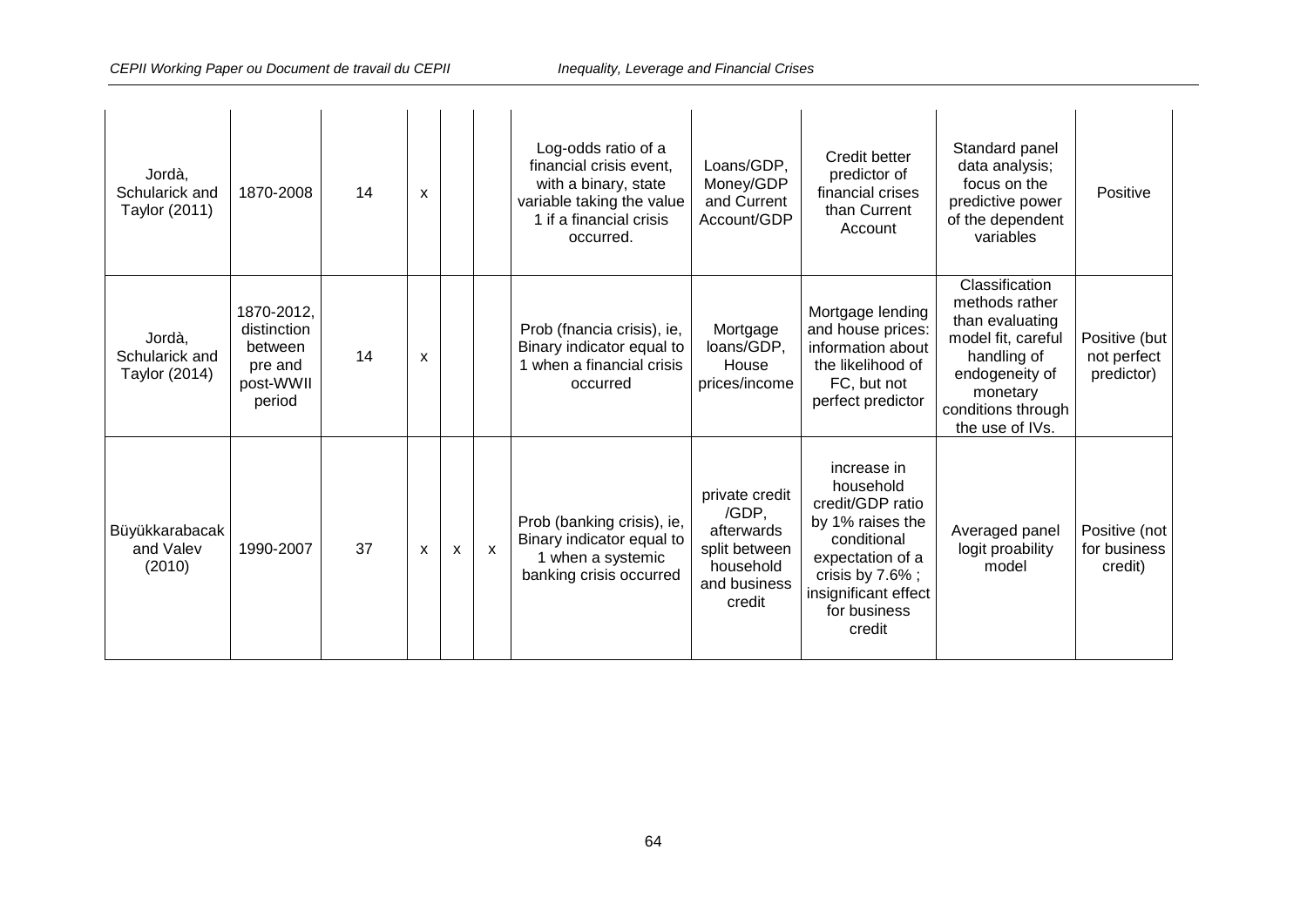| | | | | | | | | | | |
|---|---|---|---|---|---|---|---|---|---|---|
| Jordà, Schularick and Taylor (2011) | 1870-2008 | 14 | x | | | Log-odds ratio of a financial crisis event, with a binary, state variable taking the value 1 if a financial crisis occurred. | Loans/GDP, Money/GDP and Current Account/GDP | Credit better predictor of financial crises than Current Account | Standard panel data analysis; focus on the predictive power of the dependent variables | Positive |
| Jordà, Schularick and Taylor (2014) | 1870-2012, distinction between pre and post-WWII period | 14 | x | | | Prob (fnancia crisis), ie, Binary indicator equal to 1 when a financial crisis occurred | Mortgage loans/GDP, House prices/income | Mortgage lending and house prices: information about the likelihood of FC, but not perfect predictor | Classification methods rather than evaluating model fit, careful handling of endogeneity of monetary conditions through the use of IVs. | Positive (but not perfect predictor) |
| Büyükkarabacak and Valev (2010) | 1990-2007 | 37 | x | x | x | Prob (banking crisis), ie, Binary indicator equal to 1 when a systemic banking crisis occurred | private credit /GDP, afterwards split between household and business credit | increase in household credit/GDP ratio by 1% raises the conditional expectation of a crisis by 7.6% ; insignificant effect for business credit | Averaged panel logit proability model | Positive (not for business credit) |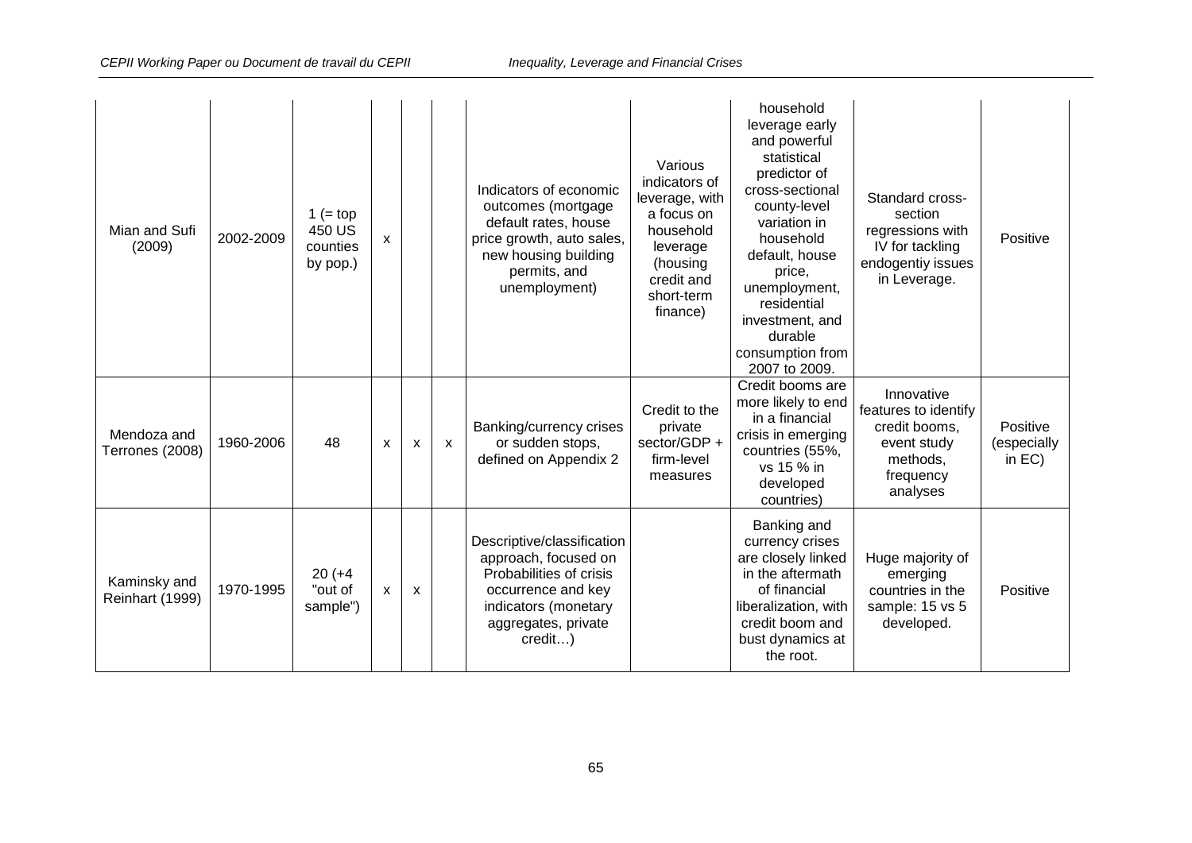| | | | | | | | | | | |
|---|---|---|---|---|---|---|---|---|---|---|
| Mian and Sufi (2009) | 2002-2009 | 1 (= top 450 US counties by pop.) | x | | | Indicators of economic outcomes (mortgage default rates, house price growth, auto sales, new housing building permits, and unemployment) | Various indicators of leverage, with a focus on household leverage (housing credit and short-term finance) | household leverage early and powerful statistical predictor of cross-sectional county-level variation in household default, house price, unemployment, residential investment, and durable consumption from 2007 to 2009. | Standard cross-section regressions with IV for tackling endogentiy issues in Leverage. | Positive |
| Mendoza and Terrones (2008) | 1960-2006 | 48 | x | x | x | Banking/currency crises or sudden stops, defined on Appendix 2 | Credit to the private sector/GDP + firm-level measures | Credit booms are more likely to end in a financial crisis in emerging countries (55%, vs 15 % in developed countries) | Innovative features to identify credit booms, event study methods, frequency analyses | Positive (especially in EC) |
| Kaminsky and Reinhart (1999) | 1970-1995 | 20 (+4 "out of sample") | x | x | | Descriptive/classification approach, focused on Probabilities of crisis occurrence and key indicators (monetary aggregates, private credit…) | | Banking and currency crises are closely linked in the aftermath of financial liberalization, with credit boom and bust dynamics at the root. | Huge majority of emerging countries in the sample: 15 vs 5 developed. | Positive |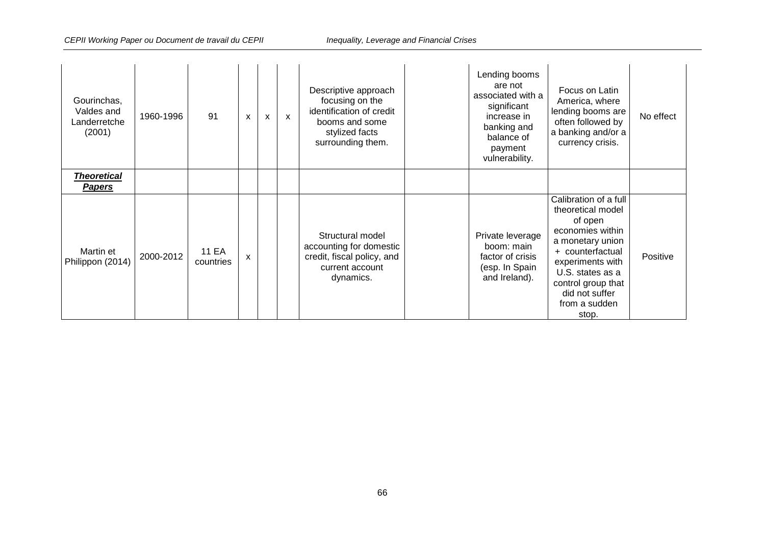| | | | | | | | | | | |
|---|---|---|---|---|---|---|---|---|---|---|
| Gourinchas, Valdes and Landerretche (2001) | 1960-1996 | 91 | x | x | x | Descriptive approach focusing on the identification of credit booms and some stylized facts surrounding them. | | Lending booms are not associated with a significant increase in banking and balance of payment vulnerability. | Focus on Latin America, where lending booms are often followed by a banking and/or a currency crisis. | No effect |
| ***Theoretical Papers*** | | | | | | | | | | |
| Martin et Philippon (2014) | 2000-2012 | 11 EA countries | x | | | Structural model accounting for domestic credit, fiscal policy, and current account dynamics. | | Private leverage boom: main factor of crisis (esp. In Spain and Ireland). | Calibration of a full theoretical model of open economies within a monetary union + counterfactual experiments with U.S. states as a control group that did not suffer from a sudden stop. | Positive |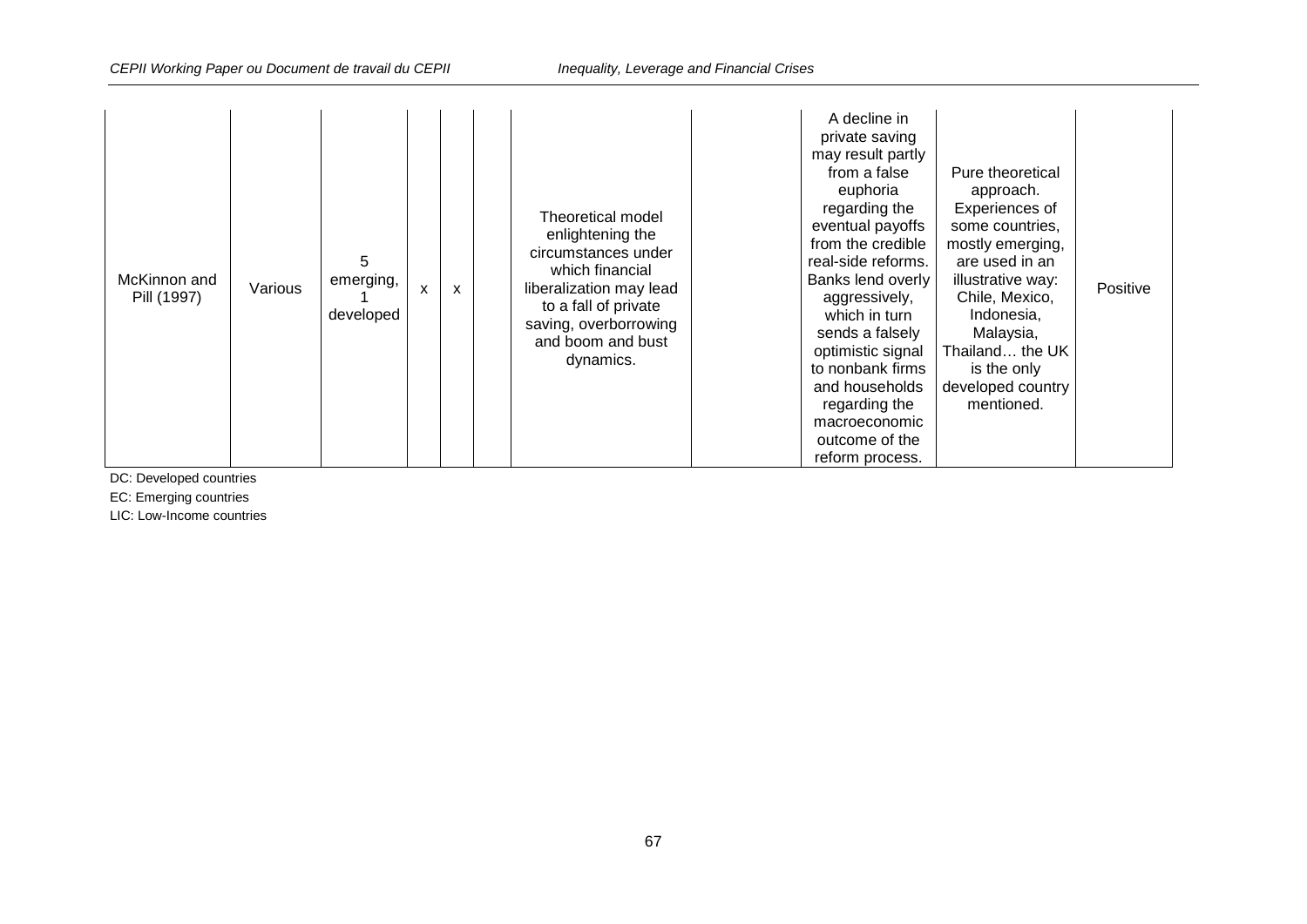| | | | | | | | | | | |
|---|---|---|---|---|---|---|---|---|---|---|
| McKinnon and Pill (1997) | Various | 5 emerging, 1 developed | x | x | | Theoretical model enlightening the circumstances under which financial liberalization may lead to a fall of private saving, overborrowing and boom and bust dynamics. | | A decline in private saving may result partly from a false euphoria regarding the eventual payoffs from the credible real-side reforms. Banks lend overly aggressively, which in turn sends a falsely optimistic signal to nonbank firms and households regarding the macroeconomic outcome of the reform process. | Pure theoretical approach. Experiences of some countries, mostly emerging, are used in an illustrative way: Chile, Mexico, Indonesia, Malaysia, Thailand… the UK is the only developed country mentioned. | Positive |

DC: Developed countries

EC: Emerging countries

LIC: Low-Income countries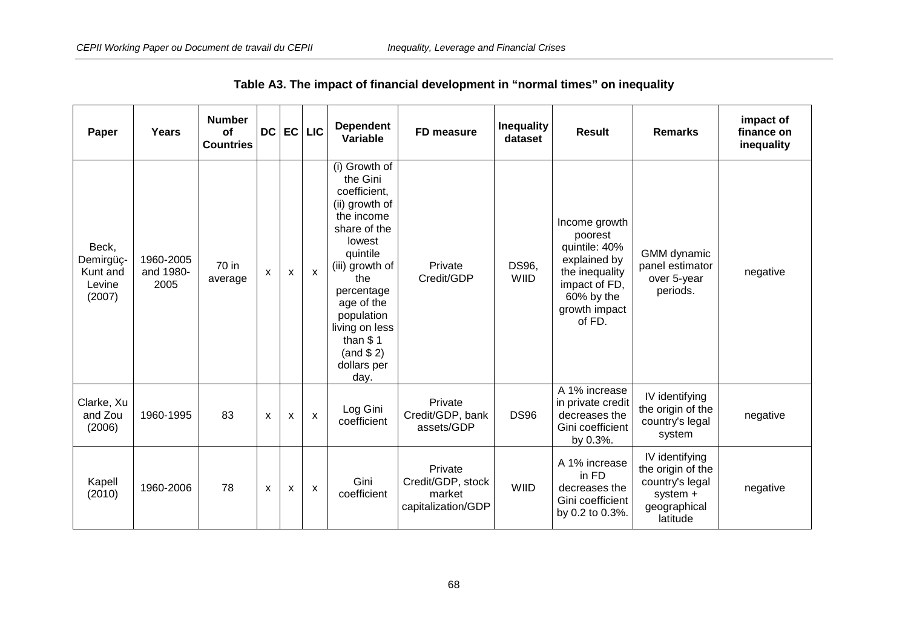**Table A3. The impact of financial development in "normal times" on inequality**

| Paper | Years | Number of Countries | DC | EC | LIC | Dependent Variable | FD measure | Inequality dataset | Result | Remarks | impact of finance on inequality |
|---|---|---|---|---|---|---|---|---|---|---|---|
| Beck, Demirgüç-Kunt and Levine (2007) | 1960-2005 and 1980-2005 | 70 in average | x | x | x | (i) Growth of the Gini coefficient, (ii) growth of the income share of the lowest quintile (iii) growth of the percentage age of the population living on less than $ 1 (and $ 2) dollars per day. | Private Credit/GDP | DS96, WIID | Income growth poorest quintile: 40% explained by the inequality impact of FD, 60% by the growth impact of FD. | GMM dynamic panel estimator over 5-year periods. | negative |
| Clarke, Xu and Zou (2006) | 1960-1995 | 83 | x | x | x | Log Gini coefficient | Private Credit/GDP, bank assets/GDP | DS96 | A 1% increase in private credit decreases the Gini coefficient by 0.3%. | IV identifying the origin of the country's legal system | negative |
| Kapell (2010) | 1960-2006 | 78 | x | x | x | Gini coefficient | Private Credit/GDP, stock market capitalization/GDP | WIID | A 1% increase in FD decreases the Gini coefficient by 0.2 to 0.3%. | IV identifying the origin of the country's legal system + geographical latitude | negative |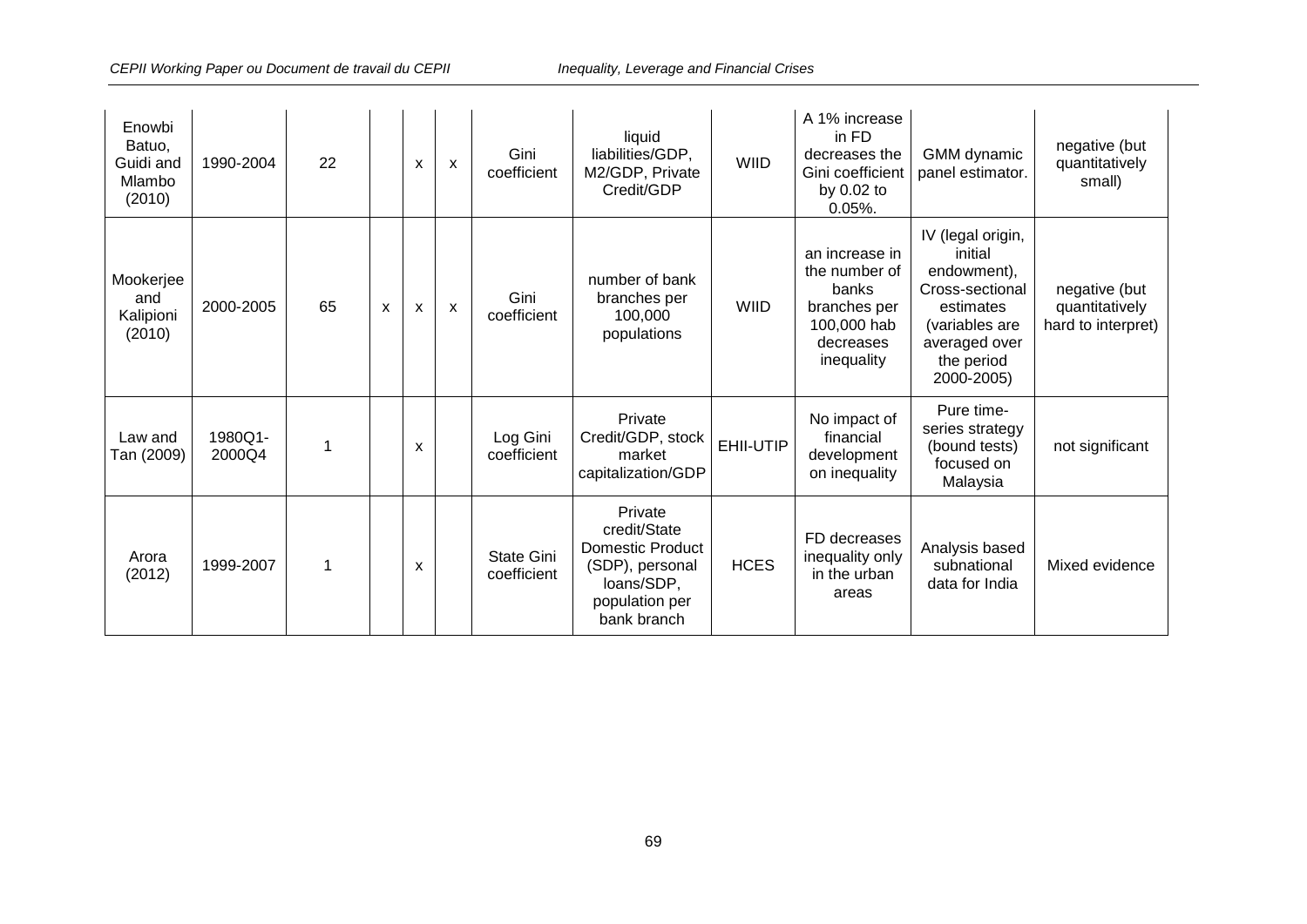| | | | | | | | | | | | |
|---|---|---|---|---|---|---|---|---|---|---|---|
| Enowbi Batuo, Guidi and Mlambo (2010) | 1990-2004 | 22 | | x | x | Gini coefficient | liquid liabilities/GDP, M2/GDP, Private Credit/GDP | WIID | A 1% increase in FD decreases the Gini coefficient by 0.02 to 0.05%. | GMM dynamic panel estimator. | negative (but quantitatively small) |
| Mookerjee and Kalipioni (2010) | 2000-2005 | 65 | x | x | x | Gini coefficient | number of bank branches per 100,000 populations | WIID | an increase in the number of banks branches per 100,000 hab decreases inequality | IV (legal origin, initial endowment), Cross-sectional estimates (variables are averaged over the period 2000-2005) | negative (but quantitatively hard to interpret) |
| Law and Tan (2009) | 1980Q1-2000Q4 | 1 | | x | | Log Gini coefficient | Private Credit/GDP, stock market capitalization/GDP | EHII-UTIP | No impact of financial development on inequality | Pure time-series strategy (bound tests) focused on Malaysia | not significant |
| Arora (2012) | 1999-2007 | 1 | | x | | State Gini coefficient | Private credit/State Domestic Product (SDP), personal loans/SDP, population per bank branch | HCES | FD decreases inequality only in the urban areas | Analysis based subnational data for India | Mixed evidence |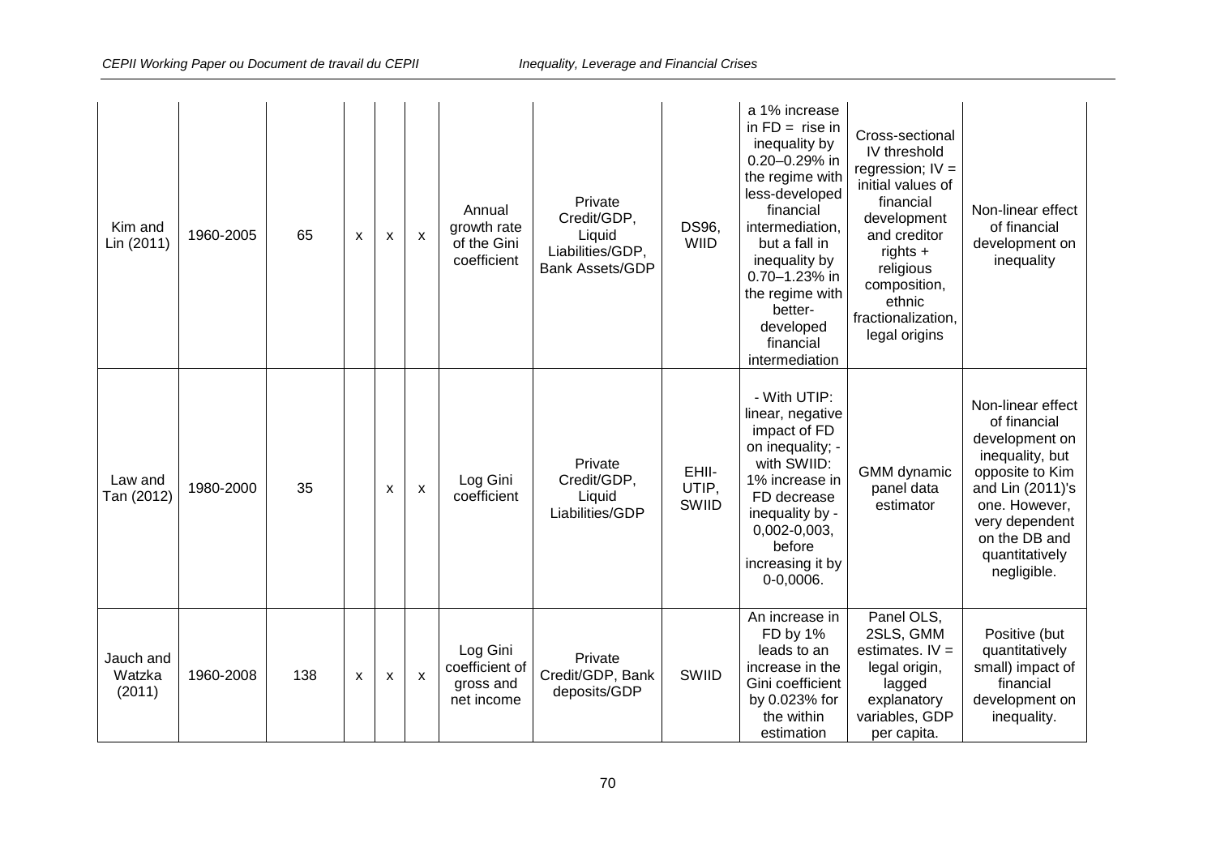| | | | | | | | | | | | |
|---|---|---|---|---|---|---|---|---|---|---|---|
| Kim and Lin (2011) | 1960-2005 | 65 | x | x | x | Annual growth rate of the Gini coefficient | Private Credit/GDP, Liquid Liabilities/GDP, Bank Assets/GDP | DS96, WIID | a 1% increase in FD = rise in inequality by 0.20–0.29% in the regime with less-developed financial intermediation, but a fall in inequality by 0.70–1.23% in the regime with better-developed financial intermediation | Cross-sectional IV threshold regression; IV = initial values of financial development and creditor rights + religious composition, ethnic fractionalization, legal origins | Non-linear effect of financial development on inequality |
| Law and Tan (2012) | 1980-2000 | 35 | | x | x | Log Gini coefficient | Private Credit/GDP, Liquid Liabilities/GDP | EHII-UTIP, SWIID | - With UTIP: linear, negative impact of FD on inequality; - with SWIID: 1% increase in FD decrease inequality by -0,002-0,003, before increasing it by 0-0,0006. | GMM dynamic panel data estimator | Non-linear effect of financial development on inequality, but opposite to Kim and Lin (2011)'s one. However, very dependent on the DB and quantitatively negligible. |
| Jauch and Watzka (2011) | 1960-2008 | 138 | x | x | x | Log Gini coefficient of gross and net income | Private Credit/GDP, Bank deposits/GDP | SWIID | An increase in FD by 1% leads to an increase in the Gini coefficient by 0.023% for the within estimation | Panel OLS, 2SLS, GMM estimates. IV = legal origin, lagged explanatory variables, GDP per capita. | Positive (but quantitatively small) impact of financial development on inequality. |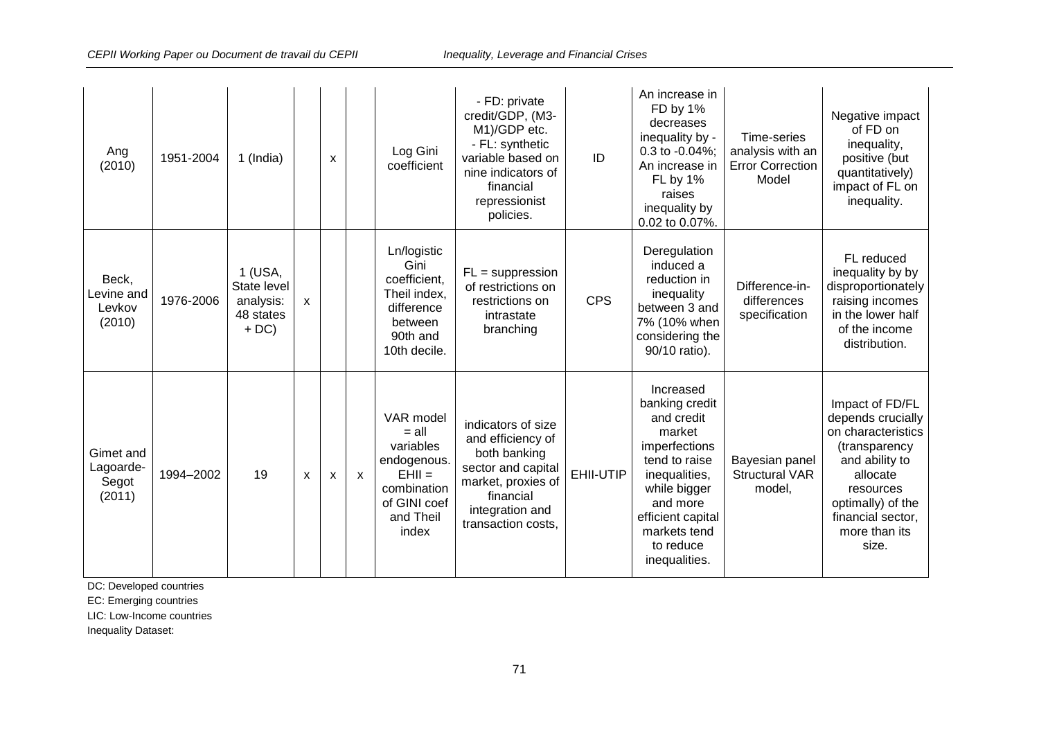| | | | | | | | | | | | |
|---|---|---|---|---|---|---|---|---|---|---|---|
| Ang (2010) | 1951-2004 | 1 (India) | | x | | Log Gini coefficient | - FD: private credit/GDP, (M3-M1)/GDP etc. - FL: synthetic variable based on nine indicators of financial repressionist policies. | ID | An increase in FD by 1% decreases inequality by -0.3 to -0.04%; An increase in FL by 1% raises inequality by 0.02 to 0.07%. | Time-series analysis with an Error Correction Model | Negative impact of FD on inequality, positive (but quantitatively) impact of FL on inequality. |
| Beck, Levine and Levkov (2010) | 1976-2006 | 1 (USA, State level analysis: 48 states + DC) | x | | | Ln/logistic Gini coefficient, Theil index, difference between 90th and 10th decile. | FL = suppression of restrictions on restrictions on intrastate branching | CPS | Deregulation induced a reduction in inequality between 3 and 7% (10% when considering the 90/10 ratio). | Difference-in-differences specification | FL reduced inequality by by disproportionately raising incomes in the lower half of the income distribution. |
| Gimet and Lagoarde-Segot (2011) | 1994–2002 | 19 | x | x | x | VAR model = all variables endogenous. EHII = combination of GINI coef and Theil index | indicators of size and efficiency of both banking sector and capital market, proxies of financial integration and transaction costs, | EHII-UTIP | Increased banking credit and credit market imperfections tend to raise inequalities, while bigger and more efficient capital markets tend to reduce inequalities. | Bayesian panel Structural VAR model, | Impact of FD/FL depends crucially on characteristics (transparency and ability to allocate resources optimally) of the financial sector, more than its size. |

DC: Developed countries

EC: Emerging countries

LIC: Low-Income countries

Inequality Dataset: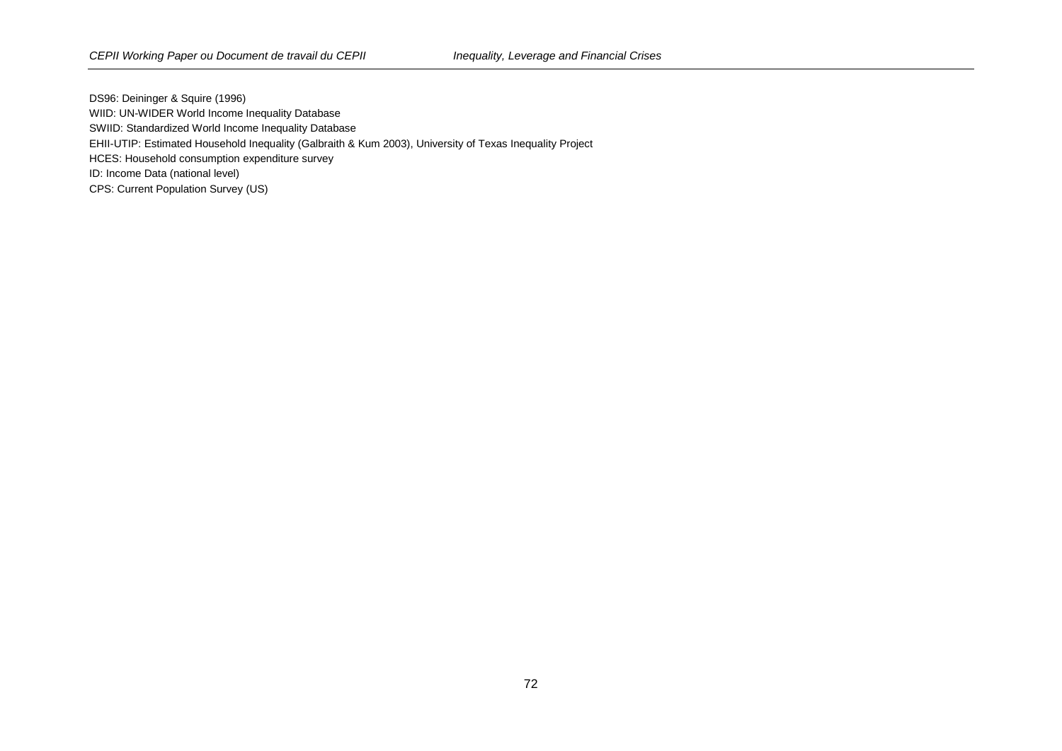DS96: Deininger & Squire (1996)

WIID: UN-WIDER World Income Inequality Database

SWIID: Standardized World Income Inequality Database

EHII-UTIP: Estimated Household Inequality (Galbraith & Kum 2003), University of Texas Inequality Project

HCES: Household consumption expenditure survey

ID: Income Data (national level)

CPS: Current Population Survey (US)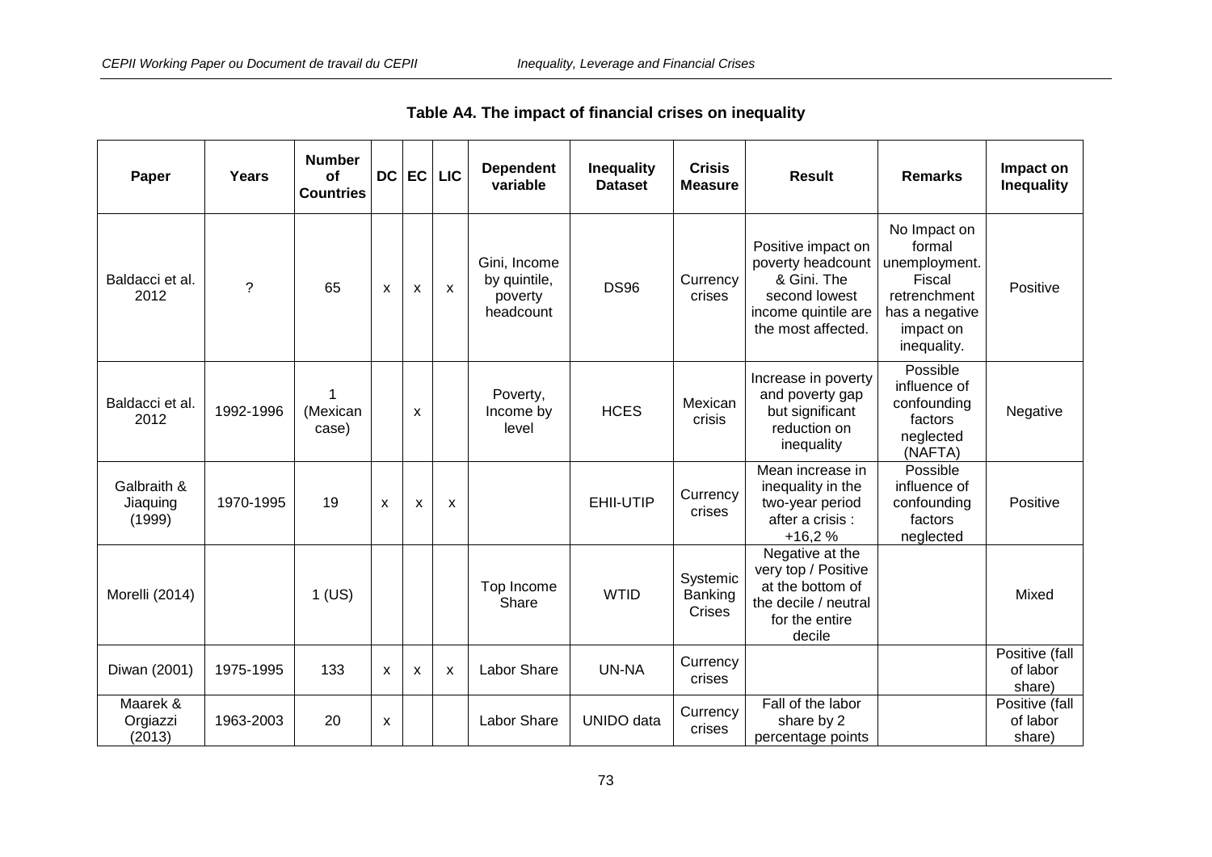**Table A4. The impact of financial crises on inequality**

| Paper | Years | Number of Countries | DC | EC | LIC | Dependent variable | Inequality Dataset | Crisis Measure | Result | Remarks | Impact on Inequality |
|---|---|---|---|---|---|---|---|---|---|---|---|
| Baldacci et al. 2012 | ? | 65 | x | x | x | Gini, Income by quintile, poverty headcount | DS96 | Currency crises | Positive impact on poverty headcount & Gini. The second lowest income quintile are the most affected. | No Impact on formal unemployment. Fiscal retrenchment has a negative impact on inequality. | Positive |
| Baldacci et al. 2012 | 1992-1996 | 1 (Mexican case) | | x | | Poverty, Income by level | HCES | Mexican crisis | Increase in poverty and poverty gap but significant reduction on inequality | Possible influence of confounding factors neglected (NAFTA) | Negative |
| Galbraith & Jiaquing (1999) | 1970-1995 | 19 | x | x | x | | EHII-UTIP | Currency crises | Mean increase in inequality in the two-year period after a crisis : +16,2 % | Possible influence of confounding factors neglected | Positive |
| Morelli (2014) | | 1 (US) | | | | Top Income Share | WTID | Systemic Banking Crises | Negative at the very top / Positive at the bottom of the decile / neutral for the entire decile | | Mixed |
| Diwan (2001) | 1975-1995 | 133 | x | x | x | Labor Share | UN-NA | Currency crises | | | Positive (fall of labor share) |
| Maarek & Orgiazzi (2013) | 1963-2003 | 20 | x | | | Labor Share | UNIDO data | Currency crises | Fall of the labor share by 2 percentage points | | Positive (fall of labor share) |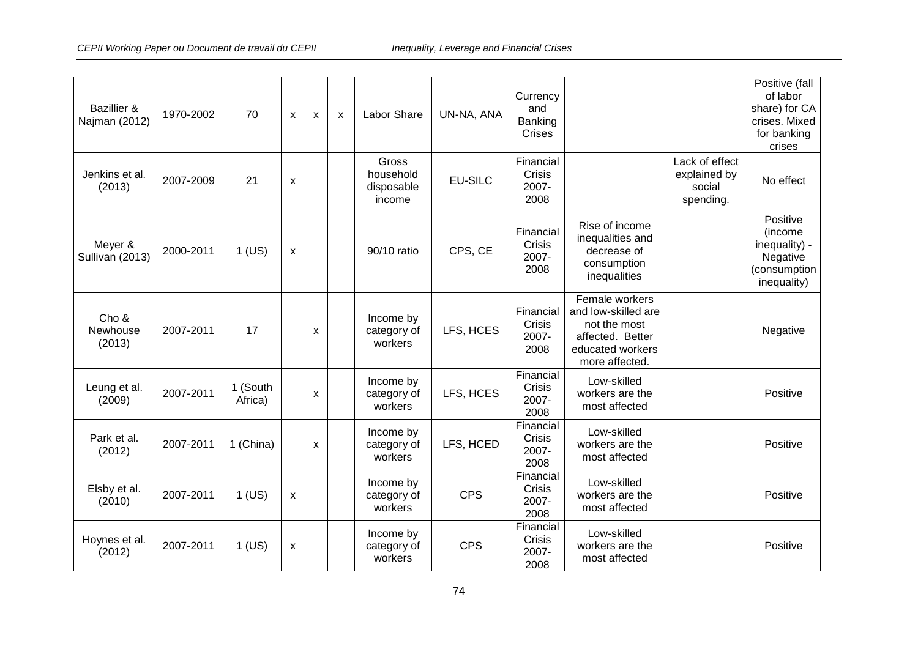| | | | | | | | | | | | |
|---|---|---|---|---|---|---|---|---|---|---|---|
| Bazillier & Najman (2012) | 1970-2002 | 70 | x | x | x | Labor Share | UN-NA, ANA | Currency and Banking Crises | | | Positive (fall of labor share) for CA crises. Mixed for banking crises |
| Jenkins et al. (2013) | 2007-2009 | 21 | x | | | Gross household disposable income | EU-SILC | Financial Crisis 2007-2008 | | Lack of effect explained by social spending. | No effect |
| Meyer & Sullivan (2013) | 2000-2011 | 1 (US) | x | | | 90/10 ratio | CPS, CE | Financial Crisis 2007-2008 | Rise of income inequalities and decrease of consumption inequalities | | Positive (income inequality) - Negative (consumption inequality) |
| Cho & Newhouse (2013) | 2007-2011 | 17 | | x | | Income by category of workers | LFS, HCES | Financial Crisis 2007-2008 | Female workers and low-skilled are not the most affected. Better educated workers more affected. | | Negative |
| Leung et al. (2009) | 2007-2011 | 1 (South Africa) | | x | | Income by category of workers | LFS, HCES | Financial Crisis 2007-2008 | Low-skilled workers are the most affected | | Positive |
| Park et al. (2012) | 2007-2011 | 1 (China) | | x | | Income by category of workers | LFS, HCED | Financial Crisis 2007-2008 | Low-skilled workers are the most affected | | Positive |
| Elsby et al. (2010) | 2007-2011 | 1 (US) | x | | | Income by category of workers | CPS | Financial Crisis 2007-2008 | Low-skilled workers are the most affected | | Positive |
| Hoynes et al. (2012) | 2007-2011 | 1 (US) | x | | | Income by category of workers | CPS | Financial Crisis 2007-2008 | Low-skilled workers are the most affected | | Positive |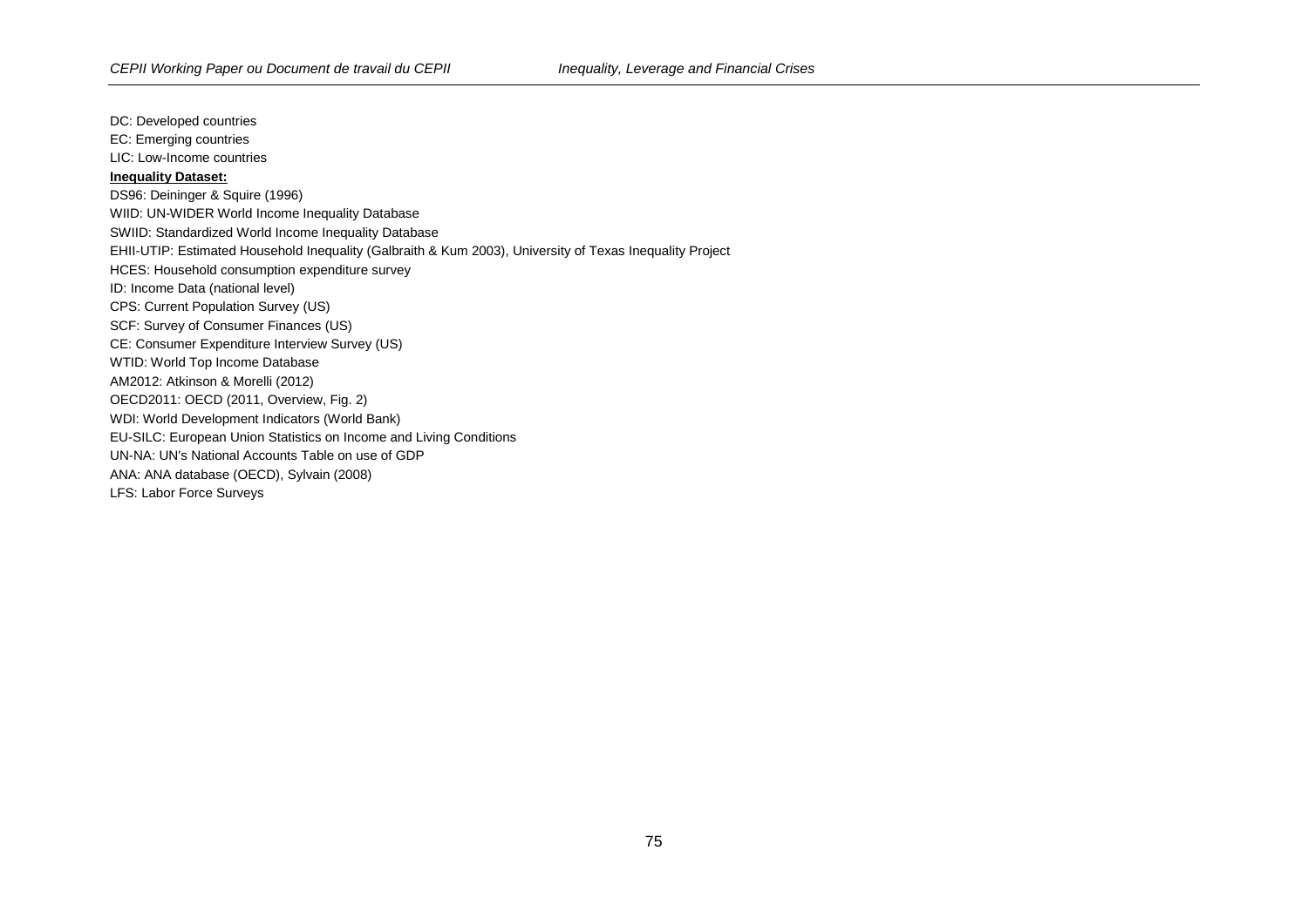DC: Developed countries

EC: Emerging countries

LIC: Low-Income countries

**Inequality Dataset:**

DS96: Deininger & Squire (1996)

WIID: UN-WIDER World Income Inequality Database

SWIID: Standardized World Income Inequality Database

EHII-UTIP: Estimated Household Inequality (Galbraith & Kum 2003), University of Texas Inequality Project

HCES: Household consumption expenditure survey

ID: Income Data (national level)

CPS: Current Population Survey (US)

SCF: Survey of Consumer Finances (US)

CE: Consumer Expenditure Interview Survey (US)

WTID: World Top Income Database

AM2012: Atkinson & Morelli (2012)

OECD2011: OECD (2011, Overview, Fig. 2)

WDI: World Development Indicators (World Bank)

EU-SILC: European Union Statistics on Income and Living Conditions

UN-NA: UN's National Accounts Table on use of GDP

ANA: ANA database (OECD), Sylvain (2008)

LFS: Labor Force Surveys